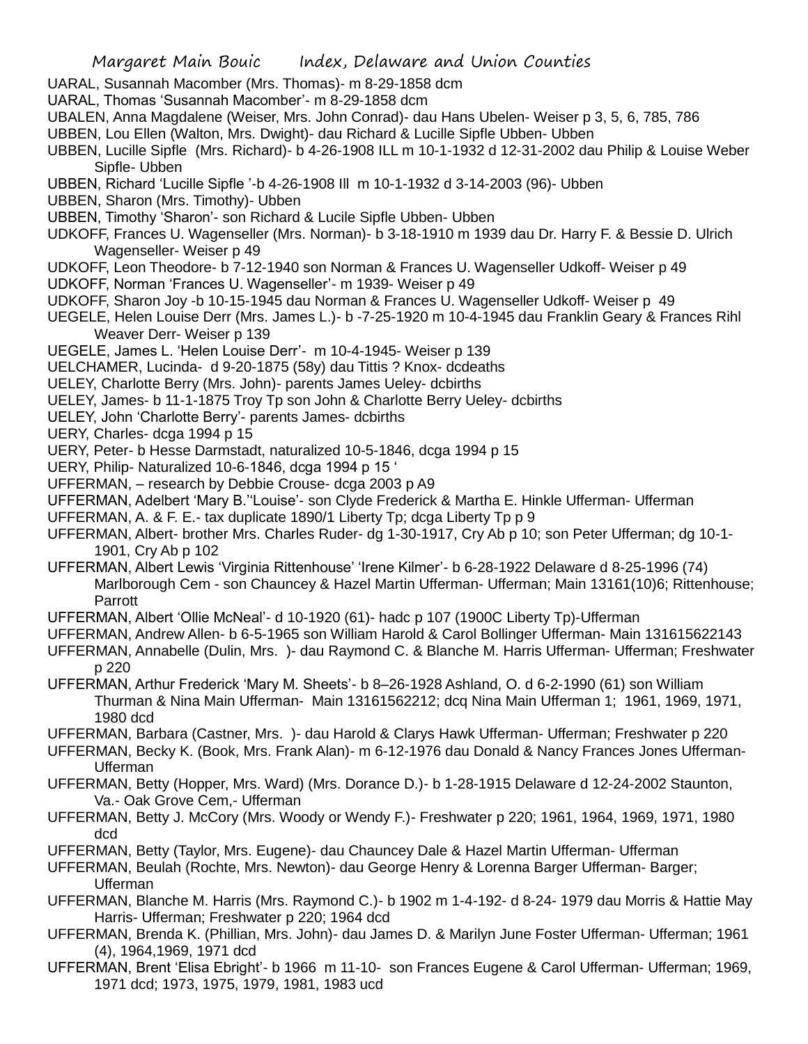UARAL, Susannah Macomber (Mrs. Thomas)- m 8-29-1858 dcm

UARAL, Thomas 'Susannah Macomber'- m 8-29-1858 dcm

UBALEN, Anna Magdalene (Weiser, Mrs. John Conrad)- dau Hans Ubelen- Weiser p 3, 5, 6, 785, 786

UBBEN, Lou Ellen (Walton, Mrs. Dwight)- dau Richard & Lucille Sipfle Ubben- Ubben

UBBEN, Lucille Sipfle (Mrs. Richard)- b 4-26-1908 ILL m 10-1-1932 d 12-31-2002 dau Philip & Louise Weber Sipfle- Ubben

UBBEN, Richard 'Lucille Sipfle '-b 4-26-1908 Ill m 10-1-1932 d 3-14-2003 (96)- Ubben

UBBEN, Sharon (Mrs. Timothy)- Ubben

UBBEN, Timothy 'Sharon'- son Richard & Lucile Sipfle Ubben- Ubben

UDKOFF, Frances U. Wagenseller (Mrs. Norman)- b 3-18-1910 m 1939 dau Dr. Harry F. & Bessie D. Ulrich Wagenseller- Weiser p 49

UDKOFF, Leon Theodore- b 7-12-1940 son Norman & Frances U. Wagenseller Udkoff- Weiser p 49

UDKOFF, Norman 'Frances U. Wagenseller'- m 1939- Weiser p 49

UDKOFF, Sharon Joy -b 10-15-1945 dau Norman & Frances U. Wagenseller Udkoff- Weiser p 49

UEGELE, Helen Louise Derr (Mrs. James L.)- b -7-25-1920 m 10-4-1945 dau Franklin Geary & Frances Rihl Weaver Derr- Weiser p 139

UEGELE, James L. 'Helen Louise Derr'- m 10-4-1945- Weiser p 139

UELCHAMER, Lucinda- d 9-20-1875 (58y) dau Tittis ? Knox- dcdeaths

UELEY, Charlotte Berry (Mrs. John)- parents James Ueley- dcbirths

UELEY, James- b 11-1-1875 Troy Tp son John & Charlotte Berry Ueley- dcbirths

UELEY, John 'Charlotte Berry'- parents James- dcbirths

UERY, Charles- dcga 1994 p 15

UERY, Peter- b Hesse Darmstadt, naturalized 10-5-1846, dcga 1994 p 15

UERY, Philip- Naturalized 10-6-1846, dcga 1994 p 15 '

UFFERMAN, – research by Debbie Crouse- dcga 2003 p A9

UFFERMAN, Adelbert 'Mary B.''Louise'- son Clyde Frederick & Martha E. Hinkle Ufferman- Ufferman

UFFERMAN, A. & F. E.- tax duplicate 1890/1 Liberty Tp; dcga Liberty Tp p 9

UFFERMAN, Albert- brother Mrs. Charles Ruder- dg 1-30-1917, Cry Ab p 10; son Peter Ufferman; dg 10-1-1901, Cry Ab p 102

UFFERMAN, Albert Lewis 'Virginia Rittenhouse' 'Irene Kilmer'- b 6-28-1922 Delaware d 8-25-1996 (74) Marlborough Cem - son Chauncey & Hazel Martin Ufferman- Ufferman; Main 13161(10)6; Rittenhouse; Parrott

UFFERMAN, Albert 'Ollie McNeal'- d 10-1920 (61)- hadc p 107 (1900C Liberty Tp)-Ufferman

UFFERMAN, Andrew Allen- b 6-5-1965 son William Harold & Carol Bollinger Ufferman- Main 131615622143

UFFERMAN, Annabelle (Dulin, Mrs. )- dau Raymond C. & Blanche M. Harris Ufferman- Ufferman; Freshwater p 220

UFFERMAN, Arthur Frederick 'Mary M. Sheets'- b 8–26-1928 Ashland, O. d 6-2-1990 (61) son William Thurman & Nina Main Ufferman- Main 13161562212; dcq Nina Main Ufferman 1; 1961, 1969, 1971, 1980 dcd

UFFERMAN, Barbara (Castner, Mrs. )- dau Harold & Clarys Hawk Ufferman- Ufferman; Freshwater p 220

UFFERMAN, Becky K. (Book, Mrs. Frank Alan)- m 6-12-1976 dau Donald & Nancy Frances Jones Ufferman- Ufferman

UFFERMAN, Betty (Hopper, Mrs. Ward) (Mrs. Dorance D.)- b 1-28-1915 Delaware d 12-24-2002 Staunton, Va.- Oak Grove Cem,- Ufferman

UFFERMAN, Betty J. McCory (Mrs. Woody or Wendy F.)- Freshwater p 220; 1961, 1964, 1969, 1971, 1980 dcd

UFFERMAN, Betty (Taylor, Mrs. Eugene)- dau Chauncey Dale & Hazel Martin Ufferman- Ufferman

UFFERMAN, Beulah (Rochte, Mrs. Newton)- dau George Henry & Lorenna Barger Ufferman- Barger; Ufferman

UFFERMAN, Blanche M. Harris (Mrs. Raymond C.)- b 1902 m 1-4-192- d 8-24- 1979 dau Morris & Hattie May Harris- Ufferman; Freshwater p 220; 1964 dcd

UFFERMAN, Brenda K. (Phillian, Mrs. John)- dau James D. & Marilyn June Foster Ufferman- Ufferman; 1961 (4), 1964,1969, 1971 dcd

UFFERMAN, Brent 'Elisa Ebright'- b 1966 m 11-10- son Frances Eugene & Carol Ufferman- Ufferman; 1969, 1971 dcd; 1973, 1975, 1979, 1981, 1983 ucd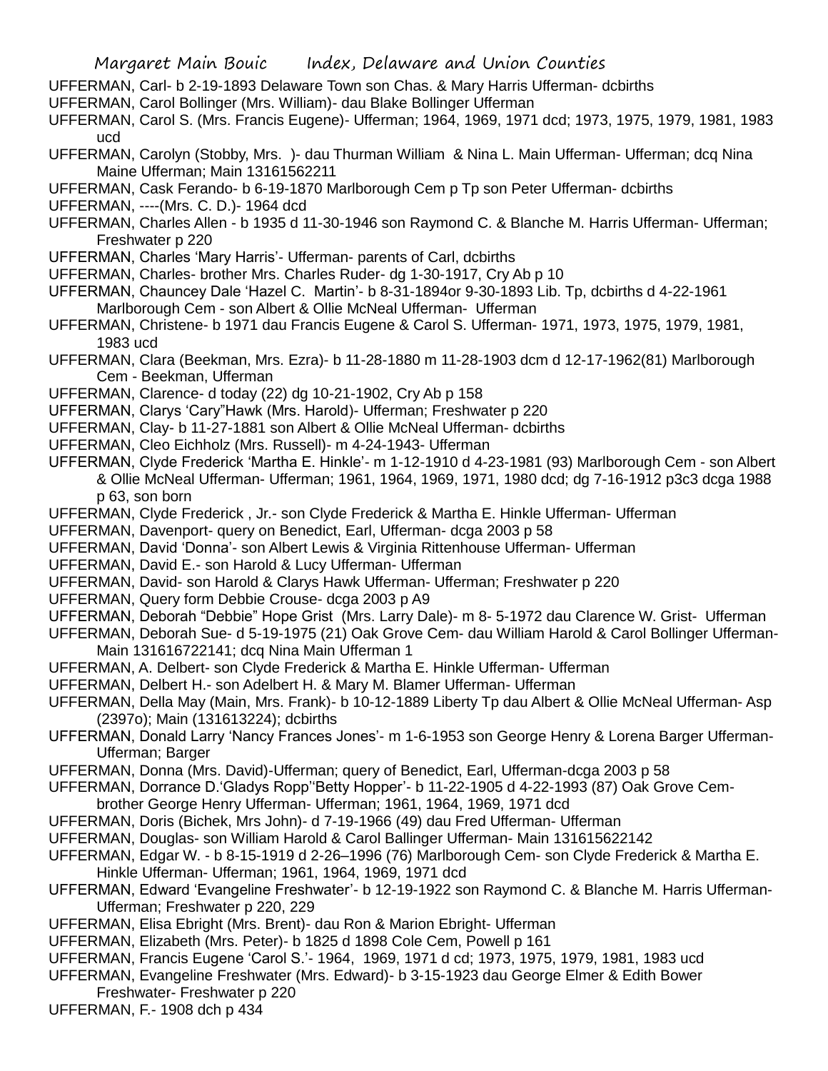UFFERMAN, Carl- b 2-19-1893 Delaware Town son Chas. & Mary Harris Ufferman- dcbirths

UFFERMAN, Carol Bollinger (Mrs. William)- dau Blake Bollinger Ufferman

UFFERMAN, Carol S. (Mrs. Francis Eugene)- Ufferman; 1964, 1969, 1971 dcd; 1973, 1975, 1979, 1981, 1983 ucd

UFFERMAN, Carolyn (Stobby, Mrs. )- dau Thurman William & Nina L. Main Ufferman- Ufferman; dcq Nina Maine Ufferman; Main 13161562211

UFFERMAN, Cask Ferando- b 6-19-1870 Marlborough Cem p Tp son Peter Ufferman- dcbirths

UFFERMAN, ----(Mrs. C. D.)- 1964 dcd

UFFERMAN, Charles Allen - b 1935 d 11-30-1946 son Raymond C. & Blanche M. Harris Ufferman- Ufferman; Freshwater p 220

UFFERMAN, Charles 'Mary Harris'- Ufferman- parents of Carl, dcbirths

UFFERMAN, Charles- brother Mrs. Charles Ruder- dg 1-30-1917, Cry Ab p 10

UFFERMAN, Chauncey Dale 'Hazel C. Martin'- b 8-31-1894or 9-30-1893 Lib. Tp, dcbirths d 4-22-1961 Marlborough Cem - son Albert & Ollie McNeal Ufferman- Ufferman

UFFERMAN, Christene- b 1971 dau Francis Eugene & Carol S. Ufferman- 1971, 1973, 1975, 1979, 1981, 1983 ucd

UFFERMAN, Clara (Beekman, Mrs. Ezra)- b 11-28-1880 m 11-28-1903 dcm d 12-17-1962(81) Marlborough Cem - Beekman, Ufferman

UFFERMAN, Clarence- d today (22) dg 10-21-1902, Cry Ab p 158

UFFERMAN, Clarys 'Cary"Hawk (Mrs. Harold)- Ufferman; Freshwater p 220

UFFERMAN, Clay- b 11-27-1881 son Albert & Ollie McNeal Ufferman- dcbirths

UFFERMAN, Cleo Eichholz (Mrs. Russell)- m 4-24-1943- Ufferman

UFFERMAN, Clyde Frederick 'Martha E. Hinkle'- m 1-12-1910 d 4-23-1981 (93) Marlborough Cem - son Albert & Ollie McNeal Ufferman- Ufferman; 1961, 1964, 1969, 1971, 1980 dcd; dg 7-16-1912 p3c3 dcga 1988 p 63, son born

UFFERMAN, Clyde Frederick , Jr.- son Clyde Frederick & Martha E. Hinkle Ufferman- Ufferman

UFFERMAN, Davenport- query on Benedict, Earl, Ufferman- dcga 2003 p 58

UFFERMAN, David 'Donna'- son Albert Lewis & Virginia Rittenhouse Ufferman- Ufferman

UFFERMAN, David E.- son Harold & Lucy Ufferman- Ufferman

UFFERMAN, David- son Harold & Clarys Hawk Ufferman- Ufferman; Freshwater p 220

UFFERMAN, Query form Debbie Crouse- dcga 2003 p A9

UFFERMAN, Deborah "Debbie" Hope Grist (Mrs. Larry Dale)- m 8- 5-1972 dau Clarence W. Grist- Ufferman

UFFERMAN, Deborah Sue- d 5-19-1975 (21) Oak Grove Cem- dau William Harold & Carol Bollinger Ufferman- Main 131616722141; dcq Nina Main Ufferman 1

UFFERMAN, A. Delbert- son Clyde Frederick & Martha E. Hinkle Ufferman- Ufferman

UFFERMAN, Delbert H.- son Adelbert H. & Mary M. Blamer Ufferman- Ufferman

UFFERMAN, Della May (Main, Mrs. Frank)- b 10-12-1889 Liberty Tp dau Albert & Ollie McNeal Ufferman- Asp (2397o); Main (131613224); dcbirths

UFFERMAN, Donald Larry 'Nancy Frances Jones'- m 1-6-1953 son George Henry & Lorena Barger Ufferman- Ufferman; Barger

UFFERMAN, Donna (Mrs. David)-Ufferman; query of Benedict, Earl, Ufferman-dcga 2003 p 58

UFFERMAN, Dorrance D.'Gladys Ropp''Betty Hopper'- b 11-22-1905 d 4-22-1993 (87) Oak Grove Cem- brother George Henry Ufferman- Ufferman; 1961, 1964, 1969, 1971 dcd

UFFERMAN, Doris (Bichek, Mrs John)- d 7-19-1966 (49) dau Fred Ufferman- Ufferman

UFFERMAN, Douglas- son William Harold & Carol Ballinger Ufferman- Main 131615622142

UFFERMAN, Edgar W. - b 8-15-1919 d 2-26–1996 (76) Marlborough Cem- son Clyde Frederick & Martha E. Hinkle Ufferman- Ufferman; 1961, 1964, 1969, 1971 dcd

UFFERMAN, Edward 'Evangeline Freshwater'- b 12-19-1922 son Raymond C. & Blanche M. Harris Ufferman- Ufferman; Freshwater p 220, 229

UFFERMAN, Elisa Ebright (Mrs. Brent)- dau Ron & Marion Ebright- Ufferman

UFFERMAN, Elizabeth (Mrs. Peter)- b 1825 d 1898 Cole Cem, Powell p 161

UFFERMAN, Francis Eugene 'Carol S.'- 1964, 1969, 1971 d cd; 1973, 1975, 1979, 1981, 1983 ucd

UFFERMAN, Evangeline Freshwater (Mrs. Edward)- b 3-15-1923 dau George Elmer & Edith Bower Freshwater- Freshwater p 220

UFFERMAN, F.- 1908 dch p 434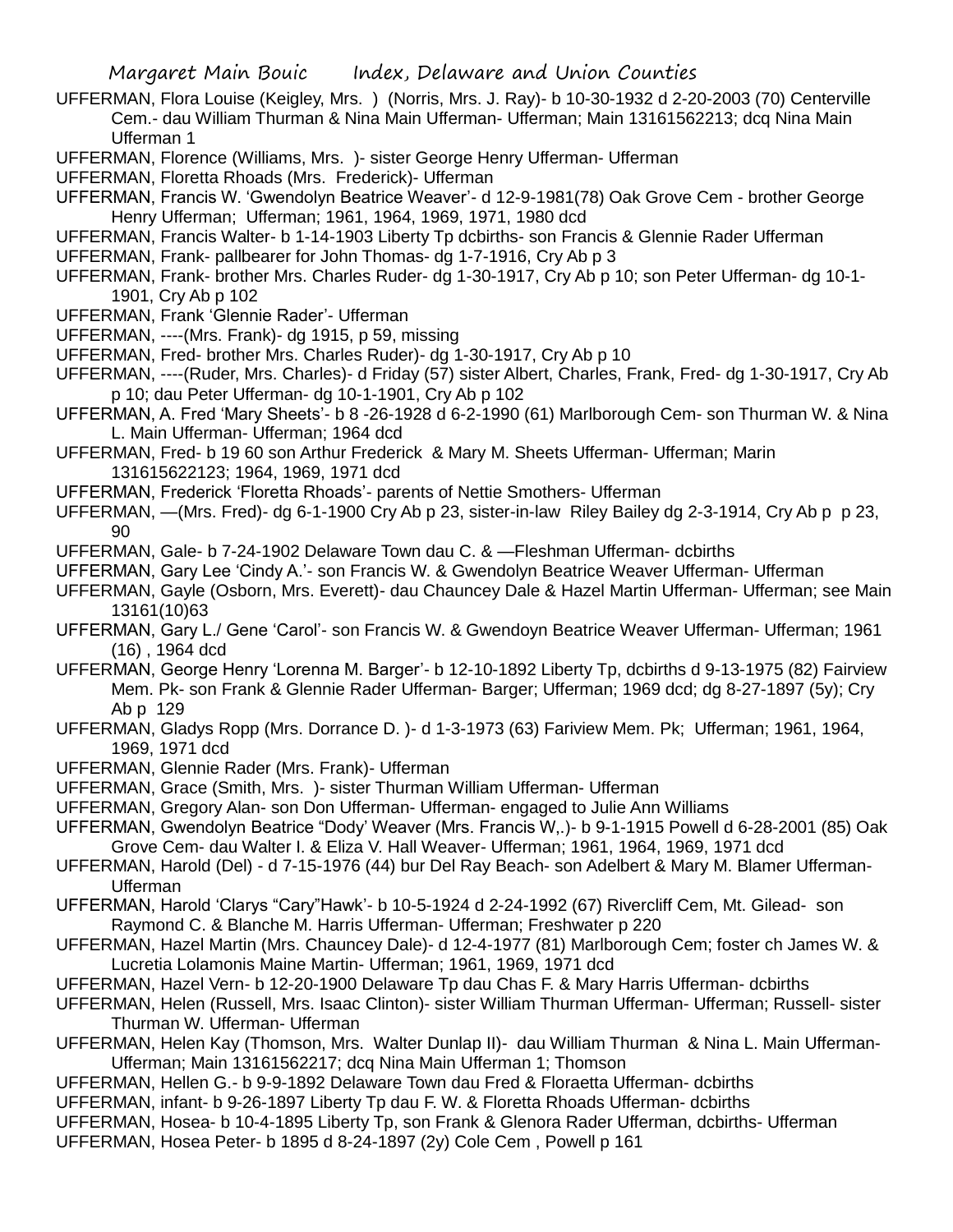UFFERMAN, Flora Louise (Keigley, Mrs. ) (Norris, Mrs. J. Ray)- b 10-30-1932 d 2-20-2003 (70) Centerville Cem.- dau William Thurman & Nina Main Ufferman- Ufferman; Main 13161562213; dcq Nina Main Ufferman 1

UFFERMAN, Florence (Williams, Mrs. )- sister George Henry Ufferman- Ufferman

UFFERMAN, Floretta Rhoads (Mrs. Frederick)- Ufferman

UFFERMAN, Francis W. 'Gwendolyn Beatrice Weaver'- d 12-9-1981(78) Oak Grove Cem - brother George Henry Ufferman; Ufferman; 1961, 1964, 1969, 1971, 1980 dcd

UFFERMAN, Francis Walter- b 1-14-1903 Liberty Tp dcbirths- son Francis & Glennie Rader Ufferman

UFFERMAN, Frank- pallbearer for John Thomas- dg 1-7-1916, Cry Ab p 3

UFFERMAN, Frank- brother Mrs. Charles Ruder- dg 1-30-1917, Cry Ab p 10; son Peter Ufferman- dg 10-1-1901, Cry Ab p 102

UFFERMAN, Frank 'Glennie Rader'- Ufferman

UFFERMAN, ----(Mrs. Frank)- dg 1915, p 59, missing

UFFERMAN, Fred- brother Mrs. Charles Ruder)- dg 1-30-1917, Cry Ab p 10

UFFERMAN, ----(Ruder, Mrs. Charles)- d Friday (57) sister Albert, Charles, Frank, Fred- dg 1-30-1917, Cry Ab p 10; dau Peter Ufferman- dg 10-1-1901, Cry Ab p 102

UFFERMAN, A. Fred 'Mary Sheets'- b 8 -26-1928 d 6-2-1990 (61) Marlborough Cem- son Thurman W. & Nina L. Main Ufferman- Ufferman; 1964 dcd

UFFERMAN, Fred- b 19 60 son Arthur Frederick & Mary M. Sheets Ufferman- Ufferman; Marin 131615622123; 1964, 1969, 1971 dcd

UFFERMAN, Frederick 'Floretta Rhoads'- parents of Nettie Smothers- Ufferman

UFFERMAN, —(Mrs. Fred)- dg 6-1-1900 Cry Ab p 23, sister-in-law Riley Bailey dg 2-3-1914, Cry Ab p p 23, 90

UFFERMAN, Gale- b 7-24-1902 Delaware Town dau C. & —Fleshman Ufferman- dcbirths

UFFERMAN, Gary Lee 'Cindy A.'- son Francis W. & Gwendolyn Beatrice Weaver Ufferman- Ufferman

UFFERMAN, Gayle (Osborn, Mrs. Everett)- dau Chauncey Dale & Hazel Martin Ufferman- Ufferman; see Main 13161(10)63

UFFERMAN, Gary L./ Gene 'Carol'- son Francis W. & Gwendoyn Beatrice Weaver Ufferman- Ufferman; 1961 (16) , 1964 dcd

UFFERMAN, George Henry 'Lorenna M. Barger'- b 12-10-1892 Liberty Tp, dcbirths d 9-13-1975 (82) Fairview Mem. Pk- son Frank & Glennie Rader Ufferman- Barger; Ufferman; 1969 dcd; dg 8-27-1897 (5y); Cry Ab p 129

UFFERMAN, Gladys Ropp (Mrs. Dorrance D. )- d 1-3-1973 (63) Fariview Mem. Pk; Ufferman; 1961, 1964, 1969, 1971 dcd

UFFERMAN, Glennie Rader (Mrs. Frank)- Ufferman

UFFERMAN, Grace (Smith, Mrs. )- sister Thurman William Ufferman- Ufferman

UFFERMAN, Gregory Alan- son Don Ufferman- Ufferman- engaged to Julie Ann Williams

UFFERMAN, Gwendolyn Beatrice "Dody' Weaver (Mrs. Francis W,.)- b 9-1-1915 Powell d 6-28-2001 (85) Oak Grove Cem- dau Walter I. & Eliza V. Hall Weaver- Ufferman; 1961, 1964, 1969, 1971 dcd

UFFERMAN, Harold (Del) - d 7-15-1976 (44) bur Del Ray Beach- son Adelbert & Mary M. Blamer Ufferman- Ufferman

UFFERMAN, Harold 'Clarys "Cary"Hawk'- b 10-5-1924 d 2-24-1992 (67) Rivercliff Cem, Mt. Gilead- son Raymond C. & Blanche M. Harris Ufferman- Ufferman; Freshwater p 220

UFFERMAN, Hazel Martin (Mrs. Chauncey Dale)- d 12-4-1977 (81) Marlborough Cem; foster ch James W. & Lucretia Lolamonis Maine Martin- Ufferman; 1961, 1969, 1971 dcd

UFFERMAN, Hazel Vern- b 12-20-1900 Delaware Tp dau Chas F. & Mary Harris Ufferman- dcbirths

UFFERMAN, Helen (Russell, Mrs. Isaac Clinton)- sister William Thurman Ufferman- Ufferman; Russell- sister Thurman W. Ufferman- Ufferman

UFFERMAN, Helen Kay (Thomson, Mrs. Walter Dunlap II)- dau William Thurman & Nina L. Main Ufferman- Ufferman; Main 13161562217; dcq Nina Main Ufferman 1; Thomson

UFFERMAN, Hellen G.- b 9-9-1892 Delaware Town dau Fred & Floraetta Ufferman- dcbirths

UFFERMAN, infant- b 9-26-1897 Liberty Tp dau F. W. & Floretta Rhoads Ufferman- dcbirths

UFFERMAN, Hosea- b 10-4-1895 Liberty Tp, son Frank & Glenora Rader Ufferman, dcbirths- Ufferman

UFFERMAN, Hosea Peter- b 1895 d 8-24-1897 (2y) Cole Cem , Powell p 161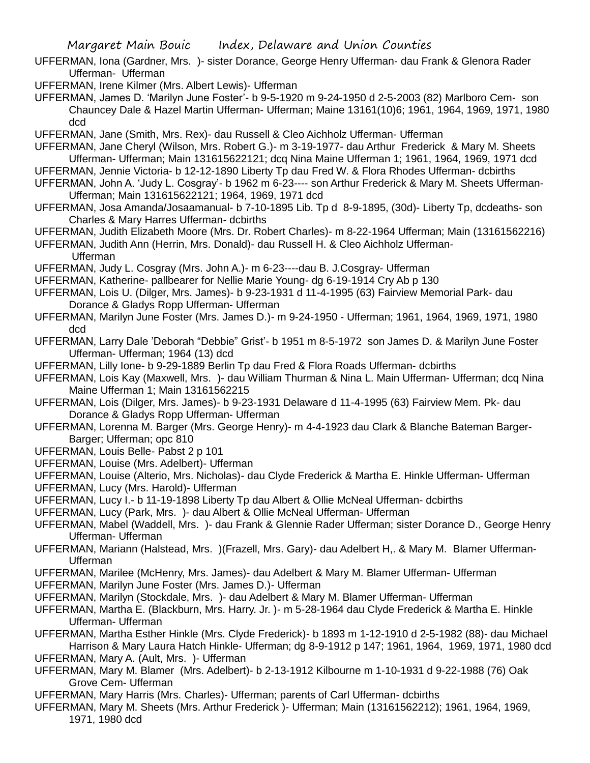UFFERMAN, Iona (Gardner, Mrs. )- sister Dorance, George Henry Ufferman- dau Frank & Glenora Rader Ufferman- Ufferman

UFFERMAN, Irene Kilmer (Mrs. Albert Lewis)- Ufferman

UFFERMAN, James D. 'Marilyn June Foster'- b 9-5-1920 m 9-24-1950 d 2-5-2003 (82) Marlboro Cem- son Chauncey Dale & Hazel Martin Ufferman- Ufferman; Maine 13161(10)6; 1961, 1964, 1969, 1971, 1980 dcd

UFFERMAN, Jane (Smith, Mrs. Rex)- dau Russell & Cleo Aichholz Ufferman- Ufferman

UFFERMAN, Jane Cheryl (Wilson, Mrs. Robert G.)- m 3-19-1977- dau Arthur Frederick & Mary M. Sheets Ufferman- Ufferman; Main 131615622121; dcq Nina Maine Ufferman 1; 1961, 1964, 1969, 1971 dcd

UFFERMAN, Jennie Victoria- b 12-12-1890 Liberty Tp dau Fred W. & Flora Rhodes Ufferman- dcbirths

UFFERMAN, John A. 'Judy L. Cosgray'- b 1962 m 6-23---- son Arthur Frederick & Mary M. Sheets Ufferman- Ufferman; Main 131615622121; 1964, 1969, 1971 dcd

UFFERMAN, Josa Amanda/Josaamanual- b 7-10-1895 Lib. Tp d 8-9-1895, (30d)- Liberty Tp, dcdeaths- son Charles & Mary Harres Ufferman- dcbirths

UFFERMAN, Judith Elizabeth Moore (Mrs. Dr. Robert Charles)- m 8-22-1964 Ufferman; Main (13161562216)

UFFERMAN, Judith Ann (Herrin, Mrs. Donald)- dau Russell H. & Cleo Aichholz Ufferman- Ufferman

UFFERMAN, Judy L. Cosgray (Mrs. John A.)- m 6-23----dau B. J.Cosgray- Ufferman

UFFERMAN, Katherine- pallbearer for Nellie Marie Young- dg 6-19-1914 Cry Ab p 130

UFFERMAN, Lois U. (Dilger, Mrs. James)- b 9-23-1931 d 11-4-1995 (63) Fairview Memorial Park- dau Dorance & Gladys Ropp Ufferman- Ufferman

UFFERMAN, Marilyn June Foster (Mrs. James D.)- m 9-24-1950 - Ufferman; 1961, 1964, 1969, 1971, 1980 dcd

UFFERMAN, Larry Dale 'Deborah "Debbie" Grist'- b 1951 m 8-5-1972 son James D. & Marilyn June Foster Ufferman- Ufferman; 1964 (13) dcd

UFFERMAN, Lilly Ione- b 9-29-1889 Berlin Tp dau Fred & Flora Roads Ufferman- dcbirths

UFFERMAN, Lois Kay (Maxwell, Mrs. )- dau William Thurman & Nina L. Main Ufferman- Ufferman; dcq Nina Maine Ufferman 1; Main 13161562215

UFFERMAN, Lois (Dilger, Mrs. James)- b 9-23-1931 Delaware d 11-4-1995 (63) Fairview Mem. Pk- dau Dorance & Gladys Ropp Ufferman- Ufferman

UFFERMAN, Lorenna M. Barger (Mrs. George Henry)- m 4-4-1923 dau Clark & Blanche Bateman Barger- Barger; Ufferman; opc 810

UFFERMAN, Louis Belle- Pabst 2 p 101

UFFERMAN, Louise (Mrs. Adelbert)- Ufferman

UFFERMAN, Louise (Alterio, Mrs. Nicholas)- dau Clyde Frederick & Martha E. Hinkle Ufferman- Ufferman

UFFERMAN, Lucy (Mrs. Harold)- Ufferman

UFFERMAN, Lucy I.- b 11-19-1898 Liberty Tp dau Albert & Ollie McNeal Ufferman- dcbirths

UFFERMAN, Lucy (Park, Mrs. )- dau Albert & Ollie McNeal Ufferman- Ufferman

UFFERMAN, Mabel (Waddell, Mrs. )- dau Frank & Glennie Rader Ufferman; sister Dorance D., George Henry Ufferman- Ufferman

UFFERMAN, Mariann (Halstead, Mrs. )(Frazell, Mrs. Gary)- dau Adelbert H,. & Mary M. Blamer Ufferman- Ufferman

UFFERMAN, Marilee (McHenry, Mrs. James)- dau Adelbert & Mary M. Blamer Ufferman- Ufferman

UFFERMAN, Marilyn June Foster (Mrs. James D.)- Ufferman

UFFERMAN, Marilyn (Stockdale, Mrs. )- dau Adelbert & Mary M. Blamer Ufferman- Ufferman

UFFERMAN, Martha E. (Blackburn, Mrs. Harry. Jr. )- m 5-28-1964 dau Clyde Frederick & Martha E. Hinkle Ufferman- Ufferman

UFFERMAN, Martha Esther Hinkle (Mrs. Clyde Frederick)- b 1893 m 1-12-1910 d 2-5-1982 (88)- dau Michael Harrison & Mary Laura Hatch Hinkle- Ufferman; dg 8-9-1912 p 147; 1961, 1964, 1969, 1971, 1980 dcd

UFFERMAN, Mary A. (Ault, Mrs. )- Ufferman

UFFERMAN, Mary M. Blamer (Mrs. Adelbert)- b 2-13-1912 Kilbourne m 1-10-1931 d 9-22-1988 (76) Oak Grove Cem- Ufferman

UFFERMAN, Mary Harris (Mrs. Charles)- Ufferman; parents of Carl Ufferman- dcbirths

UFFERMAN, Mary M. Sheets (Mrs. Arthur Frederick )- Ufferman; Main (13161562212); 1961, 1964, 1969, 1971, 1980 dcd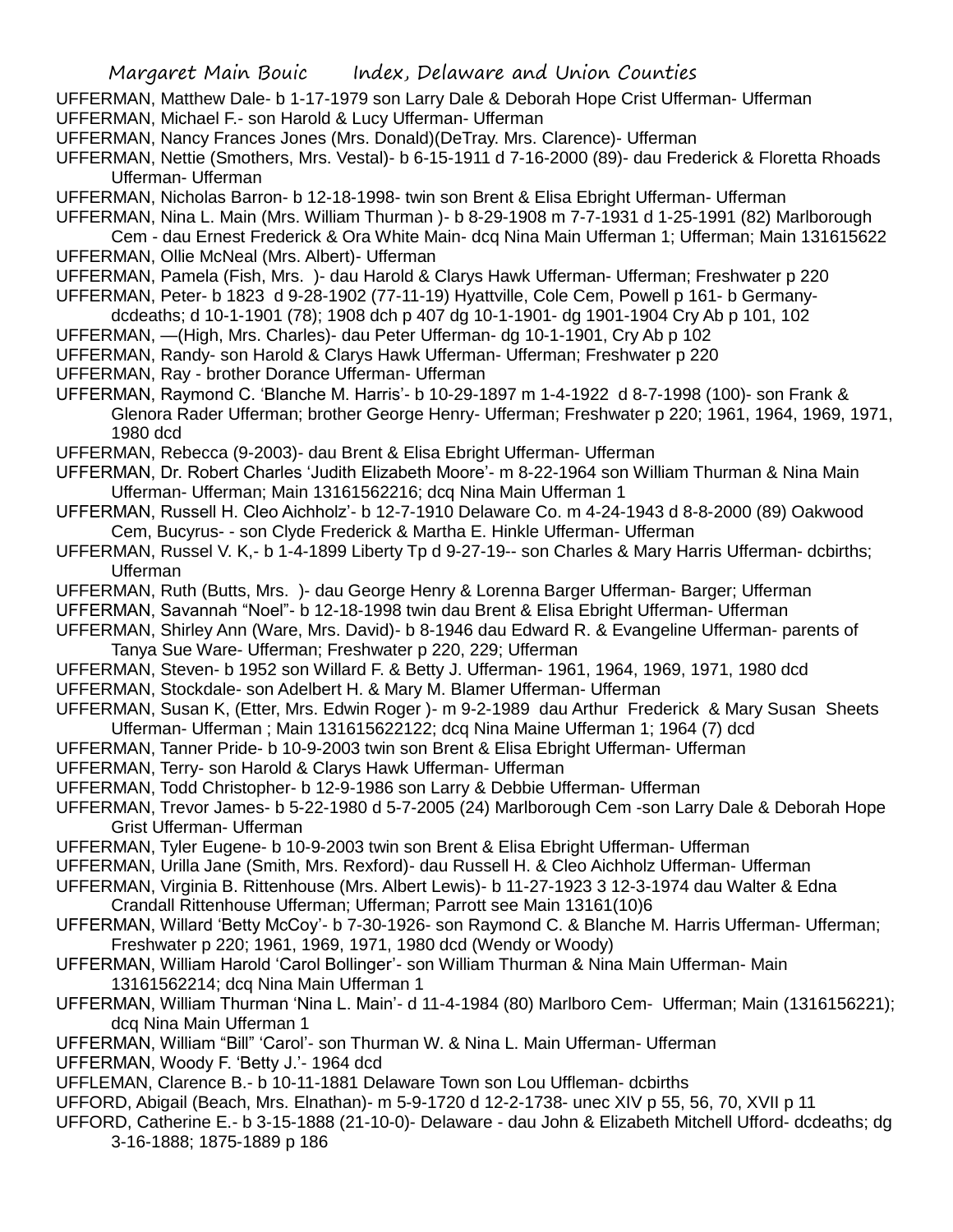UFFERMAN, Matthew Dale- b 1-17-1979 son Larry Dale & Deborah Hope Crist Ufferman- Ufferman

UFFERMAN, Michael F.- son Harold & Lucy Ufferman- Ufferman

UFFERMAN, Nancy Frances Jones (Mrs. Donald)(DeTray. Mrs. Clarence)- Ufferman

UFFERMAN, Nettie (Smothers, Mrs. Vestal)- b 6-15-1911 d 7-16-2000 (89)- dau Frederick & Floretta Rhoads Ufferman- Ufferman

UFFERMAN, Nicholas Barron- b 12-18-1998- twin son Brent & Elisa Ebright Ufferman- Ufferman

UFFERMAN, Nina L. Main (Mrs. William Thurman )- b 8-29-1908 m 7-7-1931 d 1-25-1991 (82) Marlborough Cem - dau Ernest Frederick & Ora White Main- dcq Nina Main Ufferman 1; Ufferman; Main 131615622

UFFERMAN, Ollie McNeal (Mrs. Albert)- Ufferman

UFFERMAN, Pamela (Fish, Mrs. )- dau Harold & Clarys Hawk Ufferman- Ufferman; Freshwater p 220

UFFERMAN, Peter- b 1823 d 9-28-1902 (77-11-19) Hyattville, Cole Cem, Powell p 161- b Germany- dcdeaths; d 10-1-1901 (78); 1908 dch p 407 dg 10-1-1901- dg 1901-1904 Cry Ab p 101, 102

UFFERMAN, —(High, Mrs. Charles)- dau Peter Ufferman- dg 10-1-1901, Cry Ab p 102

UFFERMAN, Randy- son Harold & Clarys Hawk Ufferman- Ufferman; Freshwater p 220

UFFERMAN, Ray - brother Dorance Ufferman- Ufferman

UFFERMAN, Raymond C. 'Blanche M. Harris'- b 10-29-1897 m 1-4-1922 d 8-7-1998 (100)- son Frank & Glenora Rader Ufferman; brother George Henry- Ufferman; Freshwater p 220; 1961, 1964, 1969, 1971, 1980 dcd

UFFERMAN, Rebecca (9-2003)- dau Brent & Elisa Ebright Ufferman- Ufferman

UFFERMAN, Dr. Robert Charles 'Judith Elizabeth Moore'- m 8-22-1964 son William Thurman & Nina Main Ufferman- Ufferman; Main 13161562216; dcq Nina Main Ufferman 1

UFFERMAN, Russell H. Cleo Aichholz'- b 12-7-1910 Delaware Co. m 4-24-1943 d 8-8-2000 (89) Oakwood Cem, Bucyrus- - son Clyde Frederick & Martha E. Hinkle Ufferman- Ufferman

UFFERMAN, Russel V. K,- b 1-4-1899 Liberty Tp d 9-27-19-- son Charles & Mary Harris Ufferman- dcbirths; Ufferman

UFFERMAN, Ruth (Butts, Mrs. )- dau George Henry & Lorenna Barger Ufferman- Barger; Ufferman

UFFERMAN, Savannah "Noel"- b 12-18-1998 twin dau Brent & Elisa Ebright Ufferman- Ufferman

UFFERMAN, Shirley Ann (Ware, Mrs. David)- b 8-1946 dau Edward R. & Evangeline Ufferman- parents of Tanya Sue Ware- Ufferman; Freshwater p 220, 229; Ufferman

UFFERMAN, Steven- b 1952 son Willard F. & Betty J. Ufferman- 1961, 1964, 1969, 1971, 1980 dcd

UFFERMAN, Stockdale- son Adelbert H. & Mary M. Blamer Ufferman- Ufferman

UFFERMAN, Susan K, (Etter, Mrs. Edwin Roger )- m 9-2-1989 dau Arthur Frederick & Mary Susan Sheets Ufferman- Ufferman ; Main 131615622122; dcq Nina Maine Ufferman 1; 1964 (7) dcd

UFFERMAN, Tanner Pride- b 10-9-2003 twin son Brent & Elisa Ebright Ufferman- Ufferman

UFFERMAN, Terry- son Harold & Clarys Hawk Ufferman- Ufferman

UFFERMAN, Todd Christopher- b 12-9-1986 son Larry & Debbie Ufferman- Ufferman

UFFERMAN, Trevor James- b 5-22-1980 d 5-7-2005 (24) Marlborough Cem -son Larry Dale & Deborah Hope Grist Ufferman- Ufferman

UFFERMAN, Tyler Eugene- b 10-9-2003 twin son Brent & Elisa Ebright Ufferman- Ufferman

UFFERMAN, Urilla Jane (Smith, Mrs. Rexford)- dau Russell H. & Cleo Aichholz Ufferman- Ufferman

UFFERMAN, Virginia B. Rittenhouse (Mrs. Albert Lewis)- b 11-27-1923 3 12-3-1974 dau Walter & Edna Crandall Rittenhouse Ufferman; Ufferman; Parrott see Main 13161(10)6

UFFERMAN, Willard 'Betty McCoy'- b 7-30-1926- son Raymond C. & Blanche M. Harris Ufferman- Ufferman; Freshwater p 220; 1961, 1969, 1971, 1980 dcd (Wendy or Woody)

UFFERMAN, William Harold 'Carol Bollinger'- son William Thurman & Nina Main Ufferman- Main 13161562214; dcq Nina Main Ufferman 1

UFFERMAN, William Thurman 'Nina L. Main'- d 11-4-1984 (80) Marlboro Cem- Ufferman; Main (1316156221); dcq Nina Main Ufferman 1

UFFERMAN, William "Bill" 'Carol'- son Thurman W. & Nina L. Main Ufferman- Ufferman

UFFERMAN, Woody F. 'Betty J.'- 1964 dcd

UFFLEMAN, Clarence B.- b 10-11-1881 Delaware Town son Lou Uffleman- dcbirths

UFFORD, Abigail (Beach, Mrs. Elnathan)- m 5-9-1720 d 12-2-1738- unec XIV p 55, 56, 70, XVII p 11

UFFORD, Catherine E.- b 3-15-1888 (21-10-0)- Delaware - dau John & Elizabeth Mitchell Ufford- dcdeaths; dg 3-16-1888; 1875-1889 p 186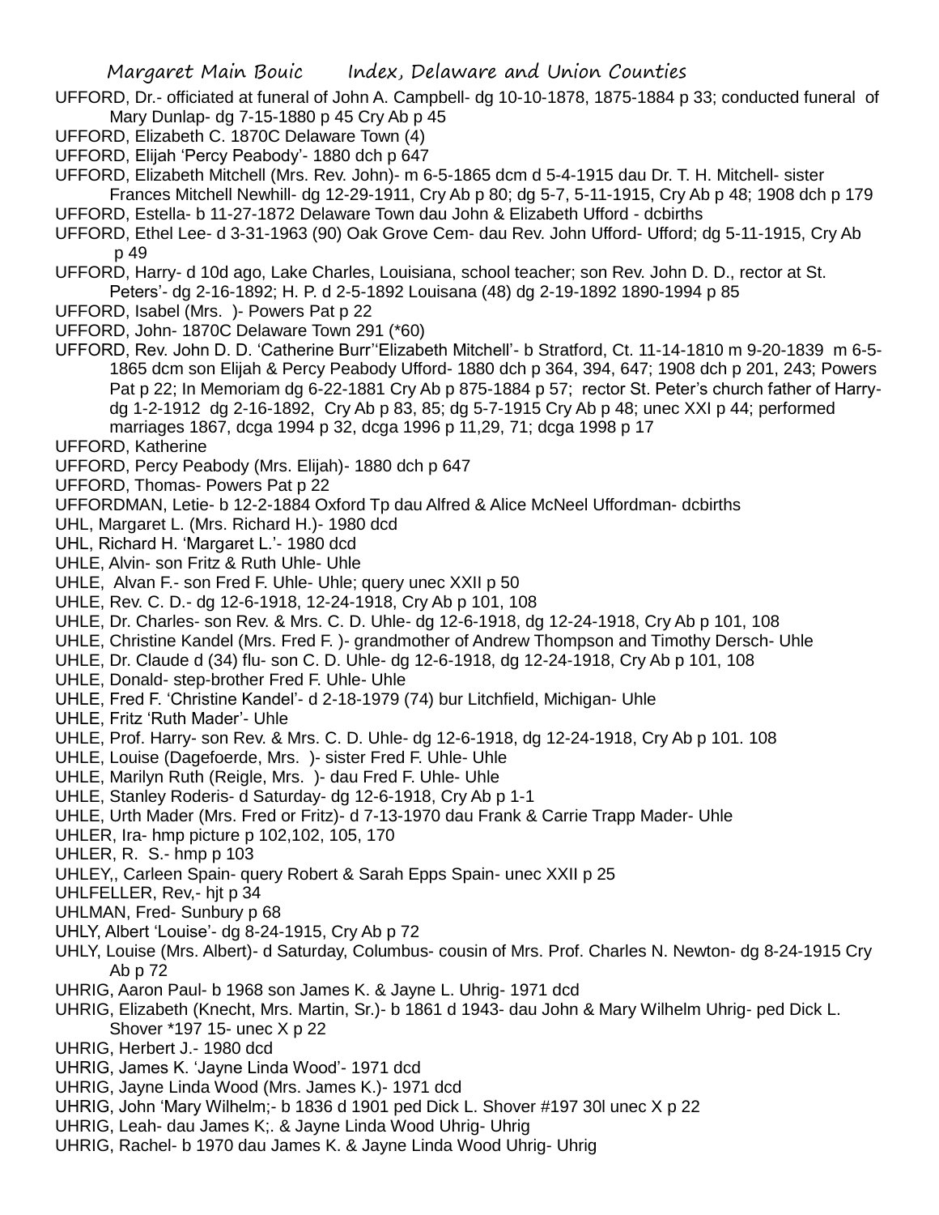UFFORD, Dr.- officiated at funeral of John A. Campbell- dg 10-10-1878, 1875-1884 p 33; conducted funeral of Mary Dunlap- dg 7-15-1880 p 45 Cry Ab p 45

UFFORD, Elizabeth C. 1870C Delaware Town (4)

UFFORD, Elijah 'Percy Peabody'- 1880 dch p 647

UFFORD, Elizabeth Mitchell (Mrs. Rev. John)- m 6-5-1865 dcm d 5-4-1915 dau Dr. T. H. Mitchell- sister Frances Mitchell Newhill- dg 12-29-1911, Cry Ab p 80; dg 5-7, 5-11-1915, Cry Ab p 48; 1908 dch p 179

UFFORD, Estella- b 11-27-1872 Delaware Town dau John & Elizabeth Ufford - dcbirths

UFFORD, Ethel Lee- d 3-31-1963 (90) Oak Grove Cem- dau Rev. John Ufford- Ufford; dg 5-11-1915, Cry Ab p 49

UFFORD, Harry- d 10d ago, Lake Charles, Louisiana, school teacher; son Rev. John D. D., rector at St. Peters'- dg 2-16-1892; H. P. d 2-5-1892 Louisana (48) dg 2-19-1892 1890-1994 p 85

UFFORD, Isabel (Mrs. )- Powers Pat p 22

UFFORD, John- 1870C Delaware Town 291 (*60)

UFFORD, Rev. John D. D. 'Catherine Burr''Elizabeth Mitchell'- b Stratford, Ct. 11-14-1810 m 9-20-1839 m 6-5-1865 dcm son Elijah & Percy Peabody Ufford- 1880 dch p 364, 394, 647; 1908 dch p 201, 243; Powers Pat p 22; In Memoriam dg 6-22-1881 Cry Ab p 875-1884 p 57; rector St. Peter's church father of Harry- dg 1-2-1912 dg 2-16-1892, Cry Ab p 83, 85; dg 5-7-1915 Cry Ab p 48; unec XXI p 44; performed marriages 1867, dcga 1994 p 32, dcga 1996 p 11,29, 71; dcga 1998 p 17

UFFORD, Katherine

UFFORD, Percy Peabody (Mrs. Elijah)- 1880 dch p 647

UFFORD, Thomas- Powers Pat p 22

UFFORDMAN, Letie- b 12-2-1884 Oxford Tp dau Alfred & Alice McNeel Uffordman- dcbirths

UHL, Margaret L. (Mrs. Richard H.)- 1980 dcd

UHL, Richard H. 'Margaret L.'- 1980 dcd

UHLE, Alvin- son Fritz & Ruth Uhle- Uhle

UHLE, Alvan F.- son Fred F. Uhle- Uhle; query unec XXII p 50

UHLE, Rev. C. D.- dg 12-6-1918, 12-24-1918, Cry Ab p 101, 108

UHLE, Dr. Charles- son Rev. & Mrs. C. D. Uhle- dg 12-6-1918, dg 12-24-1918, Cry Ab p 101, 108

UHLE, Christine Kandel (Mrs. Fred F. )- grandmother of Andrew Thompson and Timothy Dersch- Uhle

UHLE, Dr. Claude d (34) flu- son C. D. Uhle- dg 12-6-1918, dg 12-24-1918, Cry Ab p 101, 108

UHLE, Donald- step-brother Fred F. Uhle- Uhle

UHLE, Fred F. 'Christine Kandel'- d 2-18-1979 (74) bur Litchfield, Michigan- Uhle

UHLE, Fritz 'Ruth Mader'- Uhle

UHLE, Prof. Harry- son Rev. & Mrs. C. D. Uhle- dg 12-6-1918, dg 12-24-1918, Cry Ab p 101. 108

UHLE, Louise (Dagefoerde, Mrs. )- sister Fred F. Uhle- Uhle

UHLE, Marilyn Ruth (Reigle, Mrs. )- dau Fred F. Uhle- Uhle

UHLE, Stanley Roderis- d Saturday- dg 12-6-1918, Cry Ab p 1-1

UHLE, Urth Mader (Mrs. Fred or Fritz)- d 7-13-1970 dau Frank & Carrie Trapp Mader- Uhle

UHLER, Ira- hmp picture p 102,102, 105, 170

UHLER, R. S.- hmp p 103

UHLEY,, Carleen Spain- query Robert & Sarah Epps Spain- unec XXII p 25

UHLFELLER, Rev,- hjt p 34

UHLMAN, Fred- Sunbury p 68

UHLY, Albert 'Louise'- dg 8-24-1915, Cry Ab p 72

UHLY, Louise (Mrs. Albert)- d Saturday, Columbus- cousin of Mrs. Prof. Charles N. Newton- dg 8-24-1915 Cry Ab p 72

UHRIG, Aaron Paul- b 1968 son James K. & Jayne L. Uhrig- 1971 dcd

UHRIG, Elizabeth (Knecht, Mrs. Martin, Sr.)- b 1861 d 1943- dau John & Mary Wilhelm Uhrig- ped Dick L. Shover *197 15- unec X p 22

UHRIG, Herbert J.- 1980 dcd

UHRIG, James K. 'Jayne Linda Wood'- 1971 dcd

UHRIG, Jayne Linda Wood (Mrs. James K.)- 1971 dcd

UHRIG, John 'Mary Wilhelm;- b 1836 d 1901 ped Dick L. Shover #197 30l unec X p 22

UHRIG, Leah- dau James K;. & Jayne Linda Wood Uhrig- Uhrig

UHRIG, Rachel- b 1970 dau James K. & Jayne Linda Wood Uhrig- Uhrig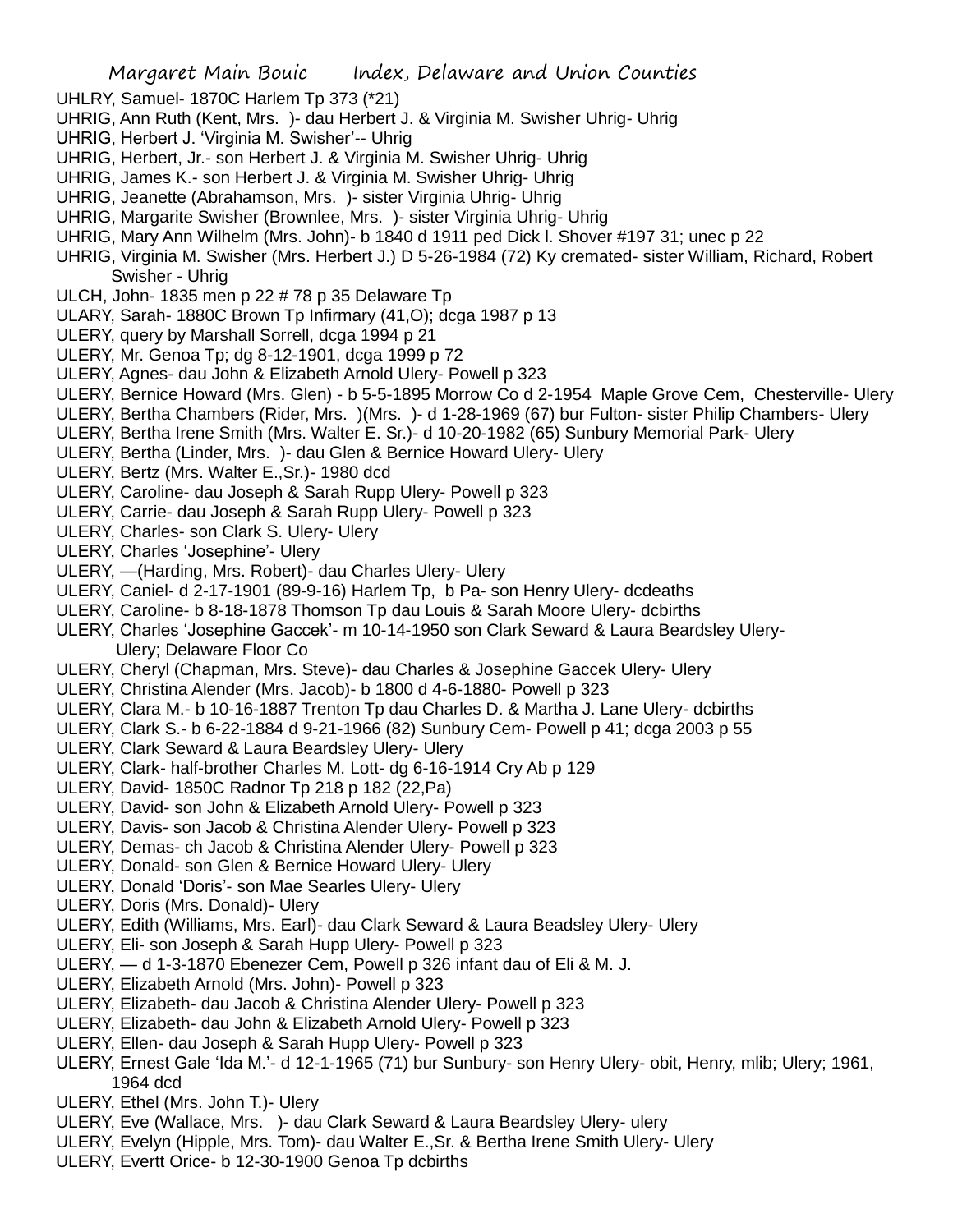UHLRY, Samuel- 1870C Harlem Tp 373 (*21)
UHRIG, Ann Ruth (Kent, Mrs. )- dau Herbert J. & Virginia M. Swisher Uhrig- Uhrig
UHRIG, Herbert J. 'Virginia M. Swisher'-- Uhrig
UHRIG, Herbert, Jr.- son Herbert J. & Virginia M. Swisher Uhrig- Uhrig
UHRIG, James K.- son Herbert J. & Virginia M. Swisher Uhrig- Uhrig
UHRIG, Jeanette (Abrahamson, Mrs. )- sister Virginia Uhrig- Uhrig
UHRIG, Margarite Swisher (Brownlee, Mrs. )- sister Virginia Uhrig- Uhrig
UHRIG, Mary Ann Wilhelm (Mrs. John)- b 1840 d 1911 ped Dick l. Shover #197 31; unec p 22
UHRIG, Virginia M. Swisher (Mrs. Herbert J.) D 5-26-1984 (72) Ky cremated- sister William, Richard, Robert Swisher - Uhrig
ULCH, John- 1835 men p 22 # 78 p 35 Delaware Tp
ULARY, Sarah- 1880C Brown Tp Infirmary (41,O); dcga 1987 p 13
ULERY, query by Marshall Sorrell, dcga 1994 p 21
ULERY, Mr. Genoa Tp; dg 8-12-1901, dcga 1999 p 72
ULERY, Agnes- dau John & Elizabeth Arnold Ulery- Powell p 323
ULERY, Bernice Howard (Mrs. Glen) - b 5-5-1895 Morrow Co d 2-1954 Maple Grove Cem, Chesterville- Ulery
ULERY, Bertha Chambers (Rider, Mrs. )(Mrs. )- d 1-28-1969 (67) bur Fulton- sister Philip Chambers- Ulery
ULERY, Bertha Irene Smith (Mrs. Walter E. Sr.)- d 10-20-1982 (65) Sunbury Memorial Park- Ulery
ULERY, Bertha (Linder, Mrs. )- dau Glen & Bernice Howard Ulery- Ulery
ULERY, Bertz (Mrs. Walter E.,Sr.)- 1980 dcd
ULERY, Caroline- dau Joseph & Sarah Rupp Ulery- Powell p 323
ULERY, Carrie- dau Joseph & Sarah Rupp Ulery- Powell p 323
ULERY, Charles- son Clark S. Ulery- Ulery
ULERY, Charles 'Josephine'- Ulery
ULERY, —(Harding, Mrs. Robert)- dau Charles Ulery- Ulery
ULERY, Caniel- d 2-17-1901 (89-9-16) Harlem Tp, b Pa- son Henry Ulery- dcdeaths
ULERY, Caroline- b 8-18-1878 Thomson Tp dau Louis & Sarah Moore Ulery- dcbirths
ULERY, Charles 'Josephine Gaccek'- m 10-14-1950 son Clark Seward & Laura Beardsley Ulery- Ulery; Delaware Floor Co
ULERY, Cheryl (Chapman, Mrs. Steve)- dau Charles & Josephine Gaccek Ulery- Ulery
ULERY, Christina Alender (Mrs. Jacob)- b 1800 d 4-6-1880- Powell p 323
ULERY, Clara M.- b 10-16-1887 Trenton Tp dau Charles D. & Martha J. Lane Ulery- dcbirths
ULERY, Clark S.- b 6-22-1884 d 9-21-1966 (82) Sunbury Cem- Powell p 41; dcga 2003 p 55
ULERY, Clark Seward & Laura Beardsley Ulery- Ulery
ULERY, Clark- half-brother Charles M. Lott- dg 6-16-1914 Cry Ab p 129
ULERY, David- 1850C Radnor Tp 218 p 182 (22,Pa)
ULERY, David- son John & Elizabeth Arnold Ulery- Powell p 323
ULERY, Davis- son Jacob & Christina Alender Ulery- Powell p 323
ULERY, Demas- ch Jacob & Christina Alender Ulery- Powell p 323
ULERY, Donald- son Glen & Bernice Howard Ulery- Ulery
ULERY, Donald 'Doris'- son Mae Searles Ulery- Ulery
ULERY, Doris (Mrs. Donald)- Ulery
ULERY, Edith (Williams, Mrs. Earl)- dau Clark Seward & Laura Beadsley Ulery- Ulery
ULERY, Eli- son Joseph & Sarah Hupp Ulery- Powell p 323
ULERY, — d 1-3-1870 Ebenezer Cem, Powell p 326 infant dau of Eli & M. J.
ULERY, Elizabeth Arnold (Mrs. John)- Powell p 323
ULERY, Elizabeth- dau Jacob & Christina Alender Ulery- Powell p 323
ULERY, Elizabeth- dau John & Elizabeth Arnold Ulery- Powell p 323
ULERY, Ellen- dau Joseph & Sarah Hupp Ulery- Powell p 323
ULERY, Ernest Gale 'Ida M.'- d 12-1-1965 (71) bur Sunbury- son Henry Ulery- obit, Henry, mlib; Ulery; 1961, 1964 dcd
ULERY, Ethel (Mrs. John T.)- Ulery
ULERY, Eve (Wallace, Mrs. )- dau Clark Seward & Laura Beardsley Ulery- ulery
ULERY, Evelyn (Hipple, Mrs. Tom)- dau Walter E.,Sr. & Bertha Irene Smith Ulery- Ulery
ULERY, Evertt Orice- b 12-30-1900 Genoa Tp dcbirths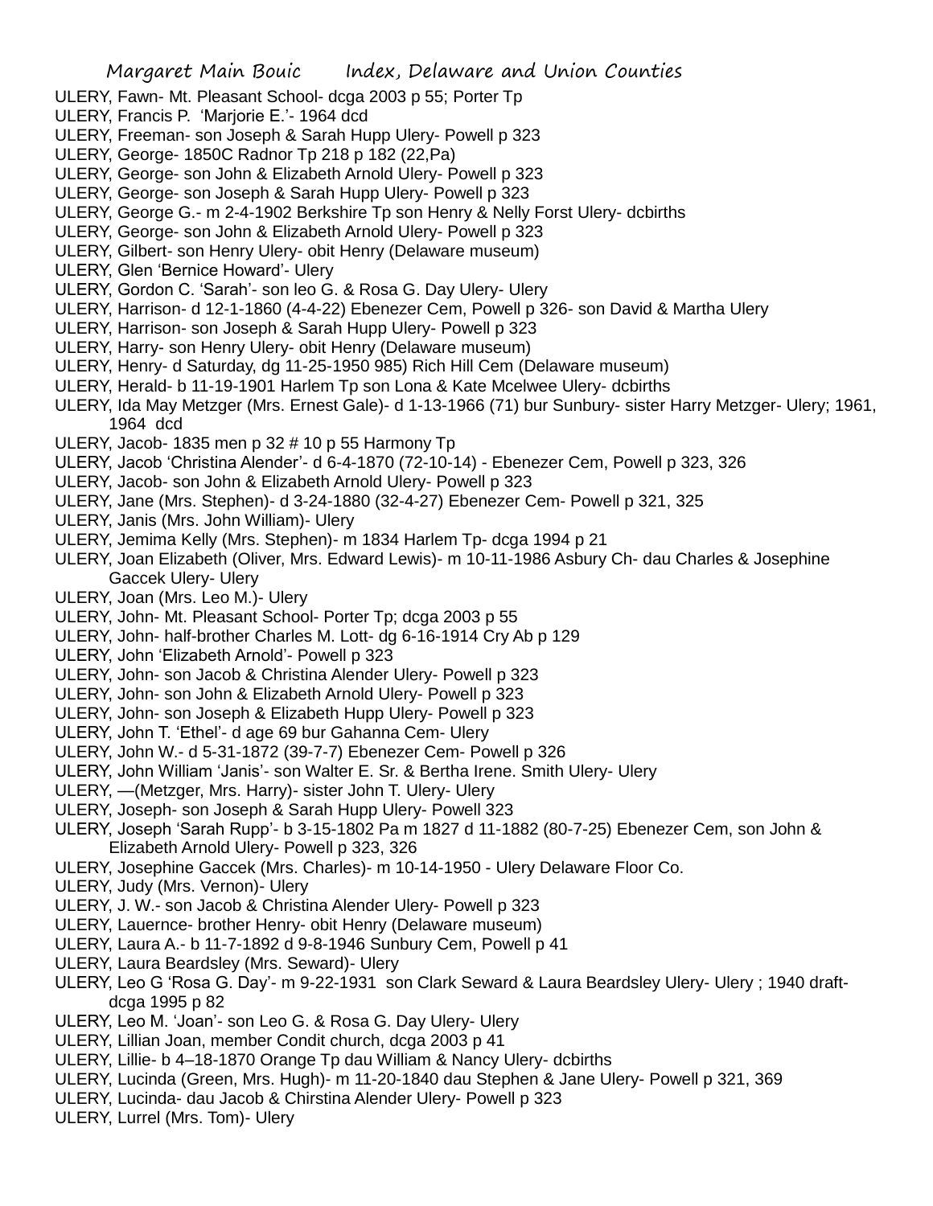ULERY, Fawn- Mt. Pleasant School- dcga 2003 p 55; Porter Tp
ULERY, Francis P. 'Marjorie E.'- 1964 dcd
ULERY, Freeman- son Joseph & Sarah Hupp Ulery- Powell p 323
ULERY, George- 1850C Radnor Tp 218 p 182 (22,Pa)
ULERY, George- son John & Elizabeth Arnold Ulery- Powell p 323
ULERY, George- son Joseph & Sarah Hupp Ulery- Powell p 323
ULERY, George G.- m 2-4-1902 Berkshire Tp son Henry & Nelly Forst Ulery- dcbirths
ULERY, George- son John & Elizabeth Arnold Ulery- Powell p 323
ULERY, Gilbert- son Henry Ulery- obit Henry (Delaware museum)
ULERY, Glen 'Bernice Howard'- Ulery
ULERY, Gordon C. 'Sarah'- son leo G. & Rosa G. Day Ulery- Ulery
ULERY, Harrison- d 12-1-1860 (4-4-22) Ebenezer Cem, Powell p 326- son David & Martha Ulery
ULERY, Harrison- son Joseph & Sarah Hupp Ulery- Powell p 323
ULERY, Harry- son Henry Ulery- obit Henry (Delaware museum)
ULERY, Henry- d Saturday, dg 11-25-1950 985) Rich Hill Cem (Delaware museum)
ULERY, Herald- b 11-19-1901 Harlem Tp son Lona & Kate Mcelwee Ulery- dcbirths
ULERY, Ida May Metzger (Mrs. Ernest Gale)- d 1-13-1966 (71) bur Sunbury- sister Harry Metzger- Ulery; 1961, 1964 dcd
ULERY, Jacob- 1835 men p 32 # 10 p 55 Harmony Tp
ULERY, Jacob 'Christina Alender'- d 6-4-1870 (72-10-14) - Ebenezer Cem, Powell p 323, 326
ULERY, Jacob- son John & Elizabeth Arnold Ulery- Powell p 323
ULERY, Jane (Mrs. Stephen)- d 3-24-1880 (32-4-27) Ebenezer Cem- Powell p 321, 325
ULERY, Janis (Mrs. John William)- Ulery
ULERY, Jemima Kelly (Mrs. Stephen)- m 1834 Harlem Tp- dcga 1994 p 21
ULERY, Joan Elizabeth (Oliver, Mrs. Edward Lewis)- m 10-11-1986 Asbury Ch- dau Charles & Josephine Gaccek Ulery- Ulery
ULERY, Joan (Mrs. Leo M.)- Ulery
ULERY, John- Mt. Pleasant School- Porter Tp; dcga 2003 p 55
ULERY, John- half-brother Charles M. Lott- dg 6-16-1914 Cry Ab p 129
ULERY, John 'Elizabeth Arnold'- Powell p 323
ULERY, John- son Jacob & Christina Alender Ulery- Powell p 323
ULERY, John- son John & Elizabeth Arnold Ulery- Powell p 323
ULERY, John- son Joseph & Elizabeth Hupp Ulery- Powell p 323
ULERY, John T. 'Ethel'- d age 69 bur Gahanna Cem- Ulery
ULERY, John W.- d 5-31-1872 (39-7-7) Ebenezer Cem- Powell p 326
ULERY, John William 'Janis'- son Walter E. Sr. & Bertha Irene. Smith Ulery- Ulery
ULERY, —(Metzger, Mrs. Harry)- sister John T. Ulery- Ulery
ULERY, Joseph- son Joseph & Sarah Hupp Ulery- Powell 323
ULERY, Joseph 'Sarah Rupp'- b 3-15-1802 Pa m 1827 d 11-1882 (80-7-25) Ebenezer Cem, son John & Elizabeth Arnold Ulery- Powell p 323, 326
ULERY, Josephine Gaccek (Mrs. Charles)- m 10-14-1950 - Ulery Delaware Floor Co.
ULERY, Judy (Mrs. Vernon)- Ulery
ULERY, J. W.- son Jacob & Christina Alender Ulery- Powell p 323
ULERY, Lauernce- brother Henry- obit Henry (Delaware museum)
ULERY, Laura A.- b 11-7-1892 d 9-8-1946 Sunbury Cem, Powell p 41
ULERY, Laura Beardsley (Mrs. Seward)- Ulery
ULERY, Leo G 'Rosa G. Day'- m 9-22-1931 son Clark Seward & Laura Beardsley Ulery- Ulery ; 1940 draft- dcga 1995 p 82
ULERY, Leo M. 'Joan'- son Leo G. & Rosa G. Day Ulery- Ulery
ULERY, Lillian Joan, member Condit church, dcga 2003 p 41
ULERY, Lillie- b 4–18-1870 Orange Tp dau William & Nancy Ulery- dcbirths
ULERY, Lucinda (Green, Mrs. Hugh)- m 11-20-1840 dau Stephen & Jane Ulery- Powell p 321, 369
ULERY, Lucinda- dau Jacob & Chirstina Alender Ulery- Powell p 323
ULERY, Lurrel (Mrs. Tom)- Ulery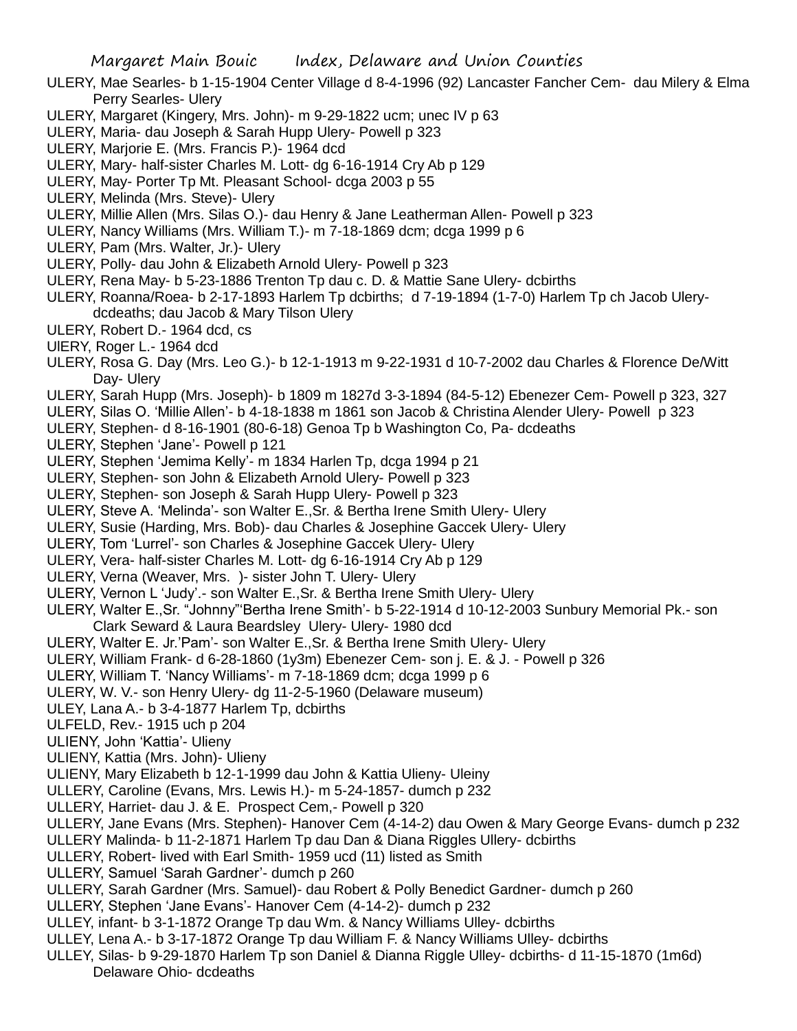ULERY, Mae Searles- b 1-15-1904 Center Village d 8-4-1996 (92) Lancaster Fancher Cem- dau Milery & Elma Perry Searles- Ulery

ULERY, Margaret (Kingery, Mrs. John)- m 9-29-1822 ucm; unec IV p 63

ULERY, Maria- dau Joseph & Sarah Hupp Ulery- Powell p 323

ULERY, Marjorie E. (Mrs. Francis P.)- 1964 dcd

ULERY, Mary- half-sister Charles M. Lott- dg 6-16-1914 Cry Ab p 129

ULERY, May- Porter Tp Mt. Pleasant School- dcga 2003 p 55

ULERY, Melinda (Mrs. Steve)- Ulery

ULERY, Millie Allen (Mrs. Silas O.)- dau Henry & Jane Leatherman Allen- Powell p 323

ULERY, Nancy Williams (Mrs. William T.)- m 7-18-1869 dcm; dcga 1999 p 6

ULERY, Pam (Mrs. Walter, Jr.)- Ulery

ULERY, Polly- dau John & Elizabeth Arnold Ulery- Powell p 323

ULERY, Rena May- b 5-23-1886 Trenton Tp dau c. D. & Mattie Sane Ulery- dcbirths

ULERY, Roanna/Roea- b 2-17-1893 Harlem Tp dcbirths; d 7-19-1894 (1-7-0) Harlem Tp ch Jacob Ulery- dcdeaths; dau Jacob & Mary Tilson Ulery

ULERY, Robert D.- 1964 dcd, cs

UlERY, Roger L.- 1964 dcd

ULERY, Rosa G. Day (Mrs. Leo G.)- b 12-1-1913 m 9-22-1931 d 10-7-2002 dau Charles & Florence De/Witt Day- Ulery

ULERY, Sarah Hupp (Mrs. Joseph)- b 1809 m 1827d 3-3-1894 (84-5-12) Ebenezer Cem- Powell p 323, 327

ULERY, Silas O. 'Millie Allen'- b 4-18-1838 m 1861 son Jacob & Christina Alender Ulery- Powell p 323

ULERY, Stephen- d 8-16-1901 (80-6-18) Genoa Tp b Washington Co, Pa- dcdeaths

ULERY, Stephen 'Jane'- Powell p 121

ULERY, Stephen 'Jemima Kelly'- m 1834 Harlen Tp, dcga 1994 p 21

ULERY, Stephen- son John & Elizabeth Arnold Ulery- Powell p 323

ULERY, Stephen- son Joseph & Sarah Hupp Ulery- Powell p 323

ULERY, Steve A. 'Melinda'- son Walter E.,Sr. & Bertha Irene Smith Ulery- Ulery

ULERY, Susie (Harding, Mrs. Bob)- dau Charles & Josephine Gaccek Ulery- Ulery

ULERY, Tom 'Lurrel'- son Charles & Josephine Gaccek Ulery- Ulery

ULERY, Vera- half-sister Charles M. Lott- dg 6-16-1914 Cry Ab p 129

ULERY, Verna (Weaver, Mrs. )- sister John T. Ulery- Ulery

ULERY, Vernon L 'Judy'.- son Walter E.,Sr. & Bertha Irene Smith Ulery- Ulery

ULERY, Walter E.,Sr. "Johnny"'Bertha Irene Smith'- b 5-22-1914 d 10-12-2003 Sunbury Memorial Pk.- son Clark Seward & Laura Beardsley Ulery- Ulery- 1980 dcd

ULERY, Walter E. Jr.'Pam'- son Walter E.,Sr. & Bertha Irene Smith Ulery- Ulery

ULERY, William Frank- d 6-28-1860 (1y3m) Ebenezer Cem- son j. E. & J. - Powell p 326

ULERY, William T. 'Nancy Williams'- m 7-18-1869 dcm; dcga 1999 p 6

ULERY, W. V.- son Henry Ulery- dg 11-2-5-1960 (Delaware museum)

ULEY, Lana A.- b 3-4-1877 Harlem Tp, dcbirths

ULFELD, Rev.- 1915 uch p 204

ULIENY, John 'Kattia'- Ulieny

ULIENY, Kattia (Mrs. John)- Ulieny

ULIENY, Mary Elizabeth b 12-1-1999 dau John & Kattia Ulieny- Uleiny

ULLERY, Caroline (Evans, Mrs. Lewis H.)- m 5-24-1857- dumch p 232

ULLERY, Harriet- dau J. & E. Prospect Cem,- Powell p 320

ULLERY, Jane Evans (Mrs. Stephen)- Hanover Cem (4-14-2) dau Owen & Mary George Evans- dumch p 232

ULLERY Malinda- b 11-2-1871 Harlem Tp dau Dan & Diana Riggles Ullery- dcbirths

ULLERY, Robert- lived with Earl Smith- 1959 ucd (11) listed as Smith

ULLERY, Samuel 'Sarah Gardner'- dumch p 260

ULLERY, Sarah Gardner (Mrs. Samuel)- dau Robert & Polly Benedict Gardner- dumch p 260

ULLERY, Stephen 'Jane Evans'- Hanover Cem (4-14-2)- dumch p 232

ULLEY, infant- b 3-1-1872 Orange Tp dau Wm. & Nancy Williams Ulley- dcbirths

ULLEY, Lena A.- b 3-17-1872 Orange Tp dau William F. & Nancy Williams Ulley- dcbirths

ULLEY, Silas- b 9-29-1870 Harlem Tp son Daniel & Dianna Riggle Ulley- dcbirths- d 11-15-1870 (1m6d) Delaware Ohio- dcdeaths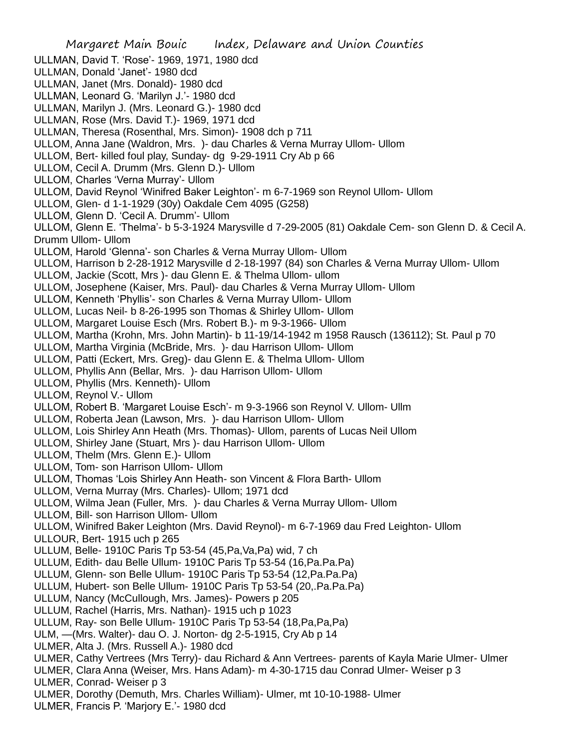ULLMAN, David T. 'Rose'- 1969, 1971, 1980 dcd
ULLMAN, Donald 'Janet'- 1980 dcd
ULLMAN, Janet (Mrs. Donald)- 1980 dcd
ULLMAN, Leonard G. 'Marilyn J.'- 1980 dcd
ULLMAN, Marilyn J. (Mrs. Leonard G.)- 1980 dcd
ULLMAN, Rose (Mrs. David T.)- 1969, 1971 dcd
ULLMAN, Theresa (Rosenthal, Mrs. Simon)- 1908 dch p 711
ULLOM, Anna Jane (Waldron, Mrs. )- dau Charles & Verna Murray Ullom- Ullom
ULLOM, Bert- killed foul play, Sunday- dg 9-29-1911 Cry Ab p 66
ULLOM, Cecil A. Drumm (Mrs. Glenn D.)- Ullom
ULLOM, Charles 'Verna Murray'- Ullom
ULLOM, David Reynol 'Winifred Baker Leighton'- m 6-7-1969 son Reynol Ullom- Ullom
ULLOM, Glen- d 1-1-1929 (30y) Oakdale Cem 4095 (G258)
ULLOM, Glenn D. 'Cecil A. Drumm'- Ullom
ULLOM, Glenn E. 'Thelma'- b 5-3-1924 Marysville d 7-29-2005 (81) Oakdale Cem- son Glenn D. & Cecil A. Drumm Ullom- Ullom
ULLOM, Harold 'Glenna'- son Charles & Verna Murray Ullom- Ullom
ULLOM, Harrison b 2-28-1912 Marysville d 2-18-1997 (84) son Charles & Verna Murray Ullom- Ullom
ULLOM, Jackie (Scott, Mrs )- dau Glenn E. & Thelma Ullom- ullom
ULLOM, Josephene (Kaiser, Mrs. Paul)- dau Charles & Verna Murray Ullom- Ullom
ULLOM, Kenneth 'Phyllis'- son Charles & Verna Murray Ullom- Ullom
ULLOM, Lucas Neil- b 8-26-1995 son Thomas & Shirley Ullom- Ullom
ULLOM, Margaret Louise Esch (Mrs. Robert B.)- m 9-3-1966- Ullom
ULLOM, Martha (Krohn, Mrs. John Martin)- b 11-19/14-1942 m 1958 Rausch (136112); St. Paul p 70
ULLOM, Martha Virginia (McBride, Mrs. )- dau Harrison Ullom- Ullom
ULLOM, Patti (Eckert, Mrs. Greg)- dau Glenn E. & Thelma Ullom- Ullom
ULLOM, Phyllis Ann (Bellar, Mrs. )- dau Harrison Ullom- Ullom
ULLOM, Phyllis (Mrs. Kenneth)- Ullom
ULLOM, Reynol V.- Ullom
ULLOM, Robert B. 'Margaret Louise Esch'- m 9-3-1966 son Reynol V. Ullom- Ullm
ULLOM, Roberta Jean (Lawson, Mrs. )- dau Harrison Ullom- Ullom
ULLOM, Lois Shirley Ann Heath (Mrs. Thomas)- Ullom, parents of Lucas Neil Ullom
ULLOM, Shirley Jane (Stuart, Mrs )- dau Harrison Ullom- Ullom
ULLOM, Thelm (Mrs. Glenn E.)- Ullom
ULLOM, Tom- son Harrison Ullom- Ullom
ULLOM, Thomas 'Lois Shirley Ann Heath- son Vincent & Flora Barth- Ullom
ULLOM, Verna Murray (Mrs. Charles)- Ullom; 1971 dcd
ULLOM, Wilma Jean (Fuller, Mrs. )- dau Charles & Verna Murray Ullom- Ullom
ULLOM, Bill- son Harrison Ullom- Ullom
ULLOM, Winifred Baker Leighton (Mrs. David Reynol)- m 6-7-1969 dau Fred Leighton- Ullom
ULLOUR, Bert- 1915 uch p 265
ULLUM, Belle- 1910C Paris Tp 53-54 (45,Pa,Va,Pa) wid, 7 ch
ULLUM, Edith- dau Belle Ullum- 1910C Paris Tp 53-54 (16,Pa.Pa.Pa)
ULLUM, Glenn- son Belle Ullum- 1910C Paris Tp 53-54 (12,Pa.Pa.Pa)
ULLUM, Hubert- son Belle Ullum- 1910C Paris Tp 53-54 (20,.Pa.Pa.Pa)
ULLUM, Nancy (McCullough, Mrs. James)- Powers p 205
ULLUM, Rachel (Harris, Mrs. Nathan)- 1915 uch p 1023
ULLUM, Ray- son Belle Ullum- 1910C Paris Tp 53-54 (18,Pa,Pa,Pa)
ULM, —(Mrs. Walter)- dau O. J. Norton- dg 2-5-1915, Cry Ab p 14
ULMER, Alta J. (Mrs. Russell A.)- 1980 dcd
ULMER, Cathy Vertrees (Mrs Terry)- dau Richard & Ann Vertrees- parents of Kayla Marie Ulmer- Ulmer
ULMER, Clara Anna (Weiser, Mrs. Hans Adam)- m 4-30-1715 dau Conrad Ulmer- Weiser p 3
ULMER, Conrad- Weiser p 3
ULMER, Dorothy (Demuth, Mrs. Charles William)- Ulmer, mt 10-10-1988- Ulmer
ULMER, Francis P. 'Marjory E.'- 1980 dcd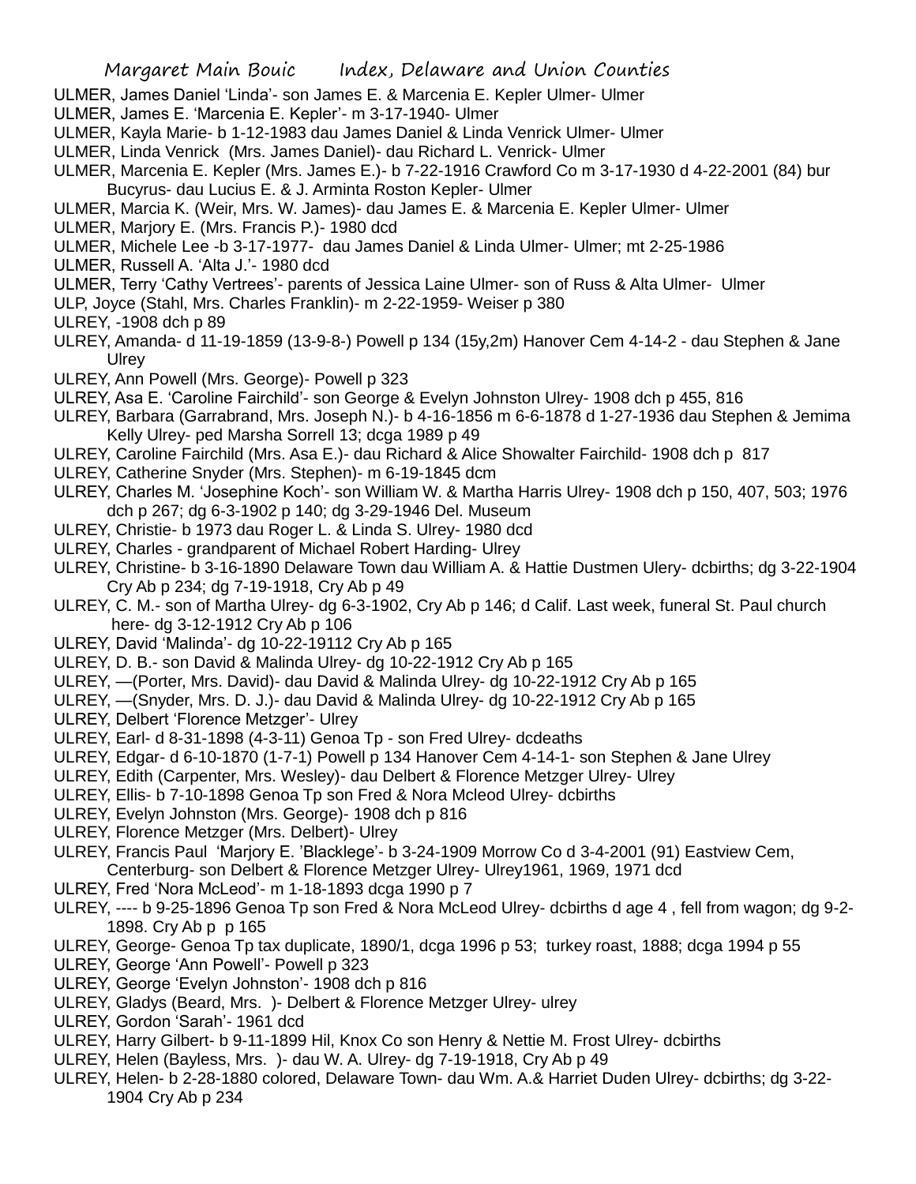ULMER, James Daniel 'Linda'- son James E. & Marcenia E. Kepler Ulmer- Ulmer

ULMER, James E. 'Marcenia E. Kepler'- m 3-17-1940- Ulmer

ULMER, Kayla Marie- b 1-12-1983 dau James Daniel & Linda Venrick Ulmer- Ulmer

ULMER, Linda Venrick (Mrs. James Daniel)- dau Richard L. Venrick- Ulmer

ULMER, Marcenia E. Kepler (Mrs. James E.)- b 7-22-1916 Crawford Co m 3-17-1930 d 4-22-2001 (84) bur Bucyrus- dau Lucius E. & J. Arminta Roston Kepler- Ulmer

ULMER, Marcia K. (Weir, Mrs. W. James)- dau James E. & Marcenia E. Kepler Ulmer- Ulmer

ULMER, Marjory E. (Mrs. Francis P.)- 1980 dcd

ULMER, Michele Lee -b 3-17-1977- dau James Daniel & Linda Ulmer- Ulmer; mt 2-25-1986

ULMER, Russell A. 'Alta J.'- 1980 dcd

ULMER, Terry 'Cathy Vertrees'- parents of Jessica Laine Ulmer- son of Russ & Alta Ulmer- Ulmer

ULP, Joyce (Stahl, Mrs. Charles Franklin)- m 2-22-1959- Weiser p 380

ULREY, -1908 dch p 89

ULREY, Amanda- d 11-19-1859 (13-9-8-) Powell p 134 (15y,2m) Hanover Cem 4-14-2 - dau Stephen & Jane Ulrey

ULREY, Ann Powell (Mrs. George)- Powell p 323

ULREY, Asa E. 'Caroline Fairchild'- son George & Evelyn Johnston Ulrey- 1908 dch p 455, 816

ULREY, Barbara (Garrabrand, Mrs. Joseph N.)- b 4-16-1856 m 6-6-1878 d 1-27-1936 dau Stephen & Jemima Kelly Ulrey- ped Marsha Sorrell 13; dcga 1989 p 49

ULREY, Caroline Fairchild (Mrs. Asa E.)- dau Richard & Alice Showalter Fairchild- 1908 dch p 817

ULREY, Catherine Snyder (Mrs. Stephen)- m 6-19-1845 dcm

ULREY, Charles M. 'Josephine Koch'- son William W. & Martha Harris Ulrey- 1908 dch p 150, 407, 503; 1976 dch p 267; dg 6-3-1902 p 140; dg 3-29-1946 Del. Museum

ULREY, Christie- b 1973 dau Roger L. & Linda S. Ulrey- 1980 dcd

ULREY, Charles - grandparent of Michael Robert Harding- Ulrey

ULREY, Christine- b 3-16-1890 Delaware Town dau William A. & Hattie Dustmen Ulery- dcbirths; dg 3-22-1904 Cry Ab p 234; dg 7-19-1918, Cry Ab p 49

ULREY, C. M.- son of Martha Ulrey- dg 6-3-1902, Cry Ab p 146; d Calif. Last week, funeral St. Paul church here- dg 3-12-1912 Cry Ab p 106

ULREY, David 'Malinda'- dg 10-22-19112 Cry Ab p 165

ULREY, D. B.- son David & Malinda Ulrey- dg 10-22-1912 Cry Ab p 165

ULREY, —(Porter, Mrs. David)- dau David & Malinda Ulrey- dg 10-22-1912 Cry Ab p 165

ULREY, —(Snyder, Mrs. D. J.)- dau David & Malinda Ulrey- dg 10-22-1912 Cry Ab p 165

ULREY, Delbert 'Florence Metzger'- Ulrey

ULREY, Earl- d 8-31-1898 (4-3-11) Genoa Tp - son Fred Ulrey- dcdeaths

ULREY, Edgar- d 6-10-1870 (1-7-1) Powell p 134 Hanover Cem 4-14-1- son Stephen & Jane Ulrey

ULREY, Edith (Carpenter, Mrs. Wesley)- dau Delbert & Florence Metzger Ulrey- Ulrey

ULREY, Ellis- b 7-10-1898 Genoa Tp son Fred & Nora Mcleod Ulrey- dcbirths

ULREY, Evelyn Johnston (Mrs. George)- 1908 dch p 816

ULREY, Florence Metzger (Mrs. Delbert)- Ulrey

ULREY, Francis Paul 'Marjory E. 'Blacklege'- b 3-24-1909 Morrow Co d 3-4-2001 (91) Eastview Cem, Centerburg- son Delbert & Florence Metzger Ulrey- Ulrey1961, 1969, 1971 dcd

ULREY, Fred 'Nora McLeod'- m 1-18-1893 dcga 1990 p 7

ULREY, ---- b 9-25-1896 Genoa Tp son Fred & Nora McLeod Ulrey- dcbirths d age 4 , fell from wagon; dg 9-2-1898. Cry Ab p p 165

ULREY, George- Genoa Tp tax duplicate, 1890/1, dcga 1996 p 53; turkey roast, 1888; dcga 1994 p 55

ULREY, George 'Ann Powell'- Powell p 323

ULREY, George 'Evelyn Johnston'- 1908 dch p 816

ULREY, Gladys (Beard, Mrs. )- Delbert & Florence Metzger Ulrey- ulrey

ULREY, Gordon 'Sarah'- 1961 dcd

ULREY, Harry Gilbert- b 9-11-1899 Hil, Knox Co son Henry & Nettie M. Frost Ulrey- dcbirths

ULREY, Helen (Bayless, Mrs. )- dau W. A. Ulrey- dg 7-19-1918, Cry Ab p 49

ULREY, Helen- b 2-28-1880 colored, Delaware Town- dau Wm. A.& Harriet Duden Ulrey- dcbirths; dg 3-22-1904 Cry Ab p 234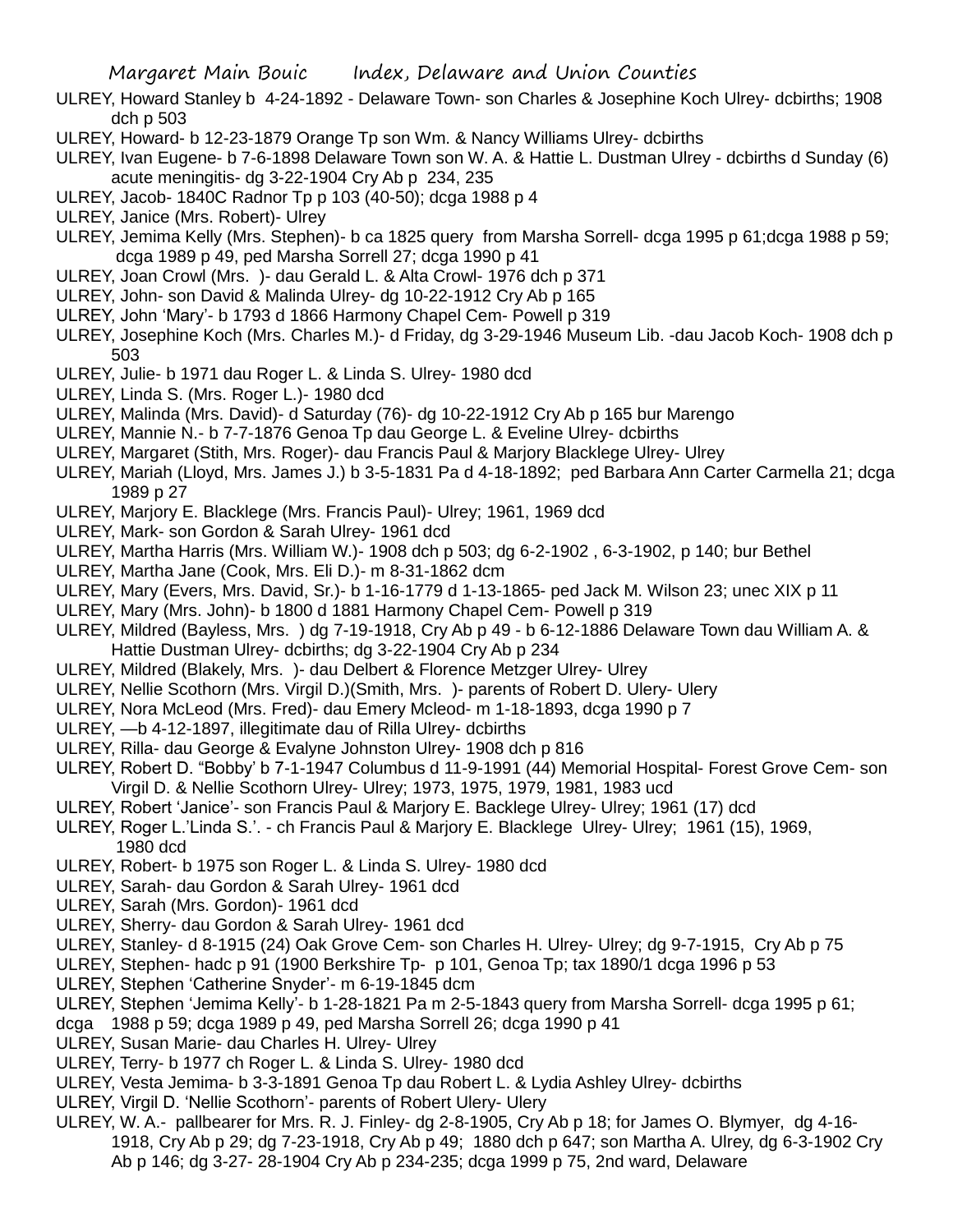ULREY, Howard Stanley b 4-24-1892 - Delaware Town- son Charles & Josephine Koch Ulrey- dcbirths; 1908 dch p 503

ULREY, Howard- b 12-23-1879 Orange Tp son Wm. & Nancy Williams Ulrey- dcbirths

ULREY, Ivan Eugene- b 7-6-1898 Delaware Town son W. A. & Hattie L. Dustman Ulrey - dcbirths d Sunday (6) acute meningitis- dg 3-22-1904 Cry Ab p 234, 235

ULREY, Jacob- 1840C Radnor Tp p 103 (40-50); dcga 1988 p 4

ULREY, Janice (Mrs. Robert)- Ulrey

ULREY, Jemima Kelly (Mrs. Stephen)- b ca 1825 query from Marsha Sorrell- dcga 1995 p 61;dcga 1988 p 59; dcga 1989 p 49, ped Marsha Sorrell 27; dcga 1990 p 41

ULREY, Joan Crowl (Mrs. )- dau Gerald L. & Alta Crowl- 1976 dch p 371

ULREY, John- son David & Malinda Ulrey- dg 10-22-1912 Cry Ab p 165

ULREY, John 'Mary'- b 1793 d 1866 Harmony Chapel Cem- Powell p 319

ULREY, Josephine Koch (Mrs. Charles M.)- d Friday, dg 3-29-1946 Museum Lib. -dau Jacob Koch- 1908 dch p 503

ULREY, Julie- b 1971 dau Roger L. & Linda S. Ulrey- 1980 dcd

ULREY, Linda S. (Mrs. Roger L.)- 1980 dcd

ULREY, Malinda (Mrs. David)- d Saturday (76)- dg 10-22-1912 Cry Ab p 165 bur Marengo

ULREY, Mannie N.- b 7-7-1876 Genoa Tp dau George L. & Eveline Ulrey- dcbirths

ULREY, Margaret (Stith, Mrs. Roger)- dau Francis Paul & Marjory Blacklege Ulrey- Ulrey

ULREY, Mariah (Lloyd, Mrs. James J.) b 3-5-1831 Pa d 4-18-1892; ped Barbara Ann Carter Carmella 21; dcga 1989 p 27

ULREY, Marjory E. Blacklege (Mrs. Francis Paul)- Ulrey; 1961, 1969 dcd

ULREY, Mark- son Gordon & Sarah Ulrey- 1961 dcd

ULREY, Martha Harris (Mrs. William W.)- 1908 dch p 503; dg 6-2-1902 , 6-3-1902, p 140; bur Bethel

ULREY, Martha Jane (Cook, Mrs. Eli D.)- m 8-31-1862 dcm

ULREY, Mary (Evers, Mrs. David, Sr.)- b 1-16-1779 d 1-13-1865- ped Jack M. Wilson 23; unec XIX p 11

ULREY, Mary (Mrs. John)- b 1800 d 1881 Harmony Chapel Cem- Powell p 319

ULREY, Mildred (Bayless, Mrs. ) dg 7-19-1918, Cry Ab p 49 - b 6-12-1886 Delaware Town dau William A. & Hattie Dustman Ulrey- dcbirths; dg 3-22-1904 Cry Ab p 234

ULREY, Mildred (Blakely, Mrs. )- dau Delbert & Florence Metzger Ulrey- Ulrey

ULREY, Nellie Scothorn (Mrs. Virgil D.)(Smith, Mrs. )- parents of Robert D. Ulery- Ulery

ULREY, Nora McLeod (Mrs. Fred)- dau Emery Mcleod- m 1-18-1893, dcga 1990 p 7

ULREY, —b 4-12-1897, illegitimate dau of Rilla Ulrey- dcbirths

ULREY, Rilla- dau George & Evalyne Johnston Ulrey- 1908 dch p 816

ULREY, Robert D. "Bobby' b 7-1-1947 Columbus d 11-9-1991 (44) Memorial Hospital- Forest Grove Cem- son Virgil D. & Nellie Scothorn Ulrey- Ulrey; 1973, 1975, 1979, 1981, 1983 ucd

ULREY, Robert 'Janice'- son Francis Paul & Marjory E. Backlege Ulrey- Ulrey; 1961 (17) dcd

ULREY, Roger L.'Linda S.'. - ch Francis Paul & Marjory E. Blacklege Ulrey- Ulrey; 1961 (15), 1969, 1980 dcd

ULREY, Robert- b 1975 son Roger L. & Linda S. Ulrey- 1980 dcd

ULREY, Sarah- dau Gordon & Sarah Ulrey- 1961 dcd

ULREY, Sarah (Mrs. Gordon)- 1961 dcd

ULREY, Sherry- dau Gordon & Sarah Ulrey- 1961 dcd

ULREY, Stanley- d 8-1915 (24) Oak Grove Cem- son Charles H. Ulrey- Ulrey; dg 9-7-1915, Cry Ab p 75

ULREY, Stephen- hadc p 91 (1900 Berkshire Tp- p 101, Genoa Tp; tax 1890/1 dcga 1996 p 53

ULREY, Stephen 'Catherine Snyder'- m 6-19-1845 dcm

ULREY, Stephen 'Jemima Kelly'- b 1-28-1821 Pa m 2-5-1843 query from Marsha Sorrell- dcga 1995 p 61; dcga 1988 p 59; dcga 1989 p 49, ped Marsha Sorrell 26; dcga 1990 p 41

ULREY, Susan Marie- dau Charles H. Ulrey- Ulrey

ULREY, Terry- b 1977 ch Roger L. & Linda S. Ulrey- 1980 dcd

ULREY, Vesta Jemima- b 3-3-1891 Genoa Tp dau Robert L. & Lydia Ashley Ulrey- dcbirths

ULREY, Virgil D. 'Nellie Scothorn'- parents of Robert Ulery- Ulery

ULREY, W. A.- pallbearer for Mrs. R. J. Finley- dg 2-8-1905, Cry Ab p 18; for James O. Blymyer, dg 4-16-1918, Cry Ab p 29; dg 7-23-1918, Cry Ab p 49; 1880 dch p 647; son Martha A. Ulrey, dg 6-3-1902 Cry Ab p 146; dg 3-27- 28-1904 Cry Ab p 234-235; dcga 1999 p 75, 2nd ward, Delaware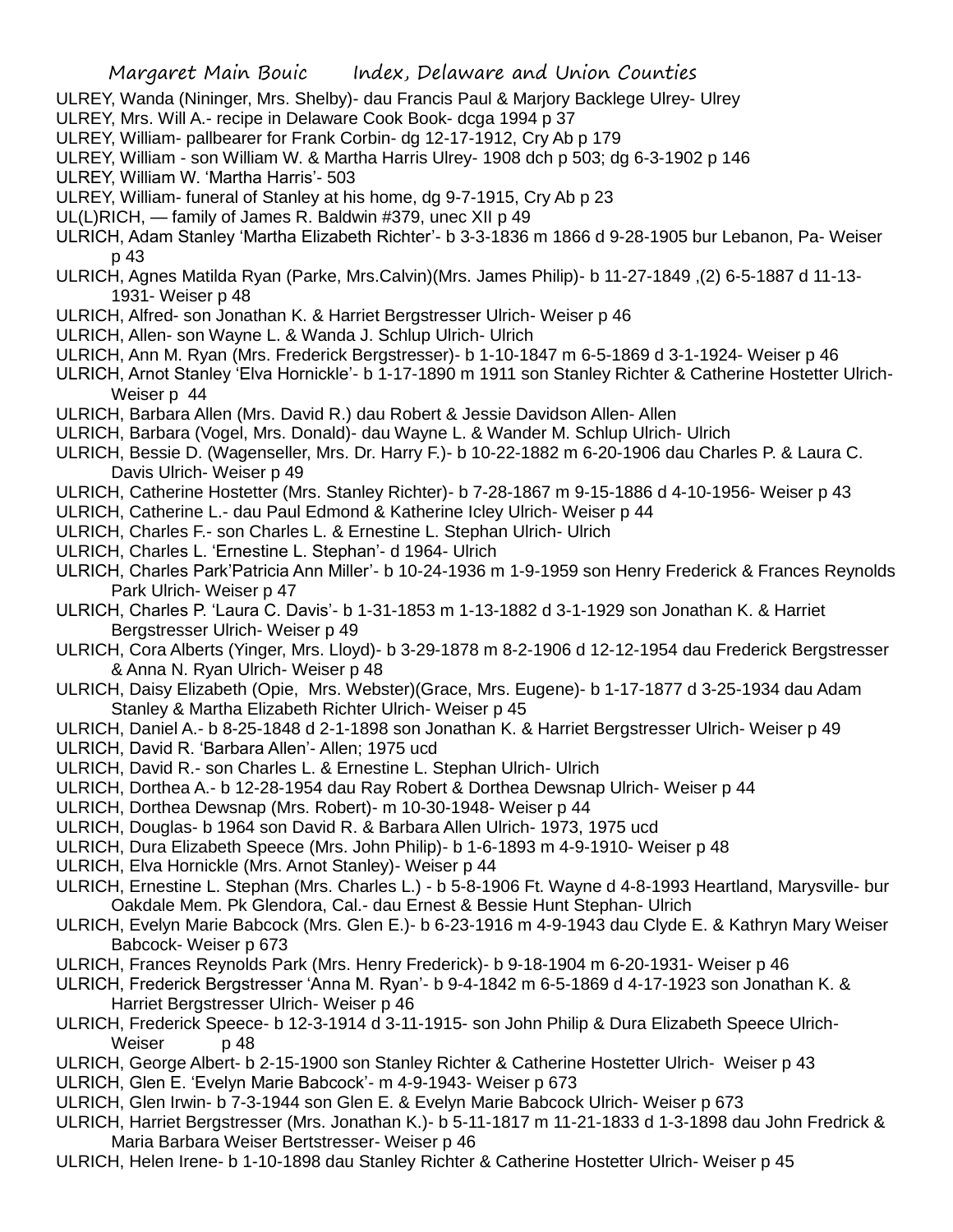ULREY, Wanda (Nininger, Mrs. Shelby)- dau Francis Paul & Marjory Backlege Ulrey- Ulrey

ULREY, Mrs. Will A.- recipe in Delaware Cook Book- dcga 1994 p 37

ULREY, William- pallbearer for Frank Corbin- dg 12-17-1912, Cry Ab p 179

ULREY, William - son William W. & Martha Harris Ulrey- 1908 dch p 503; dg 6-3-1902 p 146

ULREY, William W. 'Martha Harris'- 503

ULREY, William- funeral of Stanley at his home, dg 9-7-1915, Cry Ab p 23

UL(L)RICH, — family of James R. Baldwin #379, unec XII p 49

ULRICH, Adam Stanley 'Martha Elizabeth Richter'- b 3-3-1836 m 1866 d 9-28-1905 bur Lebanon, Pa- Weiser p 43

ULRICH, Agnes Matilda Ryan (Parke, Mrs.Calvin)(Mrs. James Philip)- b 11-27-1849 ,(2) 6-5-1887 d 11-13-1931- Weiser p 48

ULRICH, Alfred- son Jonathan K. & Harriet Bergstresser Ulrich- Weiser p 46

ULRICH, Allen- son Wayne L. & Wanda J. Schlup Ulrich- Ulrich

ULRICH, Ann M. Ryan (Mrs. Frederick Bergstresser)- b 1-10-1847 m 6-5-1869 d 3-1-1924- Weiser p 46

ULRICH, Arnot Stanley 'Elva Hornickle'- b 1-17-1890 m 1911 son Stanley Richter & Catherine Hostetter Ulrich- Weiser p 44

ULRICH, Barbara Allen (Mrs. David R.) dau Robert & Jessie Davidson Allen- Allen

ULRICH, Barbara (Vogel, Mrs. Donald)- dau Wayne L. & Wander M. Schlup Ulrich- Ulrich

ULRICH, Bessie D. (Wagenseller, Mrs. Dr. Harry F.)- b 10-22-1882 m 6-20-1906 dau Charles P. & Laura C. Davis Ulrich- Weiser p 49

ULRICH, Catherine Hostetter (Mrs. Stanley Richter)- b 7-28-1867 m 9-15-1886 d 4-10-1956- Weiser p 43

ULRICH, Catherine L.- dau Paul Edmond & Katherine Icley Ulrich- Weiser p 44

ULRICH, Charles F.- son Charles L. & Ernestine L. Stephan Ulrich- Ulrich

ULRICH, Charles L. 'Ernestine L. Stephan'- d 1964- Ulrich

ULRICH, Charles Park'Patricia Ann Miller'- b 10-24-1936 m 1-9-1959 son Henry Frederick & Frances Reynolds Park Ulrich- Weiser p 47

ULRICH, Charles P. 'Laura C. Davis'- b 1-31-1853 m 1-13-1882 d 3-1-1929 son Jonathan K. & Harriet Bergstresser Ulrich- Weiser p 49

ULRICH, Cora Alberts (Yinger, Mrs. Lloyd)- b 3-29-1878 m 8-2-1906 d 12-12-1954 dau Frederick Bergstresser & Anna N. Ryan Ulrich- Weiser p 48

ULRICH, Daisy Elizabeth (Opie, Mrs. Webster)(Grace, Mrs. Eugene)- b 1-17-1877 d 3-25-1934 dau Adam Stanley & Martha Elizabeth Richter Ulrich- Weiser p 45

ULRICH, Daniel A.- b 8-25-1848 d 2-1-1898 son Jonathan K. & Harriet Bergstresser Ulrich- Weiser p 49

ULRICH, David R. 'Barbara Allen'- Allen; 1975 ucd

ULRICH, David R.- son Charles L. & Ernestine L. Stephan Ulrich- Ulrich

ULRICH, Dorthea A.- b 12-28-1954 dau Ray Robert & Dorthea Dewsnap Ulrich- Weiser p 44

ULRICH, Dorthea Dewsnap (Mrs. Robert)- m 10-30-1948- Weiser p 44

ULRICH, Douglas- b 1964 son David R. & Barbara Allen Ulrich- 1973, 1975 ucd

ULRICH, Dura Elizabeth Speece (Mrs. John Philip)- b 1-6-1893 m 4-9-1910- Weiser p 48

ULRICH, Elva Hornickle (Mrs. Arnot Stanley)- Weiser p 44

ULRICH, Ernestine L. Stephan (Mrs. Charles L.) - b 5-8-1906 Ft. Wayne d 4-8-1993 Heartland, Marysville- bur Oakdale Mem. Pk Glendora, Cal.- dau Ernest & Bessie Hunt Stephan- Ulrich

ULRICH, Evelyn Marie Babcock (Mrs. Glen E.)- b 6-23-1916 m 4-9-1943 dau Clyde E. & Kathryn Mary Weiser Babcock- Weiser p 673

ULRICH, Frances Reynolds Park (Mrs. Henry Frederick)- b 9-18-1904 m 6-20-1931- Weiser p 46

ULRICH, Frederick Bergstresser 'Anna M. Ryan'- b 9-4-1842 m 6-5-1869 d 4-17-1923 son Jonathan K. & Harriet Bergstresser Ulrich- Weiser p 46

ULRICH, Frederick Speece- b 12-3-1914 d 3-11-1915- son John Philip & Dura Elizabeth Speece Ulrich- Weiser p 48

ULRICH, George Albert- b 2-15-1900 son Stanley Richter & Catherine Hostetter Ulrich- Weiser p 43

ULRICH, Glen E. 'Evelyn Marie Babcock'- m 4-9-1943- Weiser p 673

ULRICH, Glen Irwin- b 7-3-1944 son Glen E. & Evelyn Marie Babcock Ulrich- Weiser p 673

ULRICH, Harriet Bergstresser (Mrs. Jonathan K.)- b 5-11-1817 m 11-21-1833 d 1-3-1898 dau John Fredrick & Maria Barbara Weiser Bertstresser- Weiser p 46

ULRICH, Helen Irene- b 1-10-1898 dau Stanley Richter & Catherine Hostetter Ulrich- Weiser p 45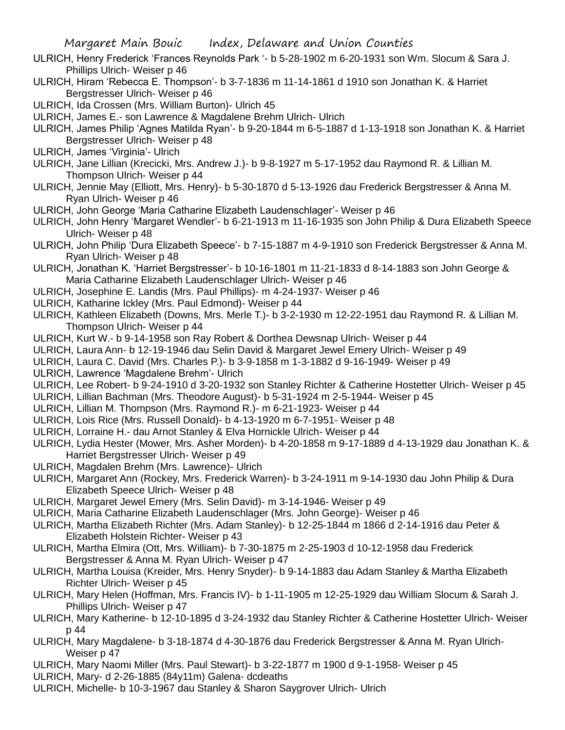ULRICH, Henry Frederick 'Frances Reynolds Park '- b 5-28-1902 m 6-20-1931 son Wm. Slocum & Sara J. Phillips Ulrich- Weiser p 46

ULRICH, Hiram 'Rebecca E. Thompson'- b 3-7-1836 m 11-14-1861 d 1910 son Jonathan K. & Harriet Bergstresser Ulrich- Weiser p 46

ULRICH, Ida Crossen (Mrs. William Burton)- Ulrich 45

ULRICH, James E.- son Lawrence & Magdalene Brehm Ulrich- Ulrich

ULRICH, James Philip 'Agnes Matilda Ryan'- b 9-20-1844 m 6-5-1887 d 1-13-1918 son Jonathan K. & Harriet Bergstresser Ulrich- Weiser p 48

ULRICH, James 'Virginia'- Ulrich

ULRICH, Jane Lillian (Krecicki, Mrs. Andrew J.)- b 9-8-1927 m 5-17-1952 dau Raymond R. & Lillian M. Thompson Ulrich- Weiser p 44

ULRICH, Jennie May (Elliott, Mrs. Henry)- b 5-30-1870 d 5-13-1926 dau Frederick Bergstresser & Anna M. Ryan Ulrich- Weiser p 46

ULRICH, John George 'Maria Catharine Elizabeth Laudenschlager'- Weiser p 46

ULRICH, John Henry 'Margaret Wendler'- b 6-21-1913 m 11-16-1935 son John Philip & Dura Elizabeth Speece Ulrich- Weiser p 48

ULRICH, John Philip 'Dura Elizabeth Speece'- b 7-15-1887 m 4-9-1910 son Frederick Bergstresser & Anna M. Ryan Ulrich- Weiser p 48

ULRICH, Jonathan K. 'Harriet Bergstresser'- b 10-16-1801 m 11-21-1833 d 8-14-1883 son John George & Maria Catharine Elizabeth Laudenschlager Ulrich- Weiser p 46

ULRICH, Josephine E. Landis (Mrs. Paul Phillips)- m 4-24-1937- Weiser p 46

ULRICH, Katharine Ickley (Mrs. Paul Edmond)- Weiser p 44

ULRICH, Kathleen Elizabeth (Downs, Mrs. Merle T.)- b 3-2-1930 m 12-22-1951 dau Raymond R. & Lillian M. Thompson Ulrich- Weiser p 44

ULRICH, Kurt W.- b 9-14-1958 son Ray Robert & Dorthea Dewsnap Ulrich- Weiser p 44

ULRICH, Laura Ann- b 12-19-1946 dau Selin David & Margaret Jewel Emery Ulrich- Weiser p 49

ULRICH, Laura C. David (Mrs. Charles P.)- b 3-9-1858 m 1-3-1882 d 9-16-1949- Weiser p 49

ULRICH, Lawrence 'Magdalene Brehm'- Ulrich

ULRICH, Lee Robert- b 9-24-1910 d 3-20-1932 son Stanley Richter & Catherine Hostetter Ulrich- Weiser p 45

ULRICH, Lillian Bachman (Mrs. Theodore August)- b 5-31-1924 m 2-5-1944- Weiser p 45

ULRICH, Lillian M. Thompson (Mrs. Raymond R.)- m 6-21-1923- Weiser p 44

ULRICH, Lois Rice (Mrs. Russell Donald)- b 4-13-1920 m 6-7-1951- Weiser p 48

ULRICH, Lorraine H.- dau Arnot Stanley & Elva Hornickle Ulrich- Weiser p 44

ULRICH, Lydia Hester (Mower, Mrs. Asher Morden)- b 4-20-1858 m 9-17-1889 d 4-13-1929 dau Jonathan K. & Harriet Bergstresser Ulrich- Weiser p 49

ULRICH, Magdalen Brehm (Mrs. Lawrence)- Ulrich

ULRICH, Margaret Ann (Rockey, Mrs. Frederick Warren)- b 3-24-1911 m 9-14-1930 dau John Philip & Dura Elizabeth Speece Ulrich- Weiser p 48

ULRICH, Margaret Jewel Emery (Mrs. Selin David)- m 3-14-1946- Weiser p 49

ULRICH, Maria Catharine Elizabeth Laudenschlager (Mrs. John George)- Weiser p 46

ULRICH, Martha Elizabeth Richter (Mrs. Adam Stanley)- b 12-25-1844 m 1866 d 2-14-1916 dau Peter & Elizabeth Holstein Richter- Weiser p 43

ULRICH, Martha Elmira (Ott, Mrs. William)- b 7-30-1875 m 2-25-1903 d 10-12-1958 dau Frederick Bergstresser & Anna M. Ryan Ulrich- Weiser p 47

ULRICH, Martha Louisa (Kreider, Mrs. Henry Snyder)- b 9-14-1883 dau Adam Stanley & Martha Elizabeth Richter Ulrich- Weiser p 45

ULRICH, Mary Helen (Hoffman, Mrs. Francis IV)- b 1-11-1905 m 12-25-1929 dau William Slocum & Sarah J. Phillips Ulrich- Weiser p 47

ULRICH, Mary Katherine- b 12-10-1895 d 3-24-1932 dau Stanley Richter & Catherine Hostetter Ulrich- Weiser p 44

ULRICH, Mary Magdalene- b 3-18-1874 d 4-30-1876 dau Frederick Bergstresser & Anna M. Ryan Ulrich- Weiser p 47

ULRICH, Mary Naomi Miller (Mrs. Paul Stewart)- b 3-22-1877 m 1900 d 9-1-1958- Weiser p 45

ULRICH, Mary- d 2-26-1885 (84y11m) Galena- dcdeaths

ULRICH, Michelle- b 10-3-1967 dau Stanley & Sharon Saygrover Ulrich- Ulrich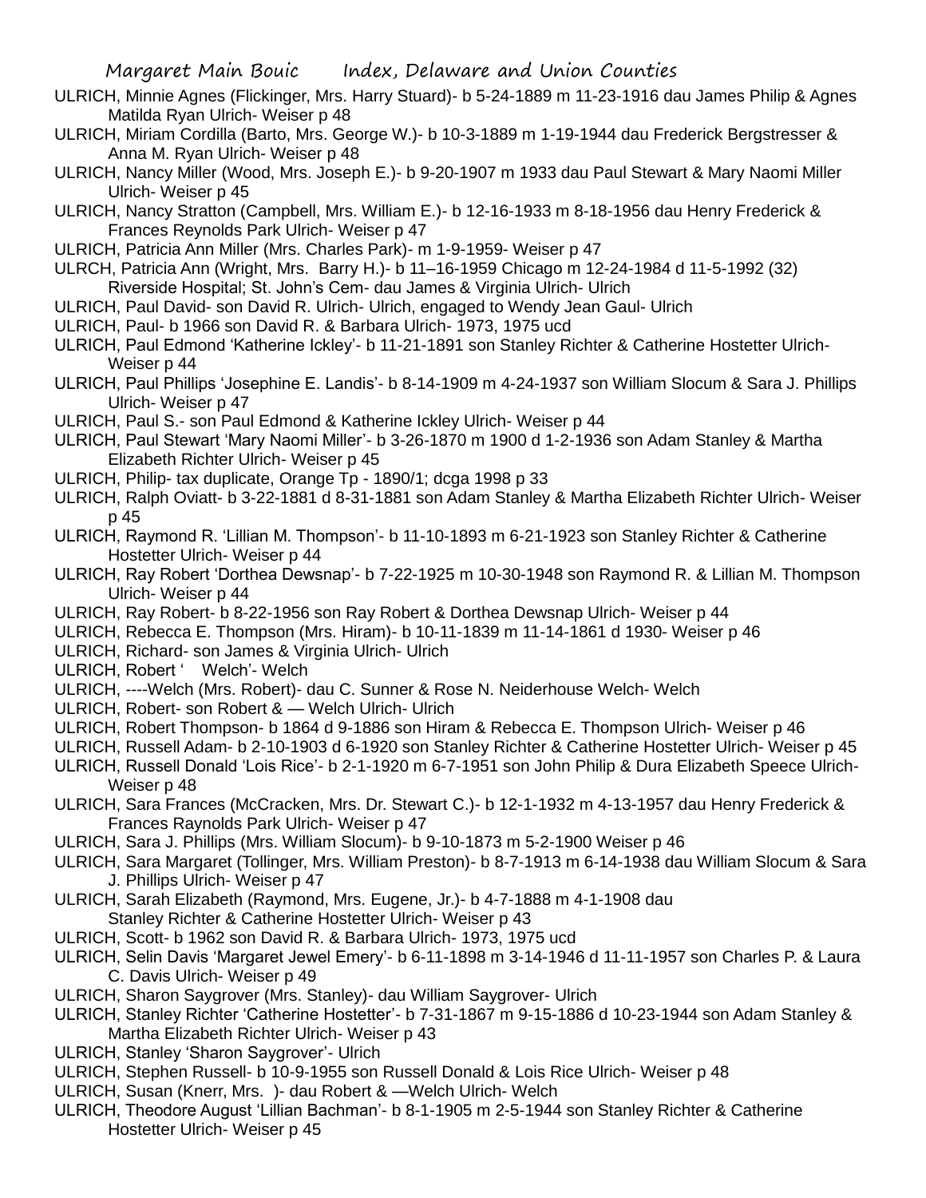ULRICH, Minnie Agnes (Flickinger, Mrs. Harry Stuard)- b 5-24-1889 m 11-23-1916 dau James Philip & Agnes Matilda Ryan Ulrich- Weiser p 48

ULRICH, Miriam Cordilla (Barto, Mrs. George W.)- b 10-3-1889 m 1-19-1944 dau Frederick Bergstresser & Anna M. Ryan Ulrich- Weiser p 48

ULRICH, Nancy Miller (Wood, Mrs. Joseph E.)- b 9-20-1907 m 1933 dau Paul Stewart & Mary Naomi Miller Ulrich- Weiser p 45

ULRICH, Nancy Stratton (Campbell, Mrs. William E.)- b 12-16-1933 m 8-18-1956 dau Henry Frederick & Frances Reynolds Park Ulrich- Weiser p 47

ULRICH, Patricia Ann Miller (Mrs. Charles Park)- m 1-9-1959- Weiser p 47

ULRCH, Patricia Ann (Wright, Mrs. Barry H.)- b 11–16-1959 Chicago m 12-24-1984 d 11-5-1992 (32) Riverside Hospital; St. John's Cem- dau James & Virginia Ulrich- Ulrich

ULRICH, Paul David- son David R. Ulrich- Ulrich, engaged to Wendy Jean Gaul- Ulrich

ULRICH, Paul- b 1966 son David R. & Barbara Ulrich- 1973, 1975 ucd

ULRICH, Paul Edmond 'Katherine Ickley'- b 11-21-1891 son Stanley Richter & Catherine Hostetter Ulrich- Weiser p 44

ULRICH, Paul Phillips 'Josephine E. Landis'- b 8-14-1909 m 4-24-1937 son William Slocum & Sara J. Phillips Ulrich- Weiser p 47

ULRICH, Paul S.- son Paul Edmond & Katherine Ickley Ulrich- Weiser p 44

ULRICH, Paul Stewart 'Mary Naomi Miller'- b 3-26-1870 m 1900 d 1-2-1936 son Adam Stanley & Martha Elizabeth Richter Ulrich- Weiser p 45

ULRICH, Philip- tax duplicate, Orange Tp - 1890/1; dcga 1998 p 33

ULRICH, Ralph Oviatt- b 3-22-1881 d 8-31-1881 son Adam Stanley & Martha Elizabeth Richter Ulrich- Weiser p 45

ULRICH, Raymond R. 'Lillian M. Thompson'- b 11-10-1893 m 6-21-1923 son Stanley Richter & Catherine Hostetter Ulrich- Weiser p 44

ULRICH, Ray Robert 'Dorthea Dewsnap'- b 7-22-1925 m 10-30-1948 son Raymond R. & Lillian M. Thompson Ulrich- Weiser p 44

ULRICH, Ray Robert- b 8-22-1956 son Ray Robert & Dorthea Dewsnap Ulrich- Weiser p 44

ULRICH, Rebecca E. Thompson (Mrs. Hiram)- b 10-11-1839 m 11-14-1861 d 1930- Weiser p 46

ULRICH, Richard- son James & Virginia Ulrich- Ulrich

ULRICH, Robert ' Welch'- Welch

ULRICH, ----Welch (Mrs. Robert)- dau C. Sunner & Rose N. Neiderhouse Welch- Welch

ULRICH, Robert- son Robert & — Welch Ulrich- Ulrich

ULRICH, Robert Thompson- b 1864 d 9-1886 son Hiram & Rebecca E. Thompson Ulrich- Weiser p 46

ULRICH, Russell Adam- b 2-10-1903 d 6-1920 son Stanley Richter & Catherine Hostetter Ulrich- Weiser p 45

ULRICH, Russell Donald 'Lois Rice'- b 2-1-1920 m 6-7-1951 son John Philip & Dura Elizabeth Speece Ulrich- Weiser p 48

ULRICH, Sara Frances (McCracken, Mrs. Dr. Stewart C.)- b 12-1-1932 m 4-13-1957 dau Henry Frederick & Frances Raynolds Park Ulrich- Weiser p 47

ULRICH, Sara J. Phillips (Mrs. William Slocum)- b 9-10-1873 m 5-2-1900 Weiser p 46

ULRICH, Sara Margaret (Tollinger, Mrs. William Preston)- b 8-7-1913 m 6-14-1938 dau William Slocum & Sara J. Phillips Ulrich- Weiser p 47

ULRICH, Sarah Elizabeth (Raymond, Mrs. Eugene, Jr.)- b 4-7-1888 m 4-1-1908 dau Stanley Richter & Catherine Hostetter Ulrich- Weiser p 43

ULRICH, Scott- b 1962 son David R. & Barbara Ulrich- 1973, 1975 ucd

ULRICH, Selin Davis 'Margaret Jewel Emery'- b 6-11-1898 m 3-14-1946 d 11-11-1957 son Charles P. & Laura C. Davis Ulrich- Weiser p 49

ULRICH, Sharon Saygrover (Mrs. Stanley)- dau William Saygrover- Ulrich

ULRICH, Stanley Richter 'Catherine Hostetter'- b 7-31-1867 m 9-15-1886 d 10-23-1944 son Adam Stanley & Martha Elizabeth Richter Ulrich- Weiser p 43

ULRICH, Stanley 'Sharon Saygrover'- Ulrich

ULRICH, Stephen Russell- b 10-9-1955 son Russell Donald & Lois Rice Ulrich- Weiser p 48

ULRICH, Susan (Knerr, Mrs. )- dau Robert & —Welch Ulrich- Welch

ULRICH, Theodore August 'Lillian Bachman'- b 8-1-1905 m 2-5-1944 son Stanley Richter & Catherine Hostetter Ulrich- Weiser p 45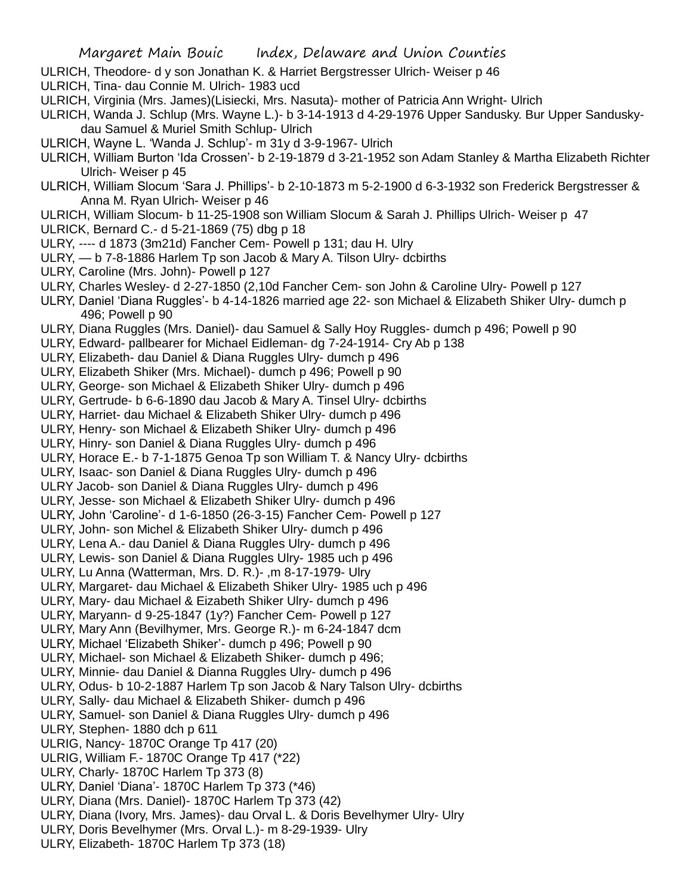ULRICH, Theodore- d y son Jonathan K. & Harriet Bergstresser Ulrich- Weiser p 46

ULRICH, Tina- dau Connie M. Ulrich- 1983 ucd

ULRICH, Virginia (Mrs. James)(Lisiecki, Mrs. Nasuta)- mother of Patricia Ann Wright- Ulrich

ULRICH, Wanda J. Schlup (Mrs. Wayne L.)- b 3-14-1913 d 4-29-1976 Upper Sandusky. Bur Upper Sandusky- dau Samuel & Muriel Smith Schlup- Ulrich

ULRICH, Wayne L. 'Wanda J. Schlup'- m 31y d 3-9-1967- Ulrich

ULRICH, William Burton 'Ida Crossen'- b 2-19-1879 d 3-21-1952 son Adam Stanley & Martha Elizabeth Richter Ulrich- Weiser p 45

ULRICH, William Slocum 'Sara J. Phillips'- b 2-10-1873 m 5-2-1900 d 6-3-1932 son Frederick Bergstresser & Anna M. Ryan Ulrich- Weiser p 46

ULRICH, William Slocum- b 11-25-1908 son William Slocum & Sarah J. Phillips Ulrich- Weiser p 47

ULRICK, Bernard C.- d 5-21-1869 (75) dbg p 18

ULRY, ---- d 1873 (3m21d) Fancher Cem- Powell p 131; dau H. Ulry

ULRY, — b 7-8-1886 Harlem Tp son Jacob & Mary A. Tilson Ulry- dcbirths

ULRY, Caroline (Mrs. John)- Powell p 127

ULRY, Charles Wesley- d 2-27-1850 (2,10d Fancher Cem- son John & Caroline Ulry- Powell p 127

ULRY, Daniel 'Diana Ruggles'- b 4-14-1826 married age 22- son Michael & Elizabeth Shiker Ulry- dumch p 496; Powell p 90

ULRY, Diana Ruggles (Mrs. Daniel)- dau Samuel & Sally Hoy Ruggles- dumch p 496; Powell p 90

ULRY, Edward- pallbearer for Michael Eidleman- dg 7-24-1914- Cry Ab p 138

ULRY, Elizabeth- dau Daniel & Diana Ruggles Ulry- dumch p 496

ULRY, Elizabeth Shiker (Mrs. Michael)- dumch p 496; Powell p 90

ULRY, George- son Michael & Elizabeth Shiker Ulry- dumch p 496

ULRY, Gertrude- b 6-6-1890 dau Jacob & Mary A. Tinsel Ulry- dcbirths

ULRY, Harriet- dau Michael & Elizabeth Shiker Ulry- dumch p 496

ULRY, Henry- son Michael & Elizabeth Shiker Ulry- dumch p 496

ULRY, Hinry- son Daniel & Diana Ruggles Ulry- dumch p 496

ULRY, Horace E.- b 7-1-1875 Genoa Tp son William T. & Nancy Ulry- dcbirths

ULRY, Isaac- son Daniel & Diana Ruggles Ulry- dumch p 496

ULRY Jacob- son Daniel & Diana Ruggles Ulry- dumch p 496

ULRY, Jesse- son Michael & Elizabeth Shiker Ulry- dumch p 496

ULRY, John 'Caroline'- d 1-6-1850 (26-3-15) Fancher Cem- Powell p 127

ULRY, John- son Michel & Elizabeth Shiker Ulry- dumch p 496

ULRY, Lena A.- dau Daniel & Diana Ruggles Ulry- dumch p 496

ULRY, Lewis- son Daniel & Diana Ruggles Ulry- 1985 uch p 496

ULRY, Lu Anna (Watterman, Mrs. D. R.)- ,m 8-17-1979- Ulry

ULRY, Margaret- dau Michael & Elizabeth Shiker Ulry- 1985 uch p 496

ULRY, Mary- dau Michael & Eizabeth Shiker Ulry- dumch p 496

ULRY, Maryann- d 9-25-1847 (1y?) Fancher Cem- Powell p 127

ULRY, Mary Ann (Bevilhymer, Mrs. George R.)- m 6-24-1847 dcm

ULRY, Michael 'Elizabeth Shiker'- dumch p 496; Powell p 90

ULRY, Michael- son Michael & Elizabeth Shiker- dumch p 496;

ULRY, Minnie- dau Daniel & Dianna Ruggles Ulry- dumch p 496

ULRY, Odus- b 10-2-1887 Harlem Tp son Jacob & Nary Talson Ulry- dcbirths

ULRY, Sally- dau Michael & Elizabeth Shiker- dumch p 496

ULRY, Samuel- son Daniel & Diana Ruggles Ulry- dumch p 496

ULRY, Stephen- 1880 dch p 611

ULRIG, Nancy- 1870C Orange Tp 417 (20)

ULRIG, William F.- 1870C Orange Tp 417 (*22)

ULRY, Charly- 1870C Harlem Tp 373 (8)

ULRY, Daniel 'Diana'- 1870C Harlem Tp 373 (*46)

ULRY, Diana (Mrs. Daniel)- 1870C Harlem Tp 373 (42)

ULRY, Diana (Ivory, Mrs. James)- dau Orval L. & Doris Bevelhymer Ulry- Ulry

ULRY, Doris Bevelhymer (Mrs. Orval L.)- m 8-29-1939- Ulry

ULRY, Elizabeth- 1870C Harlem Tp 373 (18)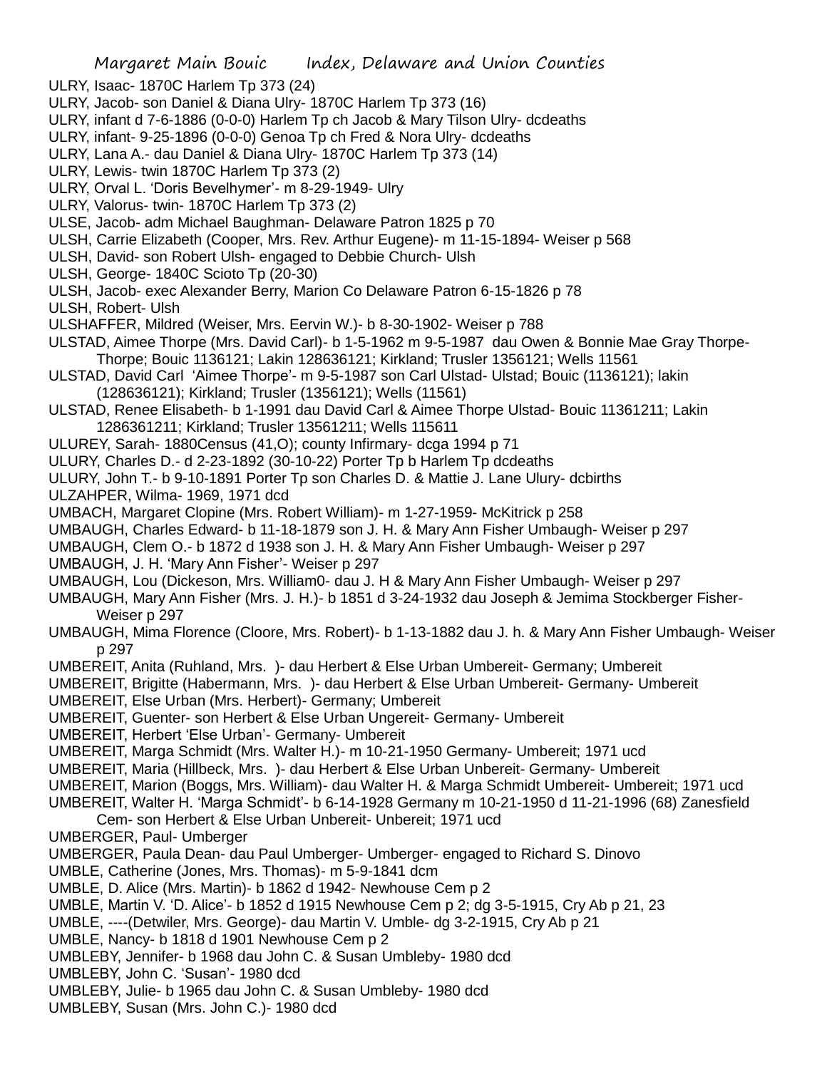ULRY, Isaac- 1870C Harlem Tp 373 (24)
ULRY, Jacob- son Daniel & Diana Ulry- 1870C Harlem Tp 373 (16)
ULRY, infant d 7-6-1886 (0-0-0) Harlem Tp ch Jacob & Mary Tilson Ulry- dcdeaths
ULRY, infant- 9-25-1896 (0-0-0) Genoa Tp ch Fred & Nora Ulry- dcdeaths
ULRY, Lana A.- dau Daniel & Diana Ulry- 1870C Harlem Tp 373 (14)
ULRY, Lewis- twin 1870C Harlem Tp 373 (2)
ULRY, Orval L. 'Doris Bevelhymer'- m 8-29-1949- Ulry
ULRY, Valorus- twin- 1870C Harlem Tp 373 (2)
ULSE, Jacob- adm Michael Baughman- Delaware Patron 1825 p 70
ULSH, Carrie Elizabeth (Cooper, Mrs. Rev. Arthur Eugene)- m 11-15-1894- Weiser p 568
ULSH, David- son Robert Ulsh- engaged to Debbie Church- Ulsh
ULSH, George- 1840C Scioto Tp (20-30)
ULSH, Jacob- exec Alexander Berry, Marion Co Delaware Patron 6-15-1826 p 78
ULSH, Robert- Ulsh
ULSHAFFER, Mildred (Weiser, Mrs. Eervin W.)- b 8-30-1902- Weiser p 788
ULSTAD, Aimee Thorpe (Mrs. David Carl)- b 1-5-1962 m 9-5-1987 dau Owen & Bonnie Mae Gray Thorpe- Thorpe; Bouic 1136121; Lakin 128636121; Kirkland; Trusler 1356121; Wells 11561
ULSTAD, David Carl 'Aimee Thorpe'- m 9-5-1987 son Carl Ulstad- Ulstad; Bouic (1136121); lakin (128636121); Kirkland; Trusler (1356121); Wells (11561)
ULSTAD, Renee Elisabeth- b 1-1991 dau David Carl & Aimee Thorpe Ulstad- Bouic 11361211; Lakin 1286361211; Kirkland; Trusler 13561211; Wells 115611
ULUREY, Sarah- 1880Census (41,O); county Infirmary- dcga 1994 p 71
ULURY, Charles D.- d 2-23-1892 (30-10-22) Porter Tp b Harlem Tp dcdeaths
ULURY, John T.- b 9-10-1891 Porter Tp son Charles D. & Mattie J. Lane Ulury- dcbirths
ULZAHPER, Wilma- 1969, 1971 dcd
UMBACH, Margaret Clopine (Mrs. Robert William)- m 1-27-1959- McKitrick p 258
UMBAUGH, Charles Edward- b 11-18-1879 son J. H. & Mary Ann Fisher Umbaugh- Weiser p 297
UMBAUGH, Clem O.- b 1872 d 1938 son J. H. & Mary Ann Fisher Umbaugh- Weiser p 297
UMBAUGH, J. H. 'Mary Ann Fisher'- Weiser p 297
UMBAUGH, Lou (Dickeson, Mrs. William0- dau J. H & Mary Ann Fisher Umbaugh- Weiser p 297
UMBAUGH, Mary Ann Fisher (Mrs. J. H.)- b 1851 d 3-24-1932 dau Joseph & Jemima Stockberger Fisher- Weiser p 297
UMBAUGH, Mima Florence (Cloore, Mrs. Robert)- b 1-13-1882 dau J. h. & Mary Ann Fisher Umbaugh- Weiser p 297
UMBEREIT, Anita (Ruhland, Mrs. )- dau Herbert & Else Urban Umbereit- Germany; Umbereit
UMBEREIT, Brigitte (Habermann, Mrs. )- dau Herbert & Else Urban Umbereit- Germany- Umbereit
UMBEREIT, Else Urban (Mrs. Herbert)- Germany; Umbereit
UMBEREIT, Guenter- son Herbert & Else Urban Ungereit- Germany- Umbereit
UMBEREIT, Herbert 'Else Urban'- Germany- Umbereit
UMBEREIT, Marga Schmidt (Mrs. Walter H.)- m 10-21-1950 Germany- Umbereit; 1971 ucd
UMBEREIT, Maria (Hillbeck, Mrs. )- dau Herbert & Else Urban Unbereit- Germany- Umbereit
UMBEREIT, Marion (Boggs, Mrs. William)- dau Walter H. & Marga Schmidt Umbereit- Umbereit; 1971 ucd
UMBEREIT, Walter H. 'Marga Schmidt'- b 6-14-1928 Germany m 10-21-1950 d 11-21-1996 (68) Zanesfield Cem- son Herbert & Else Urban Unbereit- Unbereit; 1971 ucd
UMBERGER, Paul- Umberger
UMBERGER, Paula Dean- dau Paul Umberger- Umberger- engaged to Richard S. Dinovo
UMBLE, Catherine (Jones, Mrs. Thomas)- m 5-9-1841 dcm
UMBLE, D. Alice (Mrs. Martin)- b 1862 d 1942- Newhouse Cem p 2
UMBLE, Martin V. 'D. Alice'- b 1852 d 1915 Newhouse Cem p 2; dg 3-5-1915, Cry Ab p 21, 23
UMBLE, ----(Detwiler, Mrs. George)- dau Martin V. Umble- dg 3-2-1915, Cry Ab p 21
UMBLE, Nancy- b 1818 d 1901 Newhouse Cem p 2
UMBLEBY, Jennifer- b 1968 dau John C. & Susan Umbleby- 1980 dcd
UMBLEBY, John C. 'Susan'- 1980 dcd
UMBLEBY, Julie- b 1965 dau John C. & Susan Umbleby- 1980 dcd
UMBLEBY, Susan (Mrs. John C.)- 1980 dcd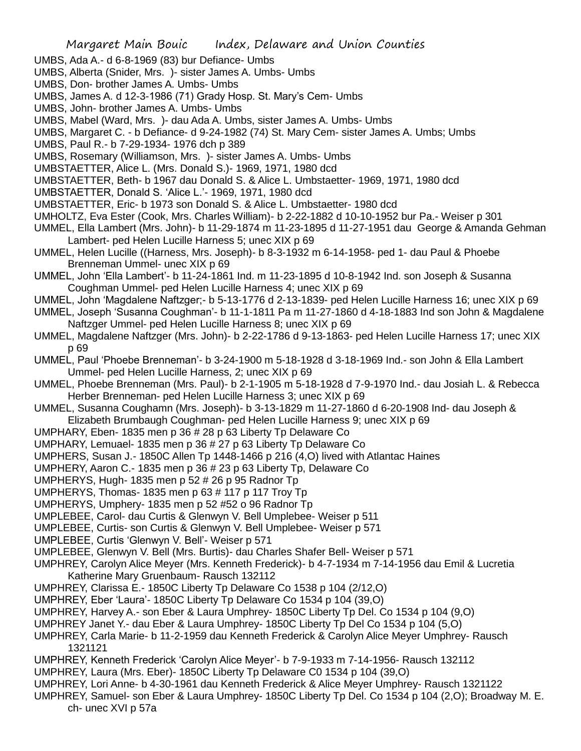UMBS, Ada A.- d 6-8-1969 (83) bur Defiance- Umbs
UMBS, Alberta (Snider, Mrs. )- sister James A. Umbs- Umbs
UMBS, Don- brother James A. Umbs- Umbs
UMBS, James A. d 12-3-1986 (71) Grady Hosp. St. Mary's Cem- Umbs
UMBS, John- brother James A. Umbs- Umbs
UMBS, Mabel (Ward, Mrs. )- dau Ada A. Umbs, sister James A. Umbs- Umbs
UMBS, Margaret C. - b Defiance- d 9-24-1982 (74) St. Mary Cem- sister James A. Umbs; Umbs
UMBS, Paul R.- b 7-29-1934- 1976 dch p 389
UMBS, Rosemary (Williamson, Mrs. )- sister James A. Umbs- Umbs
UMBSTAETTER, Alice L. (Mrs. Donald S.)- 1969, 1971, 1980 dcd
UMBSTAETTER, Beth- b 1967 dau Donald S. & Alice L. Umbstaetter- 1969, 1971, 1980 dcd
UMBSTAETTER, Donald S. 'Alice L.'- 1969, 1971, 1980 dcd
UMBSTAETTER, Eric- b 1973 son Donald S. & Alice L. Umbstaetter- 1980 dcd
UMHOLTZ, Eva Ester (Cook, Mrs. Charles William)- b 2-22-1882 d 10-10-1952 bur Pa.- Weiser p 301
UMMEL, Ella Lambert (Mrs. John)- b 11-29-1874 m 11-23-1895 d 11-27-1951 dau George & Amanda Gehman Lambert- ped Helen Lucille Harness 5; unec XIX p 69
UMMEL, Helen Lucille ((Harness, Mrs. Joseph)- b 8-3-1932 m 6-14-1958- ped 1- dau Paul & Phoebe Brenneman Ummel- unec XIX p 69
UMMEL, John 'Ella Lambert'- b 11-24-1861 Ind. m 11-23-1895 d 10-8-1942 Ind. son Joseph & Susanna Coughman Ummel- ped Helen Lucille Harness 4; unec XIX p 69
UMMEL, John 'Magdalene Naftzger;- b 5-13-1776 d 2-13-1839- ped Helen Lucille Harness 16; unec XIX p 69
UMMEL, Joseph 'Susanna Coughman'- b 11-1-1811 Pa m 11-27-1860 d 4-18-1883 Ind son John & Magdalene Naftzger Ummel- ped Helen Lucille Harness 8; unec XIX p 69
UMMEL, Magdalene Naftzger (Mrs. John)- b 2-22-1786 d 9-13-1863- ped Helen Lucille Harness 17; unec XIX p 69
UMMEL, Paul 'Phoebe Brenneman'- b 3-24-1900 m 5-18-1928 d 3-18-1969 Ind.- son John & Ella Lambert Ummel- ped Helen Lucille Harness, 2; unec XIX p 69
UMMEL, Phoebe Brenneman (Mrs. Paul)- b 2-1-1905 m 5-18-1928 d 7-9-1970 Ind.- dau Josiah L. & Rebecca Herber Brenneman- ped Helen Lucille Harness 3; unec XIX p 69
UMMEL, Susanna Coughamn (Mrs. Joseph)- b 3-13-1829 m 11-27-1860 d 6-20-1908 Ind- dau Joseph & Elizabeth Brumbaugh Coughman- ped Helen Lucille Harness 9; unec XIX p 69
UMPHARY, Eben- 1835 men p 36 # 28 p 63 Liberty Tp Delaware Co
UMPHARY, Lemuael- 1835 men p 36 # 27 p 63 Liberty Tp Delaware Co
UMPHERS, Susan J.- 1850C Allen Tp 1448-1466 p 216 (4,O) lived with Atlantac Haines
UMPHERY, Aaron C.- 1835 men p 36 # 23 p 63 Liberty Tp, Delaware Co
UMPHERYS, Hugh- 1835 men p 52 # 26 p 95 Radnor Tp
UMPHERYS, Thomas- 1835 men p 63 # 117 p 117 Troy Tp
UMPHERYS, Umphery- 1835 men p 52 #52 o 96 Radnor Tp
UMPLEBEE, Carol- dau Curtis & Glenwyn V. Bell Umplebee- Weiser p 511
UMPLEBEE, Curtis- son Curtis & Glenwyn V. Bell Umplebee- Weiser p 571
UMPLEBEE, Curtis 'Glenwyn V. Bell'- Weiser p 571
UMPLEBEE, Glenwyn V. Bell (Mrs. Burtis)- dau Charles Shafer Bell- Weiser p 571
UMPHREY, Carolyn Alice Meyer (Mrs. Kenneth Frederick)- b 4-7-1934 m 7-14-1956 dau Emil & Lucretia Katherine Mary Gruenbaum- Rausch 132112
UMPHREY, Clarissa E.- 1850C Liberty Tp Delaware Co 1538 p 104 (2/12,O)
UMPHREY, Eber 'Laura'- 1850C Liberty Tp Delaware Co 1534 p 104 (39,O)
UMPHREY, Harvey A.- son Eber & Laura Umphrey- 1850C Liberty Tp Del. Co 1534 p 104 (9,O)
UMPHREY Janet Y.- dau Eber & Laura Umphrey- 1850C Liberty Tp Del Co 1534 p 104 (5,O)
UMPHREY, Carla Marie- b 11-2-1959 dau Kenneth Frederick & Carolyn Alice Meyer Umphrey- Rausch 1321121
UMPHREY, Kenneth Frederick 'Carolyn Alice Meyer'- b 7-9-1933 m 7-14-1956- Rausch 132112
UMPHREY, Laura (Mrs. Eber)- 1850C Liberty Tp Delaware C0 1534 p 104 (39,O)
UMPHREY, Lori Anne- b 4-30-1961 dau Kenneth Frederick & Alice Meyer Umphrey- Rausch 1321122
UMPHREY, Samuel- son Eber & Laura Umphrey- 1850C Liberty Tp Del. Co 1534 p 104 (2,O); Broadway M. E. ch- unec XVI p 57a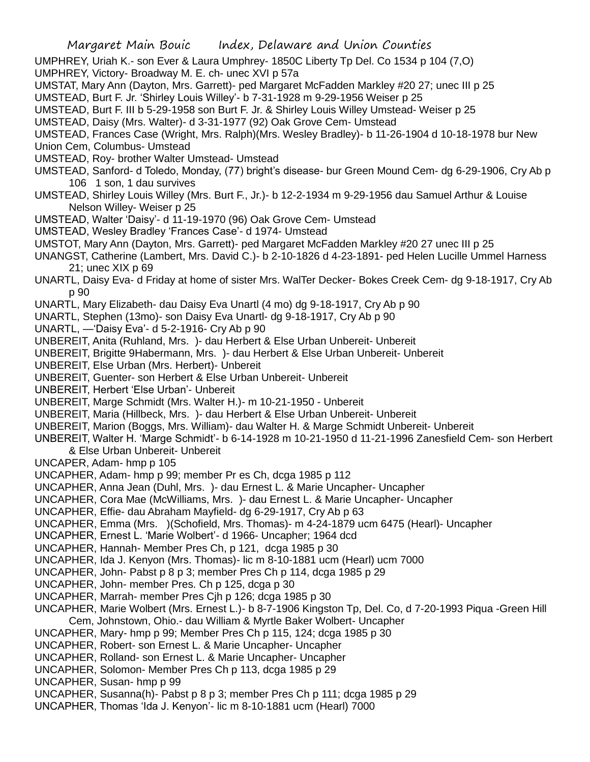UMPHREY, Uriah K.- son Ever & Laura Umphrey- 1850C Liberty Tp Del. Co 1534 p 104 (7,O)

UMPHREY, Victory- Broadway M. E. ch- unec XVI p 57a

UMSTAT, Mary Ann (Dayton, Mrs. Garrett)- ped Margaret McFadden Markley #20 27; unec III p 25

UMSTEAD, Burt F. Jr. 'Shirley Louis Willey'- b 7-31-1928 m 9-29-1956 Weiser p 25

UMSTEAD, Burt F. III b 5-29-1958 son Burt F. Jr. & Shirley Louis Willey Umstead- Weiser p 25

UMSTEAD, Daisy (Mrs. Walter)- d 3-31-1977 (92) Oak Grove Cem- Umstead

UMSTEAD, Frances Case (Wright, Mrs. Ralph)(Mrs. Wesley Bradley)- b 11-26-1904 d 10-18-1978 bur New Union Cem, Columbus- Umstead

UMSTEAD, Roy- brother Walter Umstead- Umstead

UMSTEAD, Sanford- d Toledo, Monday, (77) bright's disease- bur Green Mound Cem- dg 6-29-1906, Cry Ab p 106 1 son, 1 dau survives

UMSTEAD, Shirley Louis Willey (Mrs. Burt F., Jr.)- b 12-2-1934 m 9-29-1956 dau Samuel Arthur & Louise Nelson Willey- Weiser p 25

UMSTEAD, Walter 'Daisy'- d 11-19-1970 (96) Oak Grove Cem- Umstead

UMSTEAD, Wesley Bradley 'Frances Case'- d 1974- Umstead

UMSTOT, Mary Ann (Dayton, Mrs. Garrett)- ped Margaret McFadden Markley #20 27 unec III p 25

UNANGST, Catherine (Lambert, Mrs. David C.)- b 2-10-1826 d 4-23-1891- ped Helen Lucille Ummel Harness 21; unec XIX p 69

UNARTL, Daisy Eva- d Friday at home of sister Mrs. WalTer Decker- Bokes Creek Cem- dg 9-18-1917, Cry Ab p 90

UNARTL, Mary Elizabeth- dau Daisy Eva Unartl (4 mo) dg 9-18-1917, Cry Ab p 90

UNARTL, Stephen (13mo)- son Daisy Eva Unartl- dg 9-18-1917, Cry Ab p 90

UNARTL, —'Daisy Eva'- d 5-2-1916- Cry Ab p 90

UNBEREIT, Anita (Ruhland, Mrs. )- dau Herbert & Else Urban Unbereit- Unbereit

UNBEREIT, Brigitte 9Habermann, Mrs. )- dau Herbert & Else Urban Unbereit- Unbereit

UNBEREIT, Else Urban (Mrs. Herbert)- Unbereit

UNBEREIT, Guenter- son Herbert & Else Urban Unbereit- Unbereit

UNBEREIT, Herbert 'Else Urban'- Unbereit

UNBEREIT, Marge Schmidt (Mrs. Walter H.)- m 10-21-1950 - Unbereit

UNBEREIT, Maria (Hillbeck, Mrs. )- dau Herbert & Else Urban Unbereit- Unbereit

UNBEREIT, Marion (Boggs, Mrs. William)- dau Walter H. & Marge Schmidt Unbereit- Unbereit

UNBEREIT, Walter H. 'Marge Schmidt'- b 6-14-1928 m 10-21-1950 d 11-21-1996 Zanesfield Cem- son Herbert & Else Urban Unbereit- Unbereit

UNCAPER, Adam- hmp p 105

UNCAPHER, Adam- hmp p 99; member Pr es Ch, dcga 1985 p 112

UNCAPHER, Anna Jean (Duhl, Mrs. )- dau Ernest L. & Marie Uncapher- Uncapher

UNCAPHER, Cora Mae (McWilliams, Mrs. )- dau Ernest L. & Marie Uncapher- Uncapher

UNCAPHER, Effie- dau Abraham Mayfield- dg 6-29-1917, Cry Ab p 63

UNCAPHER, Emma (Mrs. )(Schofield, Mrs. Thomas)- m 4-24-1879 ucm 6475 (Hearl)- Uncapher

UNCAPHER, Ernest L. 'Marie Wolbert'- d 1966- Uncapher; 1964 dcd

UNCAPHER, Hannah- Member Pres Ch, p 121, dcga 1985 p 30

UNCAPHER, Ida J. Kenyon (Mrs. Thomas)- lic m 8-10-1881 ucm (Hearl) ucm 7000

UNCAPHER, John- Pabst p 8 p 3; member Pres Ch p 114, dcga 1985 p 29

UNCAPHER, John- member Pres. Ch p 125, dcga p 30

UNCAPHER, Marrah- member Pres Cjh p 126; dcga 1985 p 30

UNCAPHER, Marie Wolbert (Mrs. Ernest L.)- b 8-7-1906 Kingston Tp, Del. Co, d 7-20-1993 Piqua -Green Hill Cem, Johnstown, Ohio.- dau William & Myrtle Baker Wolbert- Uncapher

UNCAPHER, Mary- hmp p 99; Member Pres Ch p 115, 124; dcga 1985 p 30

UNCAPHER, Robert- son Ernest L. & Marie Uncapher- Uncapher

UNCAPHER, Rolland- son Ernest L. & Marie Uncapher- Uncapher

UNCAPHER, Solomon- Member Pres Ch p 113, dcga 1985 p 29

UNCAPHER, Susan- hmp p 99

UNCAPHER, Susanna(h)- Pabst p 8 p 3; member Pres Ch p 111; dcga 1985 p 29

UNCAPHER, Thomas 'Ida J. Kenyon'- lic m 8-10-1881 ucm (Hearl) 7000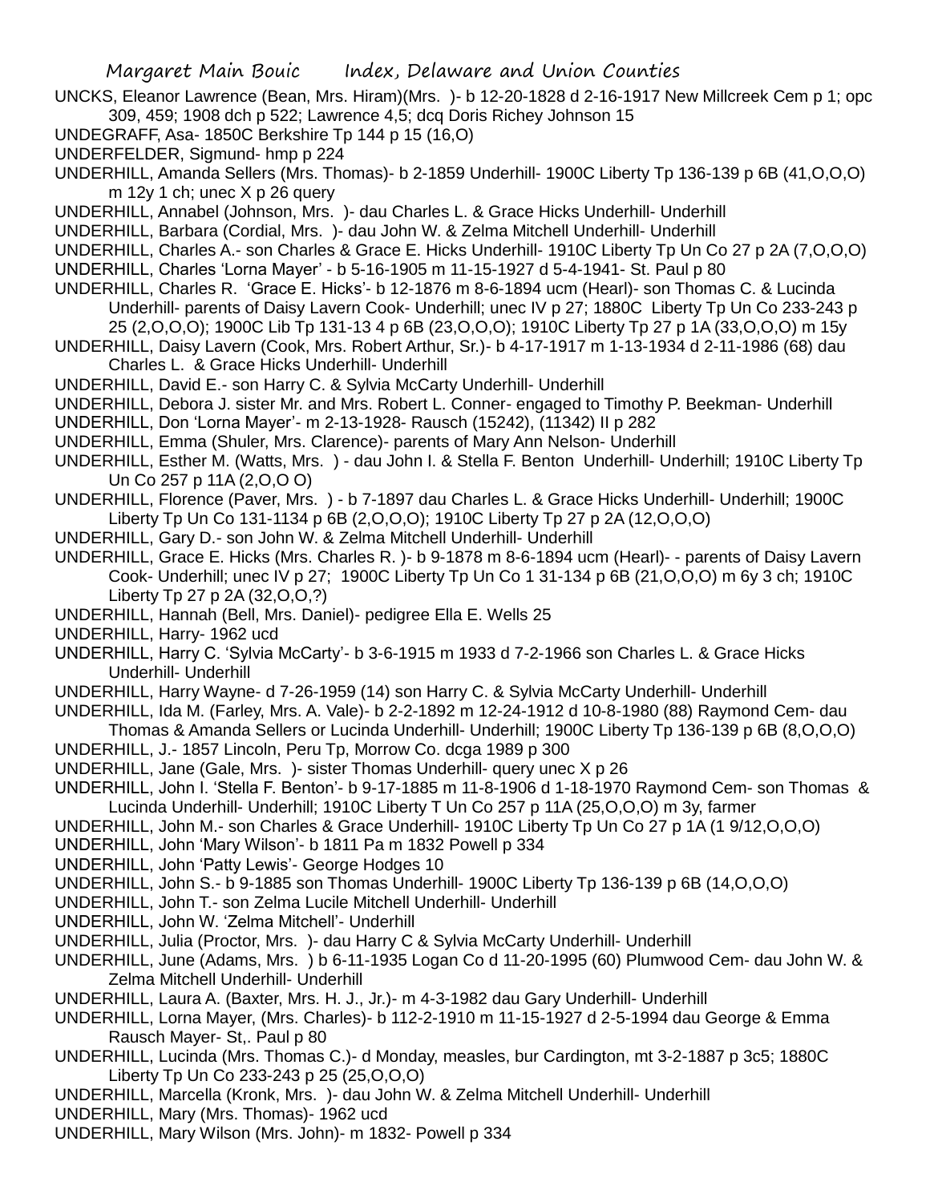UNCKS, Eleanor Lawrence (Bean, Mrs. Hiram)(Mrs. )- b 12-20-1828 d 2-16-1917 New Millcreek Cem p 1; opc 309, 459; 1908 dch p 522; Lawrence 4,5; dcq Doris Richey Johnson 15

UNDEGRAFF, Asa- 1850C Berkshire Tp 144 p 15 (16,O)

UNDERFELDER, Sigmund- hmp p 224

UNDERHILL, Amanda Sellers (Mrs. Thomas)- b 2-1859 Underhill- 1900C Liberty Tp 136-139 p 6B (41,O,O,O) m 12y 1 ch; unec X p 26 query

UNDERHILL, Annabel (Johnson, Mrs. )- dau Charles L. & Grace Hicks Underhill- Underhill

UNDERHILL, Barbara (Cordial, Mrs. )- dau John W. & Zelma Mitchell Underhill- Underhill

UNDERHILL, Charles A.- son Charles & Grace E. Hicks Underhill- 1910C Liberty Tp Un Co 27 p 2A (7,O,O,O)

UNDERHILL, Charles 'Lorna Mayer' - b 5-16-1905 m 11-15-1927 d 5-4-1941- St. Paul p 80

UNDERHILL, Charles R. 'Grace E. Hicks'- b 12-1876 m 8-6-1894 ucm (Hearl)- son Thomas C. & Lucinda Underhill- parents of Daisy Lavern Cook- Underhill; unec IV p 27; 1880C Liberty Tp Un Co 233-243 p 25 (2,O,O,O); 1900C Lib Tp 131-13 4 p 6B (23,O,O,O); 1910C Liberty Tp 27 p 1A (33,O,O,O) m 15y

UNDERHILL, Daisy Lavern (Cook, Mrs. Robert Arthur, Sr.)- b 4-17-1917 m 1-13-1934 d 2-11-1986 (68) dau Charles L. & Grace Hicks Underhill- Underhill

UNDERHILL, David E.- son Harry C. & Sylvia McCarty Underhill- Underhill

UNDERHILL, Debora J. sister Mr. and Mrs. Robert L. Conner- engaged to Timothy P. Beekman- Underhill

UNDERHILL, Don 'Lorna Mayer'- m 2-13-1928- Rausch (15242), (11342) II p 282

UNDERHILL, Emma (Shuler, Mrs. Clarence)- parents of Mary Ann Nelson- Underhill

UNDERHILL, Esther M. (Watts, Mrs. ) - dau John I. & Stella F. Benton Underhill- Underhill; 1910C Liberty Tp Un Co 257 p 11A (2,O,O O)

UNDERHILL, Florence (Paver, Mrs. ) - b 7-1897 dau Charles L. & Grace Hicks Underhill- Underhill; 1900C Liberty Tp Un Co 131-1134 p 6B (2,O,O,O); 1910C Liberty Tp 27 p 2A (12,O,O,O)

UNDERHILL, Gary D.- son John W. & Zelma Mitchell Underhill- Underhill

UNDERHILL, Grace E. Hicks (Mrs. Charles R. )- b 9-1878 m 8-6-1894 ucm (Hearl)- - parents of Daisy Lavern Cook- Underhill; unec IV p 27; 1900C Liberty Tp Un Co 1 31-134 p 6B (21,O,O,O) m 6y 3 ch; 1910C Liberty Tp 27 p 2A (32,O,O,?)

UNDERHILL, Hannah (Bell, Mrs. Daniel)- pedigree Ella E. Wells 25

UNDERHILL, Harry- 1962 ucd

UNDERHILL, Harry C. 'Sylvia McCarty'- b 3-6-1915 m 1933 d 7-2-1966 son Charles L. & Grace Hicks Underhill- Underhill

UNDERHILL, Harry Wayne- d 7-26-1959 (14) son Harry C. & Sylvia McCarty Underhill- Underhill

UNDERHILL, Ida M. (Farley, Mrs. A. Vale)- b 2-2-1892 m 12-24-1912 d 10-8-1980 (88) Raymond Cem- dau Thomas & Amanda Sellers or Lucinda Underhill- Underhill; 1900C Liberty Tp 136-139 p 6B (8,O,O,O)

UNDERHILL, J.- 1857 Lincoln, Peru Tp, Morrow Co. dcga 1989 p 300

UNDERHILL, Jane (Gale, Mrs. )- sister Thomas Underhill- query unec X p 26

UNDERHILL, John I. 'Stella F. Benton'- b 9-17-1885 m 11-8-1906 d 1-18-1970 Raymond Cem- son Thomas & Lucinda Underhill- Underhill; 1910C Liberty T Un Co 257 p 11A (25,O,O,O) m 3y, farmer

UNDERHILL, John M.- son Charles & Grace Underhill- 1910C Liberty Tp Un Co 27 p 1A (1 9/12,O,O,O)

UNDERHILL, John 'Mary Wilson'- b 1811 Pa m 1832 Powell p 334

UNDERHILL, John 'Patty Lewis'- George Hodges 10

UNDERHILL, John S.- b 9-1885 son Thomas Underhill- 1900C Liberty Tp 136-139 p 6B (14,O,O,O)

UNDERHILL, John T.- son Zelma Lucile Mitchell Underhill- Underhill

UNDERHILL, John W. 'Zelma Mitchell'- Underhill

UNDERHILL, Julia (Proctor, Mrs. )- dau Harry C & Sylvia McCarty Underhill- Underhill

UNDERHILL, June (Adams, Mrs. ) b 6-11-1935 Logan Co d 11-20-1995 (60) Plumwood Cem- dau John W. & Zelma Mitchell Underhill- Underhill

UNDERHILL, Laura A. (Baxter, Mrs. H. J., Jr.)- m 4-3-1982 dau Gary Underhill- Underhill

UNDERHILL, Lorna Mayer, (Mrs. Charles)- b 112-2-1910 m 11-15-1927 d 2-5-1994 dau George & Emma Rausch Mayer- St,. Paul p 80

UNDERHILL, Lucinda (Mrs. Thomas C.)- d Monday, measles, bur Cardington, mt 3-2-1887 p 3c5; 1880C Liberty Tp Un Co 233-243 p 25 (25,O,O,O)

UNDERHILL, Marcella (Kronk, Mrs. )- dau John W. & Zelma Mitchell Underhill- Underhill

UNDERHILL, Mary (Mrs. Thomas)- 1962 ucd

UNDERHILL, Mary Wilson (Mrs. John)- m 1832- Powell p 334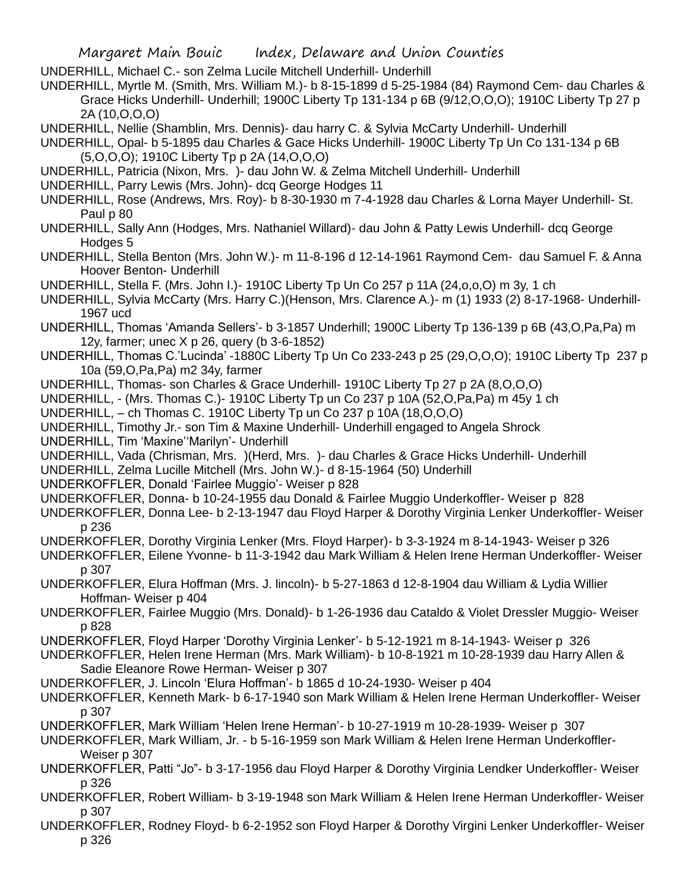UNDERHILL, Michael C.- son Zelma Lucile Mitchell Underhill- Underhill

UNDERHILL, Myrtle M. (Smith, Mrs. William M.)- b 8-15-1899 d 5-25-1984 (84) Raymond Cem- dau Charles & Grace Hicks Underhill- Underhill; 1900C Liberty Tp 131-134 p 6B (9/12,O,O,O); 1910C Liberty Tp 27 p 2A (10,O,O,O)

UNDERHILL, Nellie (Shamblin, Mrs. Dennis)- dau harry C. & Sylvia McCarty Underhill- Underhill

UNDERHILL, Opal- b 5-1895 dau Charles & Gace Hicks Underhill- 1900C Liberty Tp Un Co 131-134 p 6B (5,O,O,O); 1910C Liberty Tp p 2A (14,O,O,O)

UNDERHILL, Patricia (Nixon, Mrs. )- dau John W. & Zelma Mitchell Underhill- Underhill

UNDERHILL, Parry Lewis (Mrs. John)- dcq George Hodges 11

UNDERHILL, Rose (Andrews, Mrs. Roy)- b 8-30-1930 m 7-4-1928 dau Charles & Lorna Mayer Underhill- St. Paul p 80

UNDERHILL, Sally Ann (Hodges, Mrs. Nathaniel Willard)- dau John & Patty Lewis Underhill- dcq George Hodges 5

UNDERHILL, Stella Benton (Mrs. John W.)- m 11-8-196 d 12-14-1961 Raymond Cem- dau Samuel F. & Anna Hoover Benton- Underhill

UNDERHILL, Stella F. (Mrs. John I.)- 1910C Liberty Tp Un Co 257 p 11A (24,o,o,O) m 3y, 1 ch

UNDERHILL, Sylvia McCarty (Mrs. Harry C.)(Henson, Mrs. Clarence A.)- m (1) 1933 (2) 8-17-1968- Underhill- 1967 ucd

UNDERHILL, Thomas 'Amanda Sellers'- b 3-1857 Underhill; 1900C Liberty Tp 136-139 p 6B (43,O,Pa,Pa) m 12y, farmer; unec X p 26, query (b 3-6-1852)

UNDERHILL, Thomas C.'Lucinda' -1880C Liberty Tp Un Co 233-243 p 25 (29,O,O,O); 1910C Liberty Tp 237 p 10a (59,O,Pa,Pa) m2 34y, farmer

UNDERHILL, Thomas- son Charles & Grace Underhill- 1910C Liberty Tp 27 p 2A (8,O,O,O)

UNDERHILL, - (Mrs. Thomas C.)- 1910C Liberty Tp un Co 237 p 10A (52,O,Pa,Pa) m 45y 1 ch

UNDERHILL, – ch Thomas C. 1910C Liberty Tp un Co 237 p 10A (18,O,O,O)

UNDERHILL, Timothy Jr.- son Tim & Maxine Underhill- Underhill engaged to Angela Shrock

UNDERHILL, Tim 'Maxine''Marilyn'- Underhill

UNDERHILL, Vada (Chrisman, Mrs. )(Herd, Mrs. )- dau Charles & Grace Hicks Underhill- Underhill

UNDERHILL, Zelma Lucille Mitchell (Mrs. John W.)- d 8-15-1964 (50) Underhill

UNDERKOFFLER, Donald 'Fairlee Muggio'- Weiser p 828

UNDERKOFFLER, Donna- b 10-24-1955 dau Donald & Fairlee Muggio Underkoffler- Weiser p 828

UNDERKOFFLER, Donna Lee- b 2-13-1947 dau Floyd Harper & Dorothy Virginia Lenker Underkoffler- Weiser p 236

UNDERKOFFLER, Dorothy Virginia Lenker (Mrs. Floyd Harper)- b 3-3-1924 m 8-14-1943- Weiser p 326

UNDERKOFFLER, Eilene Yvonne- b 11-3-1942 dau Mark William & Helen Irene Herman Underkoffler- Weiser p 307

UNDERKOFFLER, Elura Hoffman (Mrs. J. lincoln)- b 5-27-1863 d 12-8-1904 dau William & Lydia Willier Hoffman- Weiser p 404

UNDERKOFFLER, Fairlee Muggio (Mrs. Donald)- b 1-26-1936 dau Cataldo & Violet Dressler Muggio- Weiser p 828

UNDERKOFFLER, Floyd Harper 'Dorothy Virginia Lenker'- b 5-12-1921 m 8-14-1943- Weiser p 326

UNDERKOFFLER, Helen Irene Herman (Mrs. Mark William)- b 10-8-1921 m 10-28-1939 dau Harry Allen & Sadie Eleanore Rowe Herman- Weiser p 307

UNDERKOFFLER, J. Lincoln 'Elura Hoffman'- b 1865 d 10-24-1930- Weiser p 404

UNDERKOFFLER, Kenneth Mark- b 6-17-1940 son Mark William & Helen Irene Herman Underkoffler- Weiser p 307

UNDERKOFFLER, Mark William 'Helen Irene Herman'- b 10-27-1919 m 10-28-1939- Weiser p 307

UNDERKOFFLER, Mark William, Jr. - b 5-16-1959 son Mark William & Helen Irene Herman Underkoffler- Weiser p 307

UNDERKOFFLER, Patti "Jo"- b 3-17-1956 dau Floyd Harper & Dorothy Virginia Lendker Underkoffler- Weiser p 326

UNDERKOFFLER, Robert William- b 3-19-1948 son Mark William & Helen Irene Herman Underkoffler- Weiser p 307

UNDERKOFFLER, Rodney Floyd- b 6-2-1952 son Floyd Harper & Dorothy Virgini Lenker Underkoffler- Weiser p 326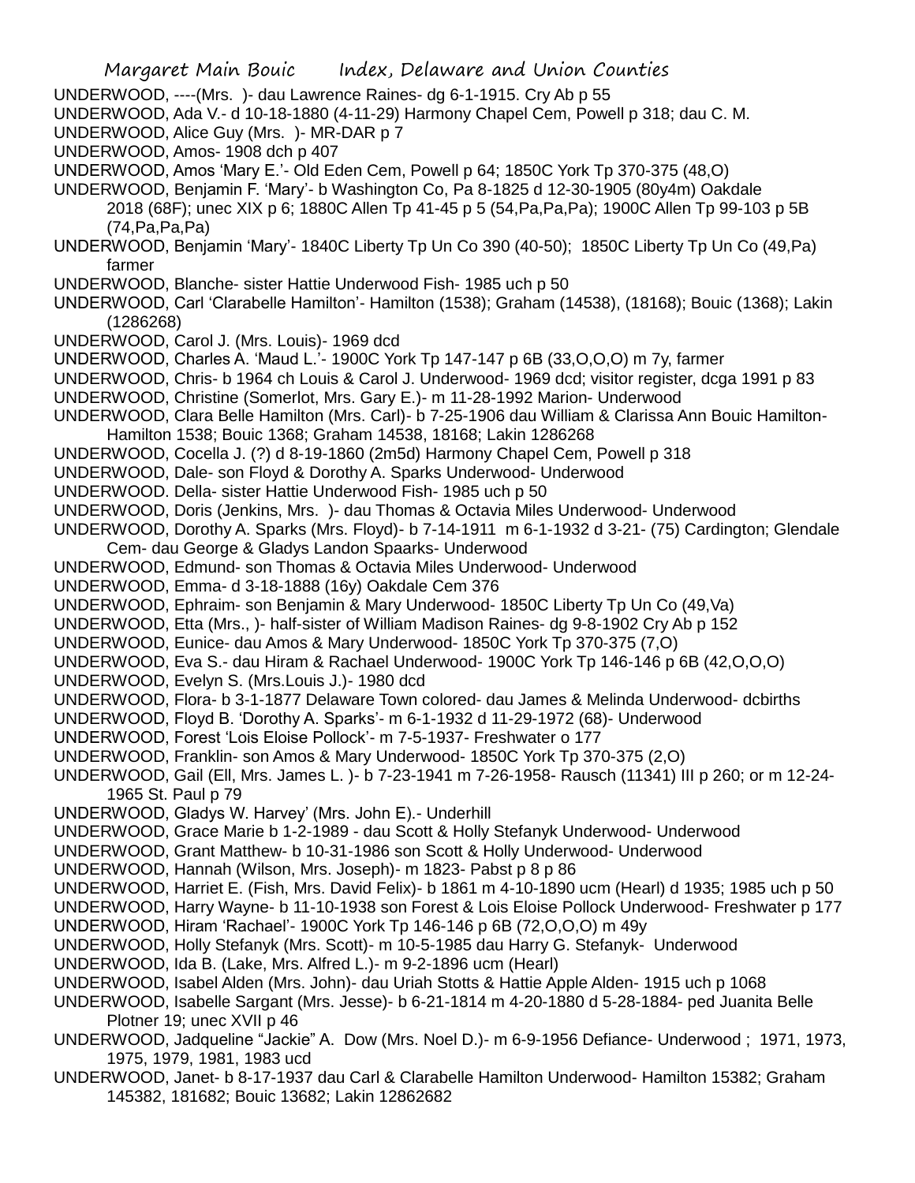UNDERWOOD, ----(Mrs. )- dau Lawrence Raines- dg 6-1-1915. Cry Ab p 55

UNDERWOOD, Ada V.- d 10-18-1880 (4-11-29) Harmony Chapel Cem, Powell p 318; dau C. M.

UNDERWOOD, Alice Guy (Mrs. )- MR-DAR p 7

UNDERWOOD, Amos- 1908 dch p 407

UNDERWOOD, Amos 'Mary E.'- Old Eden Cem, Powell p 64; 1850C York Tp 370-375 (48,O)

UNDERWOOD, Benjamin F. 'Mary'- b Washington Co, Pa 8-1825 d 12-30-1905 (80y4m) Oakdale 2018 (68F); unec XIX p 6; 1880C Allen Tp 41-45 p 5 (54,Pa,Pa,Pa); 1900C Allen Tp 99-103 p 5B (74,Pa,Pa,Pa)

UNDERWOOD, Benjamin 'Mary'- 1840C Liberty Tp Un Co 390 (40-50); 1850C Liberty Tp Un Co (49,Pa) farmer

UNDERWOOD, Blanche- sister Hattie Underwood Fish- 1985 uch p 50

UNDERWOOD, Carl 'Clarabelle Hamilton'- Hamilton (1538); Graham (14538), (18168); Bouic (1368); Lakin (1286268)

UNDERWOOD, Carol J. (Mrs. Louis)- 1969 dcd

UNDERWOOD, Charles A. 'Maud L.'- 1900C York Tp 147-147 p 6B (33,O,O,O) m 7y, farmer

UNDERWOOD, Chris- b 1964 ch Louis & Carol J. Underwood- 1969 dcd; visitor register, dcga 1991 p 83

UNDERWOOD, Christine (Somerlot, Mrs. Gary E.)- m 11-28-1992 Marion- Underwood

UNDERWOOD, Clara Belle Hamilton (Mrs. Carl)- b 7-25-1906 dau William & Clarissa Ann Bouic Hamilton- Hamilton 1538; Bouic 1368; Graham 14538, 18168; Lakin 1286268

UNDERWOOD, Cocella J. (?) d 8-19-1860 (2m5d) Harmony Chapel Cem, Powell p 318

UNDERWOOD, Dale- son Floyd & Dorothy A. Sparks Underwood- Underwood

UNDERWOOD. Della- sister Hattie Underwood Fish- 1985 uch p 50

UNDERWOOD, Doris (Jenkins, Mrs. )- dau Thomas & Octavia Miles Underwood- Underwood

UNDERWOOD, Dorothy A. Sparks (Mrs. Floyd)- b 7-14-1911 m 6-1-1932 d 3-21- (75) Cardington; Glendale Cem- dau George & Gladys Landon Spaarks- Underwood

UNDERWOOD, Edmund- son Thomas & Octavia Miles Underwood- Underwood

UNDERWOOD, Emma- d 3-18-1888 (16y) Oakdale Cem 376

UNDERWOOD, Ephraim- son Benjamin & Mary Underwood- 1850C Liberty Tp Un Co (49,Va)

UNDERWOOD, Etta (Mrs., )- half-sister of William Madison Raines- dg 9-8-1902 Cry Ab p 152

UNDERWOOD, Eunice- dau Amos & Mary Underwood- 1850C York Tp 370-375 (7,O)

UNDERWOOD, Eva S.- dau Hiram & Rachael Underwood- 1900C York Tp 146-146 p 6B (42,O,O,O)

UNDERWOOD, Evelyn S. (Mrs.Louis J.)- 1980 dcd

UNDERWOOD, Flora- b 3-1-1877 Delaware Town colored- dau James & Melinda Underwood- dcbirths

UNDERWOOD, Floyd B. 'Dorothy A. Sparks'- m 6-1-1932 d 11-29-1972 (68)- Underwood

UNDERWOOD, Forest 'Lois Eloise Pollock'- m 7-5-1937- Freshwater o 177

UNDERWOOD, Franklin- son Amos & Mary Underwood- 1850C York Tp 370-375 (2,O)

UNDERWOOD, Gail (Ell, Mrs. James L. )- b 7-23-1941 m 7-26-1958- Rausch (11341) III p 260; or m 12-24-1965 St. Paul p 79

UNDERWOOD, Gladys W. Harvey' (Mrs. John E).- Underhill

UNDERWOOD, Grace Marie b 1-2-1989 - dau Scott & Holly Stefanyk Underwood- Underwood

UNDERWOOD, Grant Matthew- b 10-31-1986 son Scott & Holly Underwood- Underwood

UNDERWOOD, Hannah (Wilson, Mrs. Joseph)- m 1823- Pabst p 8 p 86

UNDERWOOD, Harriet E. (Fish, Mrs. David Felix)- b 1861 m 4-10-1890 ucm (Hearl) d 1935; 1985 uch p 50

UNDERWOOD, Harry Wayne- b 11-10-1938 son Forest & Lois Eloise Pollock Underwood- Freshwater p 177

UNDERWOOD, Hiram 'Rachael'- 1900C York Tp 146-146 p 6B (72,O,O,O) m 49y

UNDERWOOD, Holly Stefanyk (Mrs. Scott)- m 10-5-1985 dau Harry G. Stefanyk- Underwood

UNDERWOOD, Ida B. (Lake, Mrs. Alfred L.)- m 9-2-1896 ucm (Hearl)

UNDERWOOD, Isabel Alden (Mrs. John)- dau Uriah Stotts & Hattie Apple Alden- 1915 uch p 1068

UNDERWOOD, Isabelle Sargant (Mrs. Jesse)- b 6-21-1814 m 4-20-1880 d 5-28-1884- ped Juanita Belle Plotner 19; unec XVII p 46

UNDERWOOD, Jadqueline "Jackie" A. Dow (Mrs. Noel D.)- m 6-9-1956 Defiance- Underwood ; 1971, 1973, 1975, 1979, 1981, 1983 ucd

UNDERWOOD, Janet- b 8-17-1937 dau Carl & Clarabelle Hamilton Underwood- Hamilton 15382; Graham 145382, 181682; Bouic 13682; Lakin 12862682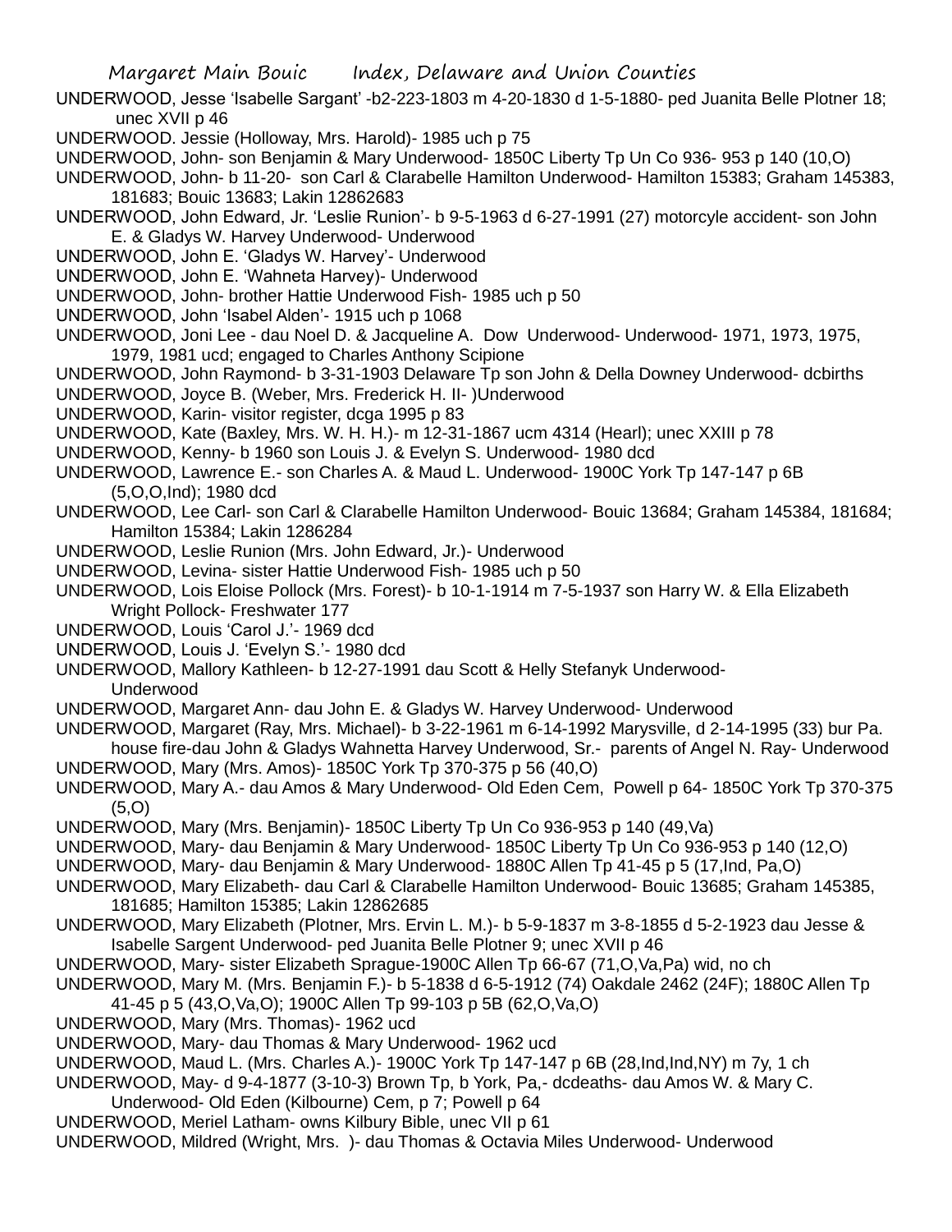UNDERWOOD, Jesse 'Isabelle Sargant' -b2-223-1803 m 4-20-1830 d 1-5-1880- ped Juanita Belle Plotner 18; unec XVII p 46

UNDERWOOD. Jessie (Holloway, Mrs. Harold)- 1985 uch p 75

UNDERWOOD, John- son Benjamin & Mary Underwood- 1850C Liberty Tp Un Co 936- 953 p 140 (10,O)

UNDERWOOD, John- b 11-20- son Carl & Clarabelle Hamilton Underwood- Hamilton 15383; Graham 145383, 181683; Bouic 13683; Lakin 12862683

UNDERWOOD, John Edward, Jr. 'Leslie Runion'- b 9-5-1963 d 6-27-1991 (27) motorcyle accident- son John E. & Gladys W. Harvey Underwood- Underwood

UNDERWOOD, John E. 'Gladys W. Harvey'- Underwood

UNDERWOOD, John E. 'Wahneta Harvey)- Underwood

UNDERWOOD, John- brother Hattie Underwood Fish- 1985 uch p 50

UNDERWOOD, John 'Isabel Alden'- 1915 uch p 1068

UNDERWOOD, Joni Lee - dau Noel D. & Jacqueline A. Dow Underwood- Underwood- 1971, 1973, 1975, 1979, 1981 ucd; engaged to Charles Anthony Scipione

UNDERWOOD, John Raymond- b 3-31-1903 Delaware Tp son John & Della Downey Underwood- dcbirths

UNDERWOOD, Joyce B. (Weber, Mrs. Frederick H. II- )Underwood

UNDERWOOD, Karin- visitor register, dcga 1995 p 83

UNDERWOOD, Kate (Baxley, Mrs. W. H. H.)- m 12-31-1867 ucm 4314 (Hearl); unec XXIII p 78

UNDERWOOD, Kenny- b 1960 son Louis J. & Evelyn S. Underwood- 1980 dcd

UNDERWOOD, Lawrence E.- son Charles A. & Maud L. Underwood- 1900C York Tp 147-147 p 6B (5,O,O,Ind); 1980 dcd

UNDERWOOD, Lee Carl- son Carl & Clarabelle Hamilton Underwood- Bouic 13684; Graham 145384, 181684; Hamilton 15384; Lakin 1286284

UNDERWOOD, Leslie Runion (Mrs. John Edward, Jr.)- Underwood

UNDERWOOD, Levina- sister Hattie Underwood Fish- 1985 uch p 50

UNDERWOOD, Lois Eloise Pollock (Mrs. Forest)- b 10-1-1914 m 7-5-1937 son Harry W. & Ella Elizabeth Wright Pollock- Freshwater 177

UNDERWOOD, Louis 'Carol J.'- 1969 dcd

UNDERWOOD, Louis J. 'Evelyn S.'- 1980 dcd

UNDERWOOD, Mallory Kathleen- b 12-27-1991 dau Scott & Helly Stefanyk Underwood- Underwood

UNDERWOOD, Margaret Ann- dau John E. & Gladys W. Harvey Underwood- Underwood

UNDERWOOD, Margaret (Ray, Mrs. Michael)- b 3-22-1961 m 6-14-1992 Marysville, d 2-14-1995 (33) bur Pa. house fire-dau John & Gladys Wahnetta Harvey Underwood, Sr.- parents of Angel N. Ray- Underwood

UNDERWOOD, Mary (Mrs. Amos)- 1850C York Tp 370-375 p 56 (40,O)

UNDERWOOD, Mary A.- dau Amos & Mary Underwood- Old Eden Cem, Powell p 64- 1850C York Tp 370-375 (5,O)

UNDERWOOD, Mary (Mrs. Benjamin)- 1850C Liberty Tp Un Co 936-953 p 140 (49,Va)

UNDERWOOD, Mary- dau Benjamin & Mary Underwood- 1850C Liberty Tp Un Co 936-953 p 140 (12,O)

UNDERWOOD, Mary- dau Benjamin & Mary Underwood- 1880C Allen Tp 41-45 p 5 (17,Ind, Pa,O)

UNDERWOOD, Mary Elizabeth- dau Carl & Clarabelle Hamilton Underwood- Bouic 13685; Graham 145385, 181685; Hamilton 15385; Lakin 12862685

UNDERWOOD, Mary Elizabeth (Plotner, Mrs. Ervin L. M.)- b 5-9-1837 m 3-8-1855 d 5-2-1923 dau Jesse & Isabelle Sargent Underwood- ped Juanita Belle Plotner 9; unec XVII p 46

UNDERWOOD, Mary- sister Elizabeth Sprague-1900C Allen Tp 66-67 (71,O,Va,Pa) wid, no ch

UNDERWOOD, Mary M. (Mrs. Benjamin F.)- b 5-1838 d 6-5-1912 (74) Oakdale 2462 (24F); 1880C Allen Tp 41-45 p 5 (43,O,Va,O); 1900C Allen Tp 99-103 p 5B (62,O,Va,O)

UNDERWOOD, Mary (Mrs. Thomas)- 1962 ucd

UNDERWOOD, Mary- dau Thomas & Mary Underwood- 1962 ucd

UNDERWOOD, Maud L. (Mrs. Charles A.)- 1900C York Tp 147-147 p 6B (28,Ind,Ind,NY) m 7y, 1 ch

UNDERWOOD, May- d 9-4-1877 (3-10-3) Brown Tp, b York, Pa,- dcdeaths- dau Amos W. & Mary C. Underwood- Old Eden (Kilbourne) Cem, p 7; Powell p 64

UNDERWOOD, Meriel Latham- owns Kilbury Bible, unec VII p 61

UNDERWOOD, Mildred (Wright, Mrs. )- dau Thomas & Octavia Miles Underwood- Underwood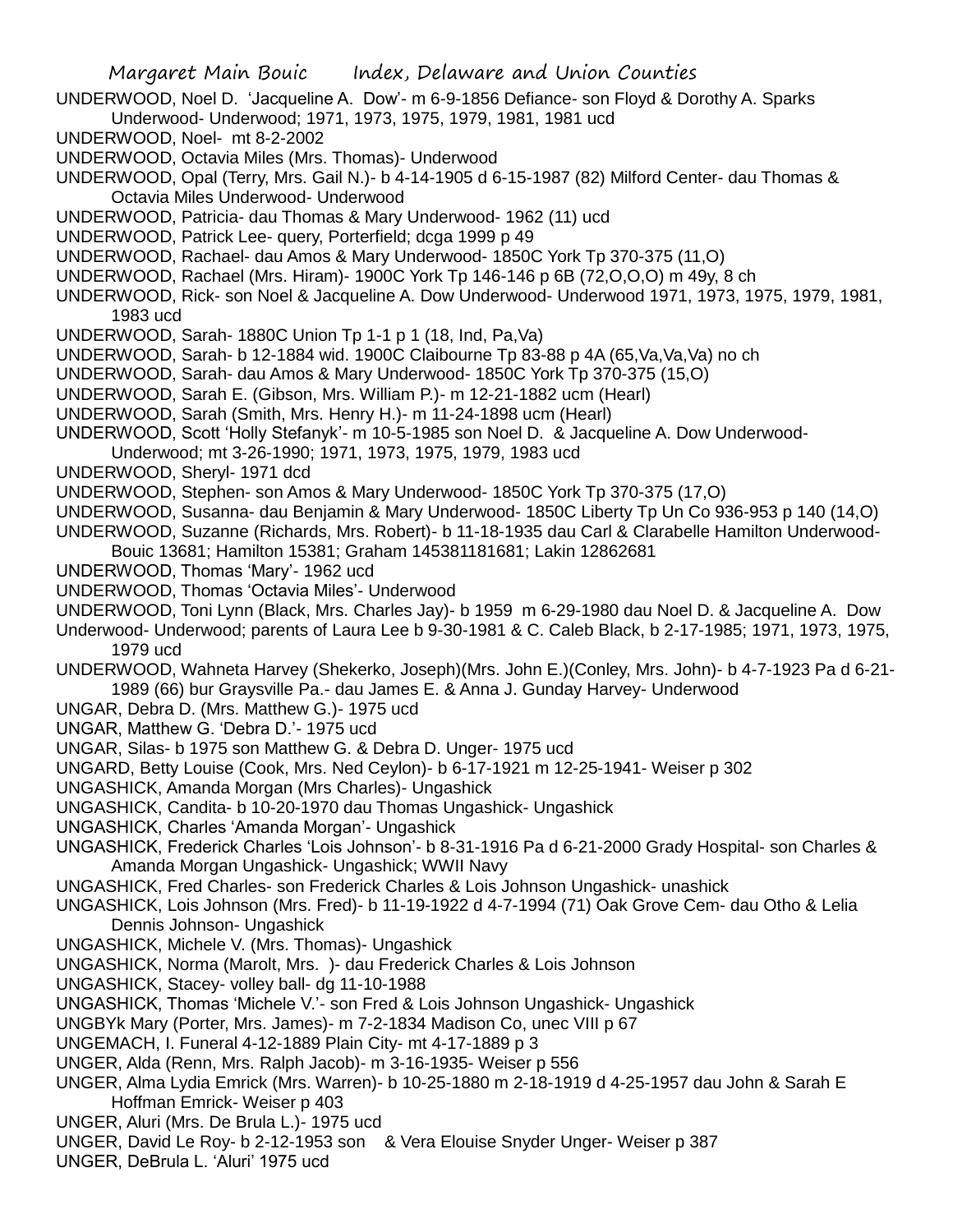UNDERWOOD, Noel D. 'Jacqueline A. Dow'- m 6-9-1856 Defiance- son Floyd & Dorothy A. Sparks Underwood- Underwood; 1971, 1973, 1975, 1979, 1981, 1981 ucd

UNDERWOOD, Noel- mt 8-2-2002

UNDERWOOD, Octavia Miles (Mrs. Thomas)- Underwood

UNDERWOOD, Opal (Terry, Mrs. Gail N.)- b 4-14-1905 d 6-15-1987 (82) Milford Center- dau Thomas & Octavia Miles Underwood- Underwood

UNDERWOOD, Patricia- dau Thomas & Mary Underwood- 1962 (11) ucd

UNDERWOOD, Patrick Lee- query, Porterfield; dcga 1999 p 49

UNDERWOOD, Rachael- dau Amos & Mary Underwood- 1850C York Tp 370-375 (11,O)

UNDERWOOD, Rachael (Mrs. Hiram)- 1900C York Tp 146-146 p 6B (72,O,O,O) m 49y, 8 ch

UNDERWOOD, Rick- son Noel & Jacqueline A. Dow Underwood- Underwood 1971, 1973, 1975, 1979, 1981, 1983 ucd

UNDERWOOD, Sarah- 1880C Union Tp 1-1 p 1 (18, Ind, Pa,Va)

UNDERWOOD, Sarah- b 12-1884 wid. 1900C Claibourne Tp 83-88 p 4A (65,Va,Va,Va) no ch

UNDERWOOD, Sarah- dau Amos & Mary Underwood- 1850C York Tp 370-375 (15,O)

UNDERWOOD, Sarah E. (Gibson, Mrs. William P.)- m 12-21-1882 ucm (Hearl)

UNDERWOOD, Sarah (Smith, Mrs. Henry H.)- m 11-24-1898 ucm (Hearl)

UNDERWOOD, Scott 'Holly Stefanyk'- m 10-5-1985 son Noel D. & Jacqueline A. Dow Underwood- Underwood; mt 3-26-1990; 1971, 1973, 1975, 1979, 1983 ucd

UNDERWOOD, Sheryl- 1971 dcd

UNDERWOOD, Stephen- son Amos & Mary Underwood- 1850C York Tp 370-375 (17,O)

UNDERWOOD, Susanna- dau Benjamin & Mary Underwood- 1850C Liberty Tp Un Co 936-953 p 140 (14,O)

UNDERWOOD, Suzanne (Richards, Mrs. Robert)- b 11-18-1935 dau Carl & Clarabelle Hamilton Underwood- Bouic 13681; Hamilton 15381; Graham 145381181681; Lakin 12862681

UNDERWOOD, Thomas 'Mary'- 1962 ucd

UNDERWOOD, Thomas 'Octavia Miles'- Underwood

UNDERWOOD, Toni Lynn (Black, Mrs. Charles Jay)- b 1959 m 6-29-1980 dau Noel D. & Jacqueline A. Dow Underwood- Underwood; parents of Laura Lee b 9-30-1981 & C. Caleb Black, b 2-17-1985; 1971, 1973, 1975, 1979 ucd

UNDERWOOD, Wahneta Harvey (Shekerko, Joseph)(Mrs. John E.)(Conley, Mrs. John)- b 4-7-1923 Pa d 6-21-1989 (66) bur Graysville Pa.- dau James E. & Anna J. Gunday Harvey- Underwood

UNGAR, Debra D. (Mrs. Matthew G.)- 1975 ucd

UNGAR, Matthew G. 'Debra D.'- 1975 ucd

UNGAR, Silas- b 1975 son Matthew G. & Debra D. Unger- 1975 ucd

UNGARD, Betty Louise (Cook, Mrs. Ned Ceylon)- b 6-17-1921 m 12-25-1941- Weiser p 302

UNGASHICK, Amanda Morgan (Mrs Charles)- Ungashick

UNGASHICK, Candita- b 10-20-1970 dau Thomas Ungashick- Ungashick

UNGASHICK, Charles 'Amanda Morgan'- Ungashick

UNGASHICK, Frederick Charles 'Lois Johnson'- b 8-31-1916 Pa d 6-21-2000 Grady Hospital- son Charles & Amanda Morgan Ungashick- Ungashick; WWII Navy

UNGASHICK, Fred Charles- son Frederick Charles & Lois Johnson Ungashick- unashick

UNGASHICK, Lois Johnson (Mrs. Fred)- b 11-19-1922 d 4-7-1994 (71) Oak Grove Cem- dau Otho & Lelia Dennis Johnson- Ungashick

UNGASHICK, Michele V. (Mrs. Thomas)- Ungashick

UNGASHICK, Norma (Marolt, Mrs. )- dau Frederick Charles & Lois Johnson

UNGASHICK, Stacey- volley ball- dg 11-10-1988

UNGASHICK, Thomas 'Michele V.'- son Fred & Lois Johnson Ungashick- Ungashick

UNGBYk Mary (Porter, Mrs. James)- m 7-2-1834 Madison Co, unec VIII p 67

UNGEMACH, I. Funeral 4-12-1889 Plain City- mt 4-17-1889 p 3

UNGER, Alda (Renn, Mrs. Ralph Jacob)- m 3-16-1935- Weiser p 556

UNGER, Alma Lydia Emrick (Mrs. Warren)- b 10-25-1880 m 2-18-1919 d 4-25-1957 dau John & Sarah E Hoffman Emrick- Weiser p 403

UNGER, Aluri (Mrs. De Brula L.)- 1975 ucd

UNGER, David Le Roy- b 2-12-1953 son & Vera Elouise Snyder Unger- Weiser p 387

UNGER, DeBrula L. 'Aluri' 1975 ucd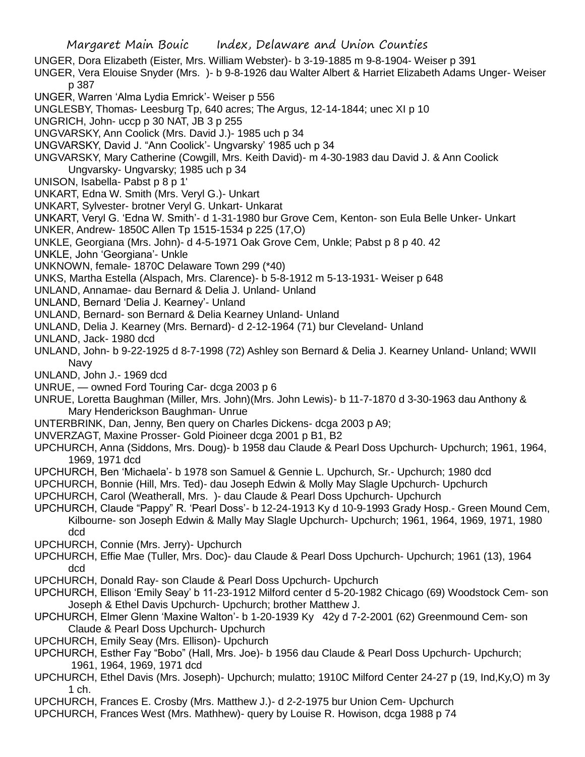UNGER, Dora Elizabeth (Eister, Mrs. William Webster)- b 3-19-1885 m 9-8-1904- Weiser p 391

UNGER, Vera Elouise Snyder (Mrs. )- b 9-8-1926 dau Walter Albert & Harriet Elizabeth Adams Unger- Weiser p 387

UNGER, Warren 'Alma Lydia Emrick'- Weiser p 556

UNGLESBY, Thomas- Leesburg Tp, 640 acres; The Argus, 12-14-1844; unec XI p 10

UNGRICH, John- uccp p 30 NAT, JB 3 p 255

UNGVARSKY, Ann Coolick (Mrs. David J.)- 1985 uch p 34

UNGVARSKY, David J. "Ann Coolick'- Ungvarsky' 1985 uch p 34

UNGVARSKY, Mary Catherine (Cowgill, Mrs. Keith David)- m 4-30-1983 dau David J. & Ann Coolick Ungvarsky- Ungvarsky; 1985 uch p 34

UNISON, Isabella- Pabst p 8 p 1'

UNKART, Edna W. Smith (Mrs. Veryl G.)- Unkart

UNKART, Sylvester- brotner Veryl G. Unkart- Unkarat

UNKART, Veryl G. 'Edna W. Smith'- d 1-31-1980 bur Grove Cem, Kenton- son Eula Belle Unker- Unkart

UNKER, Andrew- 1850C Allen Tp 1515-1534 p 225 (17,O)

UNKLE, Georgiana (Mrs. John)- d 4-5-1971 Oak Grove Cem, Unkle; Pabst p 8 p 40. 42

UNKLE, John 'Georgiana'- Unkle

UNKNOWN, female- 1870C Delaware Town 299 (*40)

UNKS, Martha Estella (Alspach, Mrs. Clarence)- b 5-8-1912 m 5-13-1931- Weiser p 648

UNLAND, Annamae- dau Bernard & Delia J. Unland- Unland

UNLAND, Bernard 'Delia J. Kearney'- Unland

UNLAND, Bernard- son Bernard & Delia Kearney Unland- Unland

UNLAND, Delia J. Kearney (Mrs. Bernard)- d 2-12-1964 (71) bur Cleveland- Unland

UNLAND, Jack- 1980 dcd

UNLAND, John- b 9-22-1925 d 8-7-1998 (72) Ashley son Bernard & Delia J. Kearney Unland- Unland; WWII Navy

UNLAND, John J.- 1969 dcd

UNRUE, — owned Ford Touring Car- dcga 2003 p 6

UNRUE, Loretta Baughman (Miller, Mrs. John)(Mrs. John Lewis)- b 11-7-1870 d 3-30-1963 dau Anthony & Mary Henderickson Baughman- Unrue

UNTERBRINK, Dan, Jenny, Ben query on Charles Dickens- dcga 2003 p A9;

UNVERZAGT, Maxine Prosser- Gold Pioineer dcga 2001 p B1, B2

UPCHURCH, Anna (Siddons, Mrs. Doug)- b 1958 dau Claude & Pearl Doss Upchurch- Upchurch; 1961, 1964, 1969, 1971 dcd

UPCHURCH, Ben 'Michaela'- b 1978 son Samuel & Gennie L. Upchurch, Sr.- Upchurch; 1980 dcd

UPCHURCH, Bonnie (Hill, Mrs. Ted)- dau Joseph Edwin & Molly May Slagle Upchurch- Upchurch

UPCHURCH, Carol (Weatherall, Mrs. )- dau Claude & Pearl Doss Upchurch- Upchurch

UPCHURCH, Claude "Pappy" R. 'Pearl Doss'- b 12-24-1913 Ky d 10-9-1993 Grady Hosp.- Green Mound Cem, Kilbourne- son Joseph Edwin & Mally May Slagle Upchurch- Upchurch; 1961, 1964, 1969, 1971, 1980 dcd

UPCHURCH, Connie (Mrs. Jerry)- Upchurch

UPCHURCH, Effie Mae (Tuller, Mrs. Doc)- dau Claude & Pearl Doss Upchurch- Upchurch; 1961 (13), 1964 dcd

UPCHURCH, Donald Ray- son Claude & Pearl Doss Upchurch- Upchurch

UPCHURCH, Ellison 'Emily Seay' b 11-23-1912 Milford center d 5-20-1982 Chicago (69) Woodstock Cem- son Joseph & Ethel Davis Upchurch- Upchurch; brother Matthew J.

UPCHURCH, Elmer Glenn 'Maxine Walton'- b 1-20-1939 Ky 42y d 7-2-2001 (62) Greenmound Cem- son Claude & Pearl Doss Upchurch- Upchurch

UPCHURCH, Emily Seay (Mrs. Ellison)- Upchurch

UPCHURCH, Esther Fay "Bobo" (Hall, Mrs. Joe)- b 1956 dau Claude & Pearl Doss Upchurch- Upchurch; 1961, 1964, 1969, 1971 dcd

UPCHURCH, Ethel Davis (Mrs. Joseph)- Upchurch; mulatto; 1910C Milford Center 24-27 p (19, Ind,Ky,O) m 3y 1 ch.

UPCHURCH, Frances E. Crosby (Mrs. Matthew J.)- d 2-2-1975 bur Union Cem- Upchurch

UPCHURCH, Frances West (Mrs. Mathhew)- query by Louise R. Howison, dcga 1988 p 74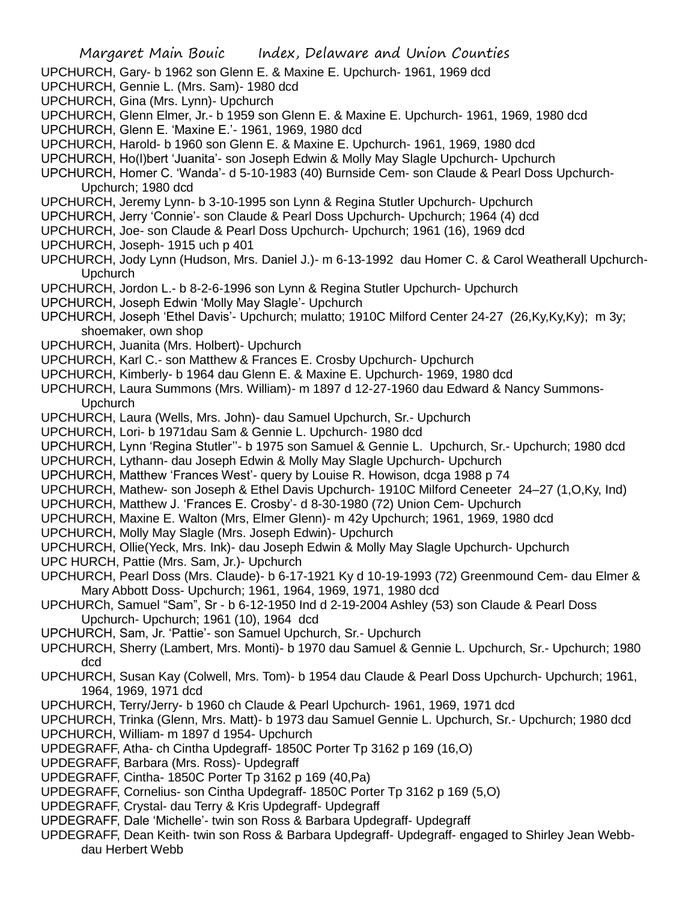UPCHURCH, Gary- b 1962 son Glenn E. & Maxine E. Upchurch- 1961, 1969 dcd
UPCHURCH, Gennie L. (Mrs. Sam)- 1980 dcd
UPCHURCH, Gina (Mrs. Lynn)- Upchurch
UPCHURCH, Glenn Elmer, Jr.- b 1959 son Glenn E. & Maxine E. Upchurch- 1961, 1969, 1980 dcd
UPCHURCH, Glenn E. 'Maxine E.'- 1961, 1969, 1980 dcd
UPCHURCH, Harold- b 1960 son Glenn E. & Maxine E. Upchurch- 1961, 1969, 1980 dcd
UPCHURCH, Ho(l)bert 'Juanita'- son Joseph Edwin & Molly May Slagle Upchurch- Upchurch
UPCHURCH, Homer C. 'Wanda'- d 5-10-1983 (40) Burnside Cem- son Claude & Pearl Doss Upchurch- Upchurch; 1980 dcd
UPCHURCH, Jeremy Lynn- b 3-10-1995 son Lynn & Regina Stutler Upchurch- Upchurch
UPCHURCH, Jerry 'Connie'- son Claude & Pearl Doss Upchurch- Upchurch; 1964 (4) dcd
UPCHURCH, Joe- son Claude & Pearl Doss Upchurch- Upchurch; 1961 (16), 1969 dcd
UPCHURCH, Joseph- 1915 uch p 401
UPCHURCH, Jody Lynn (Hudson, Mrs. Daniel J.)- m 6-13-1992 dau Homer C. & Carol Weatherall Upchurch- Upchurch
UPCHURCH, Jordon L.- b 8-2-6-1996 son Lynn & Regina Stutler Upchurch- Upchurch
UPCHURCH, Joseph Edwin 'Molly May Slagle'- Upchurch
UPCHURCH, Joseph 'Ethel Davis'- Upchurch; mulatto; 1910C Milford Center 24-27 (26,Ky,Ky,Ky); m 3y; shoemaker, own shop
UPCHURCH, Juanita (Mrs. Holbert)- Upchurch
UPCHURCH, Karl C.- son Matthew & Frances E. Crosby Upchurch- Upchurch
UPCHURCH, Kimberly- b 1964 dau Glenn E. & Maxine E. Upchurch- 1969, 1980 dcd
UPCHURCH, Laura Summons (Mrs. William)- m 1897 d 12-27-1960 dau Edward & Nancy Summons- Upchurch
UPCHURCH, Laura (Wells, Mrs. John)- dau Samuel Upchurch, Sr.- Upchurch
UPCHURCH, Lori- b 1971dau Sam & Gennie L. Upchurch- 1980 dcd
UPCHURCH, Lynn 'Regina Stutler''- b 1975 son Samuel & Gennie L. Upchurch, Sr.- Upchurch; 1980 dcd
UPCHURCH, Lythann- dau Joseph Edwin & Molly May Slagle Upchurch- Upchurch
UPCHURCH, Matthew 'Frances West'- query by Louise R. Howison, dcga 1988 p 74
UPCHURCH, Mathew- son Joseph & Ethel Davis Upchurch- 1910C Milford Ceneeter 24–27 (1,O,Ky, Ind)
UPCHURCH, Matthew J. 'Frances E. Crosby'- d 8-30-1980 (72) Union Cem- Upchurch
UPCHURCH, Maxine E. Walton (Mrs, Elmer Glenn)- m 42y Upchurch; 1961, 1969, 1980 dcd
UPCHURCH, Molly May Slagle (Mrs. Joseph Edwin)- Upchurch
UPCHURCH, Ollie(Yeck, Mrs. Ink)- dau Joseph Edwin & Molly May Slagle Upchurch- Upchurch
UPC HURCH, Pattie (Mrs. Sam, Jr.)- Upchurch
UPCHURCH, Pearl Doss (Mrs. Claude)- b 6-17-1921 Ky d 10-19-1993 (72) Greenmound Cem- dau Elmer & Mary Abbott Doss- Upchurch; 1961, 1964, 1969, 1971, 1980 dcd
UPCHURCh, Samuel "Sam", Sr - b 6-12-1950 Ind d 2-19-2004 Ashley (53) son Claude & Pearl Doss Upchurch- Upchurch; 1961 (10), 1964 dcd
UPCHURCH, Sam, Jr. 'Pattie'- son Samuel Upchurch, Sr.- Upchurch
UPCHURCH, Sherry (Lambert, Mrs. Monti)- b 1970 dau Samuel & Gennie L. Upchurch, Sr.- Upchurch; 1980 dcd
UPCHURCH, Susan Kay (Colwell, Mrs. Tom)- b 1954 dau Claude & Pearl Doss Upchurch- Upchurch; 1961, 1964, 1969, 1971 dcd
UPCHURCH, Terry/Jerry- b 1960 ch Claude & Pearl Upchurch- 1961, 1969, 1971 dcd
UPCHURCH, Trinka (Glenn, Mrs. Matt)- b 1973 dau Samuel Gennie L. Upchurch, Sr.- Upchurch; 1980 dcd
UPCHURCH, William- m 1897 d 1954- Upchurch
UPDEGRAFF, Atha- ch Cintha Updegraff- 1850C Porter Tp 3162 p 169 (16,O)
UPDEGRAFF, Barbara (Mrs. Ross)- Updegraff
UPDEGRAFF, Cintha- 1850C Porter Tp 3162 p 169 (40,Pa)
UPDEGRAFF, Cornelius- son Cintha Updegraff- 1850C Porter Tp 3162 p 169 (5,O)
UPDEGRAFF, Crystal- dau Terry & Kris Updegraff- Updegraff
UPDEGRAFF, Dale 'Michelle'- twin son Ross & Barbara Updegraff- Updegraff
UPDEGRAFF, Dean Keith- twin son Ross & Barbara Updegraff- Updegraff- engaged to Shirley Jean Webb- dau Herbert Webb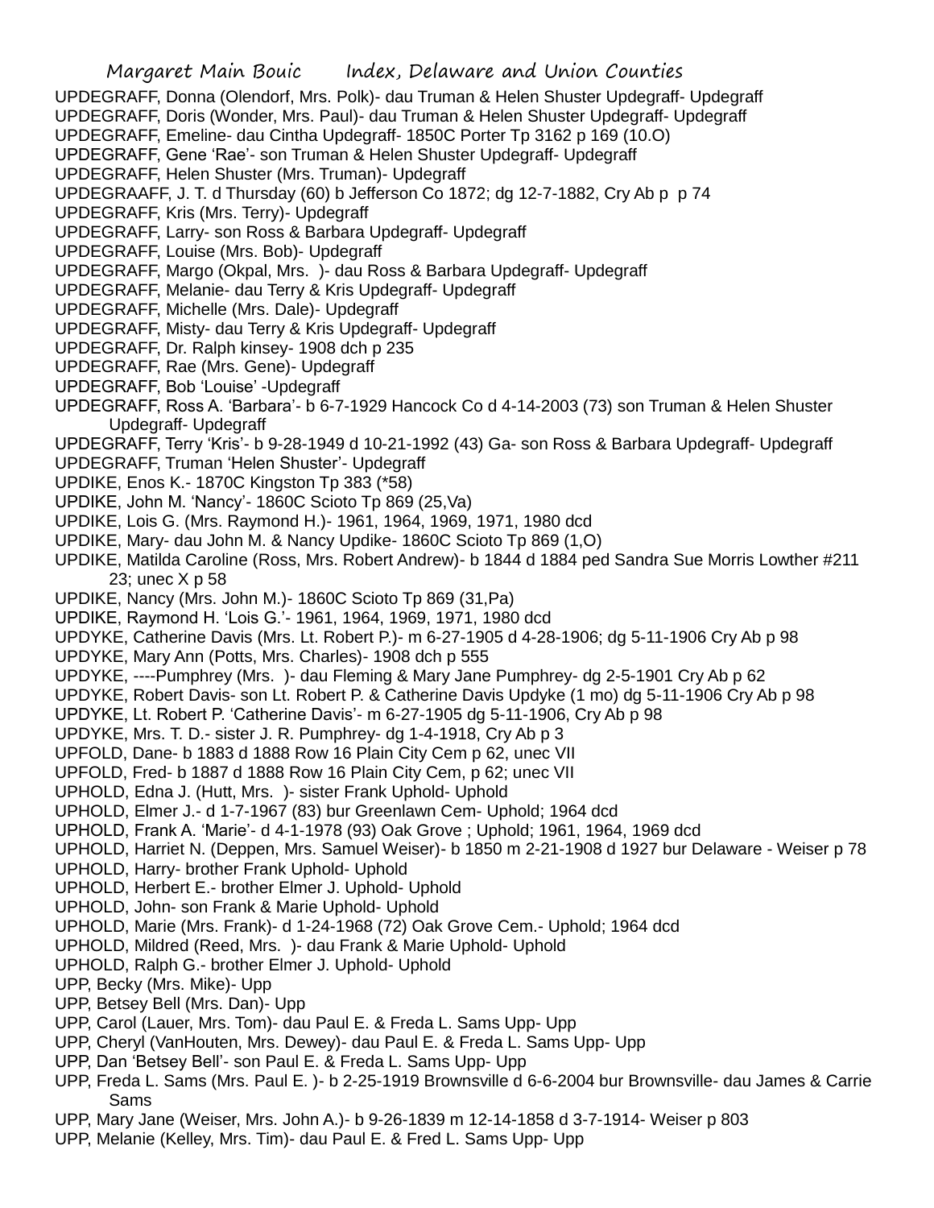UPDEGRAFF, Donna (Olendorf, Mrs. Polk)- dau Truman & Helen Shuster Updegraff- Updegraff
UPDEGRAFF, Doris (Wonder, Mrs. Paul)- dau Truman & Helen Shuster Updegraff- Updegraff
UPDEGRAFF, Emeline- dau Cintha Updegraff- 1850C Porter Tp 3162 p 169 (10.O)
UPDEGRAFF, Gene 'Rae'- son Truman & Helen Shuster Updegraff- Updegraff
UPDEGRAFF, Helen Shuster (Mrs. Truman)- Updegraff
UPDEGRAAFF, J. T. d Thursday (60) b Jefferson Co 1872; dg 12-7-1882, Cry Ab p p 74
UPDEGRAFF, Kris (Mrs. Terry)- Updegraff
UPDEGRAFF, Larry- son Ross & Barbara Updegraff- Updegraff
UPDEGRAFF, Louise (Mrs. Bob)- Updegraff
UPDEGRAFF, Margo (Okpal, Mrs. )- dau Ross & Barbara Updegraff- Updegraff
UPDEGRAFF, Melanie- dau Terry & Kris Updegraff- Updegraff
UPDEGRAFF, Michelle (Mrs. Dale)- Updegraff
UPDEGRAFF, Misty- dau Terry & Kris Updegraff- Updegraff
UPDEGRAFF, Dr. Ralph kinsey- 1908 dch p 235
UPDEGRAFF, Rae (Mrs. Gene)- Updegraff
UPDEGRAFF, Bob 'Louise' -Updegraff
UPDEGRAFF, Ross A. 'Barbara'- b 6-7-1929 Hancock Co d 4-14-2003 (73) son Truman & Helen Shuster Updegraff- Updegraff
UPDEGRAFF, Terry 'Kris'- b 9-28-1949 d 10-21-1992 (43) Ga- son Ross & Barbara Updegraff- Updegraff
UPDEGRAFF, Truman 'Helen Shuster'- Updegraff
UPDIKE, Enos K.- 1870C Kingston Tp 383 (*58)
UPDIKE, John M. 'Nancy'- 1860C Scioto Tp 869 (25,Va)
UPDIKE, Lois G. (Mrs. Raymond H.)- 1961, 1964, 1969, 1971, 1980 dcd
UPDIKE, Mary- dau John M. & Nancy Updike- 1860C Scioto Tp 869 (1,O)
UPDIKE, Matilda Caroline (Ross, Mrs. Robert Andrew)- b 1844 d 1884 ped Sandra Sue Morris Lowther #211 23; unec X p 58
UPDIKE, Nancy (Mrs. John M.)- 1860C Scioto Tp 869 (31,Pa)
UPDIKE, Raymond H. 'Lois G.'- 1961, 1964, 1969, 1971, 1980 dcd
UPDYKE, Catherine Davis (Mrs. Lt. Robert P.)- m 6-27-1905 d 4-28-1906; dg 5-11-1906 Cry Ab p 98
UPDYKE, Mary Ann (Potts, Mrs. Charles)- 1908 dch p 555
UPDYKE, ----Pumphrey (Mrs. )- dau Fleming & Mary Jane Pumphrey- dg 2-5-1901 Cry Ab p 62
UPDYKE, Robert Davis- son Lt. Robert P. & Catherine Davis Updyke (1 mo) dg 5-11-1906 Cry Ab p 98
UPDYKE, Lt. Robert P. 'Catherine Davis'- m 6-27-1905 dg 5-11-1906, Cry Ab p 98
UPDYKE, Mrs. T. D.- sister J. R. Pumphrey- dg 1-4-1918, Cry Ab p 3
UPFOLD, Dane- b 1883 d 1888 Row 16 Plain City Cem p 62, unec VII
UPFOLD, Fred- b 1887 d 1888 Row 16 Plain City Cem, p 62; unec VII
UPHOLD, Edna J. (Hutt, Mrs. )- sister Frank Uphold- Uphold
UPHOLD, Elmer J.- d 1-7-1967 (83) bur Greenlawn Cem- Uphold; 1964 dcd
UPHOLD, Frank A. 'Marie'- d 4-1-1978 (93) Oak Grove ; Uphold; 1961, 1964, 1969 dcd
UPHOLD, Harriet N. (Deppen, Mrs. Samuel Weiser)- b 1850 m 2-21-1908 d 1927 bur Delaware - Weiser p 78
UPHOLD, Harry- brother Frank Uphold- Uphold
UPHOLD, Herbert E.- brother Elmer J. Uphold- Uphold
UPHOLD, John- son Frank & Marie Uphold- Uphold
UPHOLD, Marie (Mrs. Frank)- d 1-24-1968 (72) Oak Grove Cem.- Uphold; 1964 dcd
UPHOLD, Mildred (Reed, Mrs. )- dau Frank & Marie Uphold- Uphold
UPHOLD, Ralph G.- brother Elmer J. Uphold- Uphold
UPP, Becky (Mrs. Mike)- Upp
UPP, Betsey Bell (Mrs. Dan)- Upp
UPP, Carol (Lauer, Mrs. Tom)- dau Paul E. & Freda L. Sams Upp- Upp
UPP, Cheryl (VanHouten, Mrs. Dewey)- dau Paul E. & Freda L. Sams Upp- Upp
UPP, Dan 'Betsey Bell'- son Paul E. & Freda L. Sams Upp- Upp
UPP, Freda L. Sams (Mrs. Paul E. )- b 2-25-1919 Brownsville d 6-6-2004 bur Brownsville- dau James & Carrie Sams
UPP, Mary Jane (Weiser, Mrs. John A.)- b 9-26-1839 m 12-14-1858 d 3-7-1914- Weiser p 803
UPP, Melanie (Kelley, Mrs. Tim)- dau Paul E. & Fred L. Sams Upp- Upp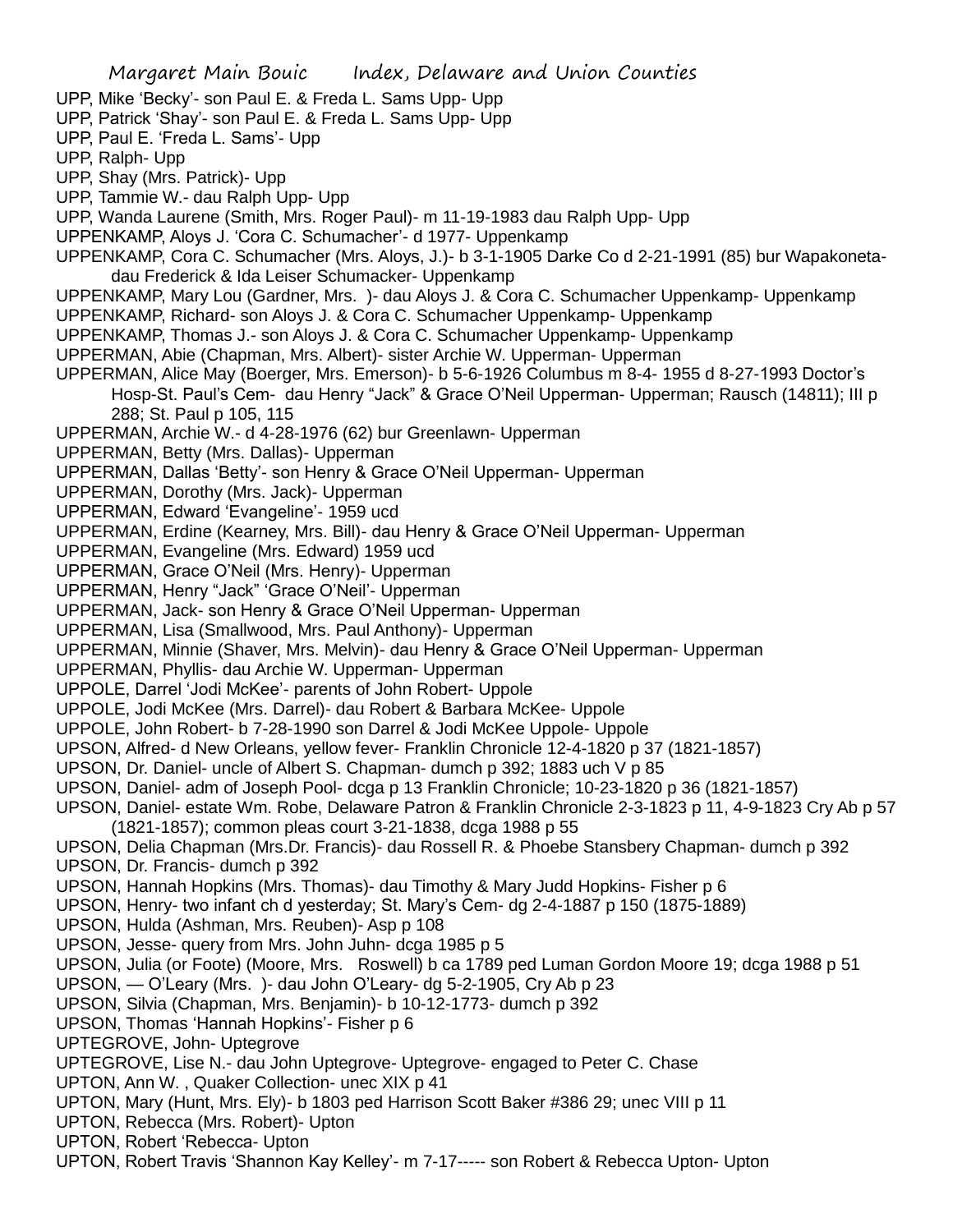UPP, Mike 'Becky'- son Paul E. & Freda L. Sams Upp- Upp
UPP, Patrick 'Shay'- son Paul E. & Freda L. Sams Upp- Upp
UPP, Paul E. 'Freda L. Sams'- Upp
UPP, Ralph- Upp
UPP, Shay (Mrs. Patrick)- Upp
UPP, Tammie W.- dau Ralph Upp- Upp
UPP, Wanda Laurene (Smith, Mrs. Roger Paul)- m 11-19-1983 dau Ralph Upp- Upp
UPPENKAMP, Aloys J. 'Cora C. Schumacher'- d 1977- Uppenkamp
UPPENKAMP, Cora C. Schumacher (Mrs. Aloys, J.)- b 3-1-1905 Darke Co d 2-21-1991 (85) bur Wapakoneta- dau Frederick & Ida Leiser Schumacker- Uppenkamp
UPPENKAMP, Mary Lou (Gardner, Mrs. )- dau Aloys J. & Cora C. Schumacher Uppenkamp- Uppenkamp
UPPENKAMP, Richard- son Aloys J. & Cora C. Schumacher Uppenkamp- Uppenkamp
UPPENKAMP, Thomas J.- son Aloys J. & Cora C. Schumacher Uppenkamp- Uppenkamp
UPPERMAN, Abie (Chapman, Mrs. Albert)- sister Archie W. Upperman- Upperman
UPPERMAN, Alice May (Boerger, Mrs. Emerson)- b 5-6-1926 Columbus m 8-4- 1955 d 8-27-1993 Doctor's Hosp-St. Paul's Cem- dau Henry "Jack" & Grace O'Neil Upperman- Upperman; Rausch (14811); III p 288; St. Paul p 105, 115
UPPERMAN, Archie W.- d 4-28-1976 (62) bur Greenlawn- Upperman
UPPERMAN, Betty (Mrs. Dallas)- Upperman
UPPERMAN, Dallas 'Betty'- son Henry & Grace O'Neil Upperman- Upperman
UPPERMAN, Dorothy (Mrs. Jack)- Upperman
UPPERMAN, Edward 'Evangeline'- 1959 ucd
UPPERMAN, Erdine (Kearney, Mrs. Bill)- dau Henry & Grace O'Neil Upperman- Upperman
UPPERMAN, Evangeline (Mrs. Edward) 1959 ucd
UPPERMAN, Grace O'Neil (Mrs. Henry)- Upperman
UPPERMAN, Henry "Jack" 'Grace O'Neil'- Upperman
UPPERMAN, Jack- son Henry & Grace O'Neil Upperman- Upperman
UPPERMAN, Lisa (Smallwood, Mrs. Paul Anthony)- Upperman
UPPERMAN, Minnie (Shaver, Mrs. Melvin)- dau Henry & Grace O'Neil Upperman- Upperman
UPPERMAN, Phyllis- dau Archie W. Upperman- Upperman
UPPOLE, Darrel 'Jodi McKee'- parents of John Robert- Uppole
UPPOLE, Jodi McKee (Mrs. Darrel)- dau Robert & Barbara McKee- Uppole
UPPOLE, John Robert- b 7-28-1990 son Darrel & Jodi McKee Uppole- Uppole
UPSON, Alfred- d New Orleans, yellow fever- Franklin Chronicle 12-4-1820 p 37 (1821-1857)
UPSON, Dr. Daniel- uncle of Albert S. Chapman- dumch p 392; 1883 uch V p 85
UPSON, Daniel- adm of Joseph Pool- dcga p 13 Franklin Chronicle; 10-23-1820 p 36 (1821-1857)
UPSON, Daniel- estate Wm. Robe, Delaware Patron & Franklin Chronicle 2-3-1823 p 11, 4-9-1823 Cry Ab p 57 (1821-1857); common pleas court 3-21-1838, dcga 1988 p 55
UPSON, Delia Chapman (Mrs.Dr. Francis)- dau Rossell R. & Phoebe Stansbery Chapman- dumch p 392
UPSON, Dr. Francis- dumch p 392
UPSON, Hannah Hopkins (Mrs. Thomas)- dau Timothy & Mary Judd Hopkins- Fisher p 6
UPSON, Henry- two infant ch d yesterday; St. Mary's Cem- dg 2-4-1887 p 150 (1875-1889)
UPSON, Hulda (Ashman, Mrs. Reuben)- Asp p 108
UPSON, Jesse- query from Mrs. John Juhn- dcga 1985 p 5
UPSON, Julia (or Foote) (Moore, Mrs. Roswell) b ca 1789 ped Luman Gordon Moore 19; dcga 1988 p 51
UPSON, — O'Leary (Mrs. )- dau John O'Leary- dg 5-2-1905, Cry Ab p 23
UPSON, Silvia (Chapman, Mrs. Benjamin)- b 10-12-1773- dumch p 392
UPSON, Thomas 'Hannah Hopkins'- Fisher p 6
UPTEGROVE, John- Uptegrove
UPTEGROVE, Lise N.- dau John Uptegrove- Uptegrove- engaged to Peter C. Chase
UPTON, Ann W. , Quaker Collection- unec XIX p 41
UPTON, Mary (Hunt, Mrs. Ely)- b 1803 ped Harrison Scott Baker #386 29; unec VIII p 11
UPTON, Rebecca (Mrs. Robert)- Upton
UPTON, Robert 'Rebecca- Upton
UPTON, Robert Travis 'Shannon Kay Kelley'- m 7-17----- son Robert & Rebecca Upton- Upton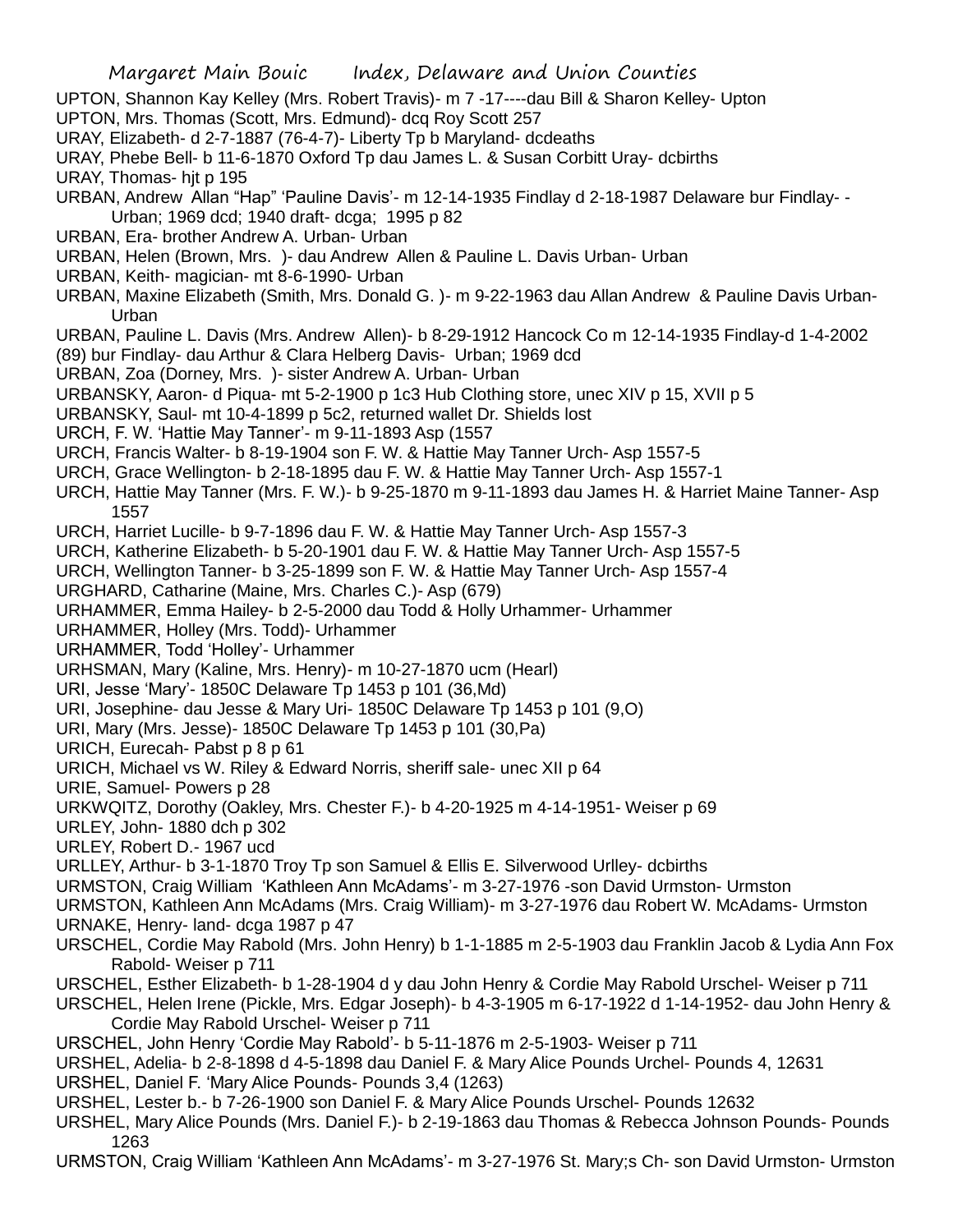UPTON, Shannon Kay Kelley (Mrs. Robert Travis)- m 7 -17----dau Bill & Sharon Kelley- Upton
UPTON, Mrs. Thomas (Scott, Mrs. Edmund)- dcq Roy Scott 257
URAY, Elizabeth- d 2-7-1887 (76-4-7)- Liberty Tp b Maryland- dcdeaths
URAY, Phebe Bell- b 11-6-1870 Oxford Tp dau James L. & Susan Corbitt Uray- dcbirths
URAY, Thomas- hjt p 195
URBAN, Andrew Allan "Hap" 'Pauline Davis'- m 12-14-1935 Findlay d 2-18-1987 Delaware bur Findlay- - Urban; 1969 dcd; 1940 draft- dcga; 1995 p 82
URBAN, Era- brother Andrew A. Urban- Urban
URBAN, Helen (Brown, Mrs. )- dau Andrew Allen & Pauline L. Davis Urban- Urban
URBAN, Keith- magician- mt 8-6-1990- Urban
URBAN, Maxine Elizabeth (Smith, Mrs. Donald G. )- m 9-22-1963 dau Allan Andrew & Pauline Davis Urban- Urban
URBAN, Pauline L. Davis (Mrs. Andrew Allen)- b 8-29-1912 Hancock Co m 12-14-1935 Findlay-d 1-4-2002 (89) bur Findlay- dau Arthur & Clara Helberg Davis- Urban; 1969 dcd
URBAN, Zoa (Dorney, Mrs. )- sister Andrew A. Urban- Urban
URBANSKY, Aaron- d Piqua- mt 5-2-1900 p 1c3 Hub Clothing store, unec XIV p 15, XVII p 5
URBANSKY, Saul- mt 10-4-1899 p 5c2, returned wallet Dr. Shields lost
URCH, F. W. 'Hattie May Tanner'- m 9-11-1893 Asp (1557
URCH, Francis Walter- b 8-19-1904 son F. W. & Hattie May Tanner Urch- Asp 1557-5
URCH, Grace Wellington- b 2-18-1895 dau F. W. & Hattie May Tanner Urch- Asp 1557-1
URCH, Hattie May Tanner (Mrs. F. W.)- b 9-25-1870 m 9-11-1893 dau James H. & Harriet Maine Tanner- Asp 1557
URCH, Harriet Lucille- b 9-7-1896 dau F. W. & Hattie May Tanner Urch- Asp 1557-3
URCH, Katherine Elizabeth- b 5-20-1901 dau F. W. & Hattie May Tanner Urch- Asp 1557-5
URCH, Wellington Tanner- b 3-25-1899 son F. W. & Hattie May Tanner Urch- Asp 1557-4
URGHARD, Catharine (Maine, Mrs. Charles C.)- Asp (679)
URHAMMER, Emma Hailey- b 2-5-2000 dau Todd & Holly Urhammer- Urhammer
URHAMMER, Holley (Mrs. Todd)- Urhammer
URHAMMER, Todd 'Holley'- Urhammer
URHSMAN, Mary (Kaline, Mrs. Henry)- m 10-27-1870 ucm (Hearl)
URI, Jesse 'Mary'- 1850C Delaware Tp 1453 p 101 (36,Md)
URI, Josephine- dau Jesse & Mary Uri- 1850C Delaware Tp 1453 p 101 (9,O)
URI, Mary (Mrs. Jesse)- 1850C Delaware Tp 1453 p 101 (30,Pa)
URICH, Eurecah- Pabst p 8 p 61
URICH, Michael vs W. Riley & Edward Norris, sheriff sale- unec XII p 64
URIE, Samuel- Powers p 28
URKWQITZ, Dorothy (Oakley, Mrs. Chester F.)- b 4-20-1925 m 4-14-1951- Weiser p 69
URLEY, John- 1880 dch p 302
URLEY, Robert D.- 1967 ucd
URLLEY, Arthur- b 3-1-1870 Troy Tp son Samuel & Ellis E. Silverwood Urlley- dcbirths
URMSTON, Craig William 'Kathleen Ann McAdams'- m 3-27-1976 -son David Urmston- Urmston
URMSTON, Kathleen Ann McAdams (Mrs. Craig William)- m 3-27-1976 dau Robert W. McAdams- Urmston
URNAKE, Henry- land- dcga 1987 p 47
URSCHEL, Cordie May Rabold (Mrs. John Henry) b 1-1-1885 m 2-5-1903 dau Franklin Jacob & Lydia Ann Fox Rabold- Weiser p 711
URSCHEL, Esther Elizabeth- b 1-28-1904 d y dau John Henry & Cordie May Rabold Urschel- Weiser p 711
URSCHEL, Helen Irene (Pickle, Mrs. Edgar Joseph)- b 4-3-1905 m 6-17-1922 d 1-14-1952- dau John Henry & Cordie May Rabold Urschel- Weiser p 711
URSCHEL, John Henry 'Cordie May Rabold'- b 5-11-1876 m 2-5-1903- Weiser p 711
URSHEL, Adelia- b 2-8-1898 d 4-5-1898 dau Daniel F. & Mary Alice Pounds Urchel- Pounds 4, 12631
URSHEL, Daniel F. 'Mary Alice Pounds- Pounds 3,4 (1263)
URSHEL, Lester b.- b 7-26-1900 son Daniel F. & Mary Alice Pounds Urschel- Pounds 12632
URSHEL, Mary Alice Pounds (Mrs. Daniel F.)- b 2-19-1863 dau Thomas & Rebecca Johnson Pounds- Pounds 1263
URMSTON, Craig William 'Kathleen Ann McAdams'- m 3-27-1976 St. Mary;s Ch- son David Urmston- Urmston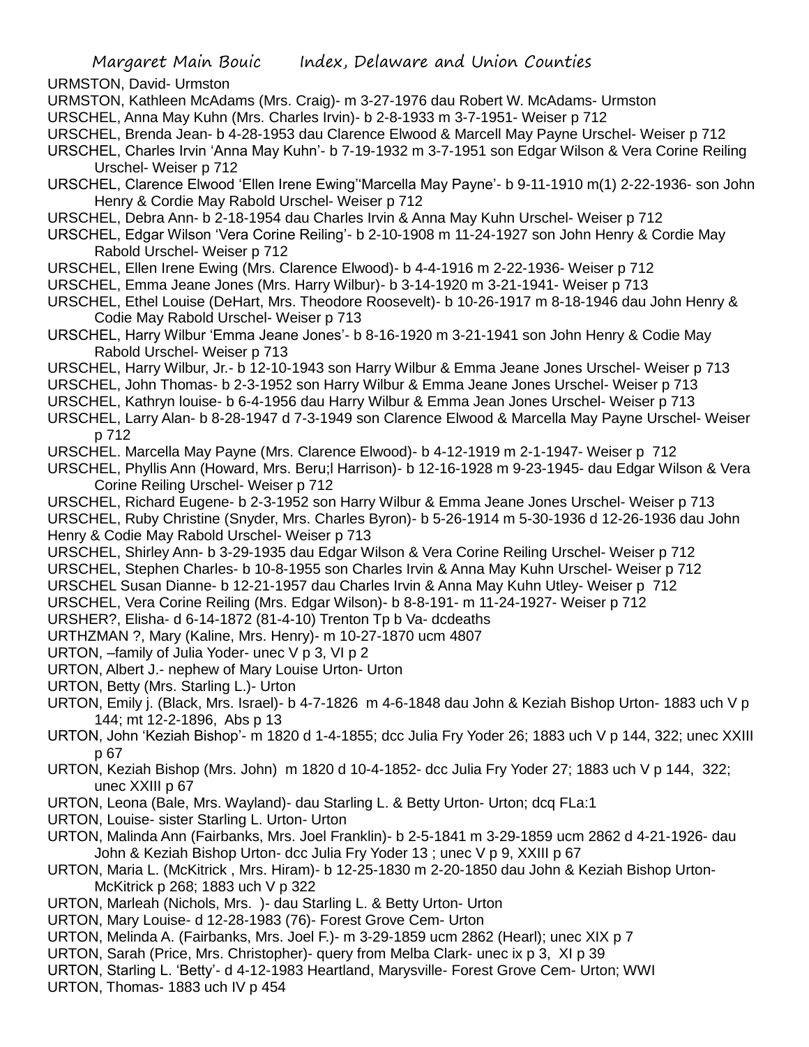URMSTON, David- Urmston

URMSTON, Kathleen McAdams (Mrs. Craig)- m 3-27-1976 dau Robert W. McAdams- Urmston

URSCHEL, Anna May Kuhn (Mrs. Charles Irvin)- b 2-8-1933 m 3-7-1951- Weiser p 712

URSCHEL, Brenda Jean- b 4-28-1953 dau Clarence Elwood & Marcell May Payne Urschel- Weiser p 712

URSCHEL, Charles Irvin 'Anna May Kuhn'- b 7-19-1932 m 3-7-1951 son Edgar Wilson & Vera Corine Reiling Urschel- Weiser p 712

URSCHEL, Clarence Elwood 'Ellen Irene Ewing''Marcella May Payne'- b 9-11-1910 m(1) 2-22-1936- son John Henry & Cordie May Rabold Urschel- Weiser p 712

URSCHEL, Debra Ann- b 2-18-1954 dau Charles Irvin & Anna May Kuhn Urschel- Weiser p 712

URSCHEL, Edgar Wilson 'Vera Corine Reiling'- b 2-10-1908 m 11-24-1927 son John Henry & Cordie May Rabold Urschel- Weiser p 712

URSCHEL, Ellen Irene Ewing (Mrs. Clarence Elwood)- b 4-4-1916 m 2-22-1936- Weiser p 712

URSCHEL, Emma Jeane Jones (Mrs. Harry Wilbur)- b 3-14-1920 m 3-21-1941- Weiser p 713

URSCHEL, Ethel Louise (DeHart, Mrs. Theodore Roosevelt)- b 10-26-1917 m 8-18-1946 dau John Henry & Codie May Rabold Urschel- Weiser p 713

URSCHEL, Harry Wilbur 'Emma Jeane Jones'- b 8-16-1920 m 3-21-1941 son John Henry & Codie May Rabold Urschel- Weiser p 713

URSCHEL, Harry Wilbur, Jr.- b 12-10-1943 son Harry Wilbur & Emma Jeane Jones Urschel- Weiser p 713

URSCHEL, John Thomas- b 2-3-1952 son Harry Wilbur & Emma Jeane Jones Urschel- Weiser p 713

URSCHEL, Kathryn louise- b 6-4-1956 dau Harry Wilbur & Emma Jean Jones Urschel- Weiser p 713

URSCHEL, Larry Alan- b 8-28-1947 d 7-3-1949 son Clarence Elwood & Marcella May Payne Urschel- Weiser p 712

URSCHEL. Marcella May Payne (Mrs. Clarence Elwood)- b 4-12-1919 m 2-1-1947- Weiser p 712

URSCHEL, Phyllis Ann (Howard, Mrs. Beru;l Harrison)- b 12-16-1928 m 9-23-1945- dau Edgar Wilson & Vera Corine Reiling Urschel- Weiser p 712

URSCHEL, Richard Eugene- b 2-3-1952 son Harry Wilbur & Emma Jeane Jones Urschel- Weiser p 713

URSCHEL, Ruby Christine (Snyder, Mrs. Charles Byron)- b 5-26-1914 m 5-30-1936 d 12-26-1936 dau John Henry & Codie May Rabold Urschel- Weiser p 713

URSCHEL, Shirley Ann- b 3-29-1935 dau Edgar Wilson & Vera Corine Reiling Urschel- Weiser p 712

URSCHEL, Stephen Charles- b 10-8-1955 son Charles Irvin & Anna May Kuhn Urschel- Weiser p 712

URSCHEL Susan Dianne- b 12-21-1957 dau Charles Irvin & Anna May Kuhn Utley- Weiser p 712

URSCHEL, Vera Corine Reiling (Mrs. Edgar Wilson)- b 8-8-191- m 11-24-1927- Weiser p 712

URSHER?, Elisha- d 6-14-1872 (81-4-10) Trenton Tp b Va- dcdeaths

URTHZMAN ?, Mary (Kaline, Mrs. Henry)- m 10-27-1870 ucm 4807

URTON, –family of Julia Yoder- unec V p 3, VI p 2

URTON, Albert J.- nephew of Mary Louise Urton- Urton

URTON, Betty (Mrs. Starling L.)- Urton

URTON, Emily j. (Black, Mrs. Israel)- b 4-7-1826 m 4-6-1848 dau John & Keziah Bishop Urton- 1883 uch V p 144; mt 12-2-1896, Abs p 13

URTON, John 'Keziah Bishop'- m 1820 d 1-4-1855; dcc Julia Fry Yoder 26; 1883 uch V p 144, 322; unec XXIII p 67

URTON, Keziah Bishop (Mrs. John) m 1820 d 10-4-1852- dcc Julia Fry Yoder 27; 1883 uch V p 144, 322; unec XXIII p 67

URTON, Leona (Bale, Mrs. Wayland)- dau Starling L. & Betty Urton- Urton; dcq FLa:1

URTON, Louise- sister Starling L. Urton- Urton

URTON, Malinda Ann (Fairbanks, Mrs. Joel Franklin)- b 2-5-1841 m 3-29-1859 ucm 2862 d 4-21-1926- dau John & Keziah Bishop Urton- dcc Julia Fry Yoder 13 ; unec V p 9, XXIII p 67

URTON, Maria L. (McKitrick , Mrs. Hiram)- b 12-25-1830 m 2-20-1850 dau John & Keziah Bishop Urton- McKitrick p 268; 1883 uch V p 322

URTON, Marleah (Nichols, Mrs. )- dau Starling L. & Betty Urton- Urton

URTON, Mary Louise- d 12-28-1983 (76)- Forest Grove Cem- Urton

URTON, Melinda A. (Fairbanks, Mrs. Joel F.)- m 3-29-1859 ucm 2862 (Hearl); unec XIX p 7

URTON, Sarah (Price, Mrs. Christopher)- query from Melba Clark- unec ix p 3, XI p 39

URTON, Starling L. 'Betty'- d 4-12-1983 Heartland, Marysville- Forest Grove Cem- Urton; WWI

URTON, Thomas- 1883 uch IV p 454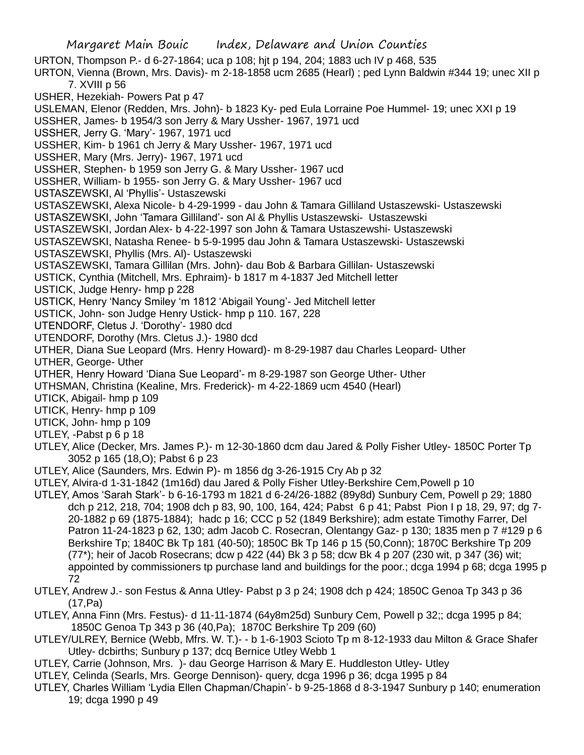URTON, Thompson P.- d 6-27-1864; uca p 108; hjt p 194, 204; 1883 uch IV p 468, 535

URTON, Vienna (Brown, Mrs. Davis)- m 2-18-1858 ucm 2685 (Hearl) ; ped Lynn Baldwin #344 19; unec XII p 7. XVIII p 56

USHER, Hezekiah- Powers Pat p 47

USLEMAN, Elenor (Redden, Mrs. John)- b 1823 Ky- ped Eula Lorraine Poe Hummel- 19; unec XXI p 19

USSHER, James- b 1954/3 son Jerry & Mary Ussher- 1967, 1971 ucd

USSHER, Jerry G. 'Mary'- 1967, 1971 ucd

USSHER, Kim- b 1961 ch Jerry & Mary Ussher- 1967, 1971 ucd

USSHER, Mary (Mrs. Jerry)- 1967, 1971 ucd

USSHER, Stephen- b 1959 son Jerry G. & Mary Ussher- 1967 ucd

USSHER, William- b 1955- son Jerry G. & Mary Ussher- 1967 ucd

USTASZEWSKI, Al 'Phyllis'- Ustaszewski

USTASZEWSKI, Alexa Nicole- b 4-29-1999 - dau John & Tamara Gilliland Ustaszewski- Ustaszewski

USTASZEWSKI, John 'Tamara Gilliland'- son Al & Phyllis Ustaszewski- Ustaszewski

USTASZEWSKI, Jordan Alex- b 4-22-1997 son John & Tamara Ustaszewshi- Ustaszewski

USTASZEWSKI, Natasha Renee- b 5-9-1995 dau John & Tamara Ustaszewski- Ustaszewski

USTASZEWSKI, Phyllis (Mrs. Al)- Ustaszewski

USTASZEWSKI, Tamara Gillilan (Mrs. John)- dau Bob & Barbara Gillilan- Ustaszewski

USTICK, Cynthia (Mitchell, Mrs. Ephraim)- b 1817 m 4-1837 Jed Mitchell letter

USTICK, Judge Henry- hmp p 228

USTICK, Henry 'Nancy Smiley 'm 1812 'Abigail Young'- Jed Mitchell letter

USTICK, John- son Judge Henry Ustick- hmp p 110. 167, 228

UTENDORF, Cletus J. 'Dorothy'- 1980 dcd

UTENDORF, Dorothy (Mrs. Cletus J.)- 1980 dcd

UTHER, Diana Sue Leopard (Mrs. Henry Howard)- m 8-29-1987 dau Charles Leopard- Uther

UTHER, George- Uther

UTHER, Henry Howard 'Diana Sue Leopard'- m 8-29-1987 son George Uther- Uther

UTHSMAN, Christina (Kealine, Mrs. Frederick)- m 4-22-1869 ucm 4540 (Hearl)

UTICK, Abigail- hmp p 109

UTICK, Henry- hmp p 109

UTICK, John- hmp p 109

UTLEY, -Pabst p 6 p 18

UTLEY, Alice (Decker, Mrs. James P.)- m 12-30-1860 dcm dau Jared & Polly Fisher Utley- 1850C Porter Tp 3052 p 165 (18,O); Pabst 6 p 23

UTLEY, Alice (Saunders, Mrs. Edwin P)- m 1856 dg 3-26-1915 Cry Ab p 32

UTLEY, Alvira-d 1-31-1842 (1m16d) dau Jared & Polly Fisher Utley-Berkshire Cem,Powell p 10

UTLEY, Amos 'Sarah Stark'- b 6-16-1793 m 1821 d 6-24/26-1882 (89y8d) Sunbury Cem, Powell p 29; 1880 dch p 212, 218, 704; 1908 dch p 83, 90, 100, 164, 424; Pabst 6 p 41; Pabst Pion I p 18, 29, 97; dg 7-20-1882 p 69 (1875-1884); hadc p 16; CCC p 52 (1849 Berkshire); adm estate Timothy Farrer, Del Patron 11-24-1823 p 62, 130; adm Jacob C. Rosecran, Olentangy Gaz- p 130; 1835 men p 7 #129 p 6 Berkshire Tp; 1840C Bk Tp 181 (40-50); 1850C Bk Tp 146 p 15 (50,Conn); 1870C Berkshire Tp 209 (77*); heir of Jacob Rosecrans; dcw p 422 (44) Bk 3 p 58; dcw Bk 4 p 207 (230 wit, p 347 (36) wit; appointed by commissioners tp purchase land and buildings for the poor.; dcga 1994 p 68; dcga 1995 p 72

UTLEY, Andrew J.- son Festus & Anna Utley- Pabst p 3 p 24; 1908 dch p 424; 1850C Genoa Tp 343 p 36 (17,Pa)

UTLEY, Anna Finn (Mrs. Festus)- d 11-11-1874 (64y8m25d) Sunbury Cem, Powell p 32;; dcga 1995 p 84; 1850C Genoa Tp 343 p 36 (40,Pa); 1870C Berkshire Tp 209 (60)

UTLEY/ULREY, Bernice (Webb, Mfrs. W. T.)- - b 1-6-1903 Scioto Tp m 8-12-1933 dau Milton & Grace Shafer Utley- dcbirths; Sunbury p 137; dcq Bernice Utley Webb 1

UTLEY, Carrie (Johnson, Mrs. )- dau George Harrison & Mary E. Huddleston Utley- Utley

UTLEY, Celinda (Searls, Mrs. George Dennison)- query, dcga 1996 p 36; dcga 1995 p 84

UTLEY, Charles William 'Lydia Ellen Chapman/Chapin'- b 9-25-1868 d 8-3-1947 Sunbury p 140; enumeration 19; dcga 1990 p 49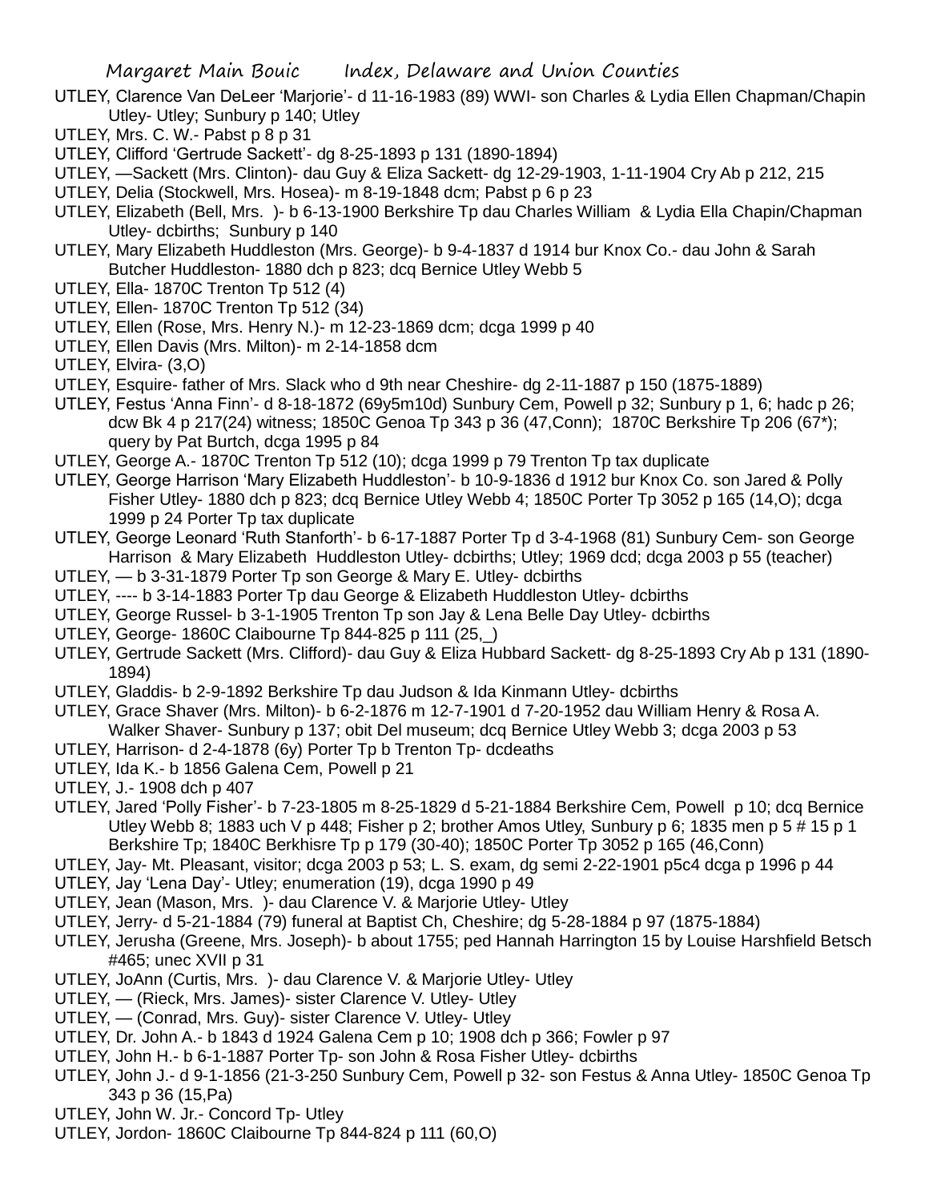UTLEY, Clarence Van DeLeer 'Marjorie'- d 11-16-1983 (89) WWI- son Charles & Lydia Ellen Chapman/Chapin Utley- Utley; Sunbury p 140; Utley

UTLEY, Mrs. C. W.- Pabst p 8 p 31

UTLEY, Clifford 'Gertrude Sackett'- dg 8-25-1893 p 131 (1890-1894)

UTLEY, —Sackett (Mrs. Clinton)- dau Guy & Eliza Sackett- dg 12-29-1903, 1-11-1904 Cry Ab p 212, 215

UTLEY, Delia (Stockwell, Mrs. Hosea)- m 8-19-1848 dcm; Pabst p 6 p 23

UTLEY, Elizabeth (Bell, Mrs. )- b 6-13-1900 Berkshire Tp dau Charles William & Lydia Ella Chapin/Chapman Utley- dcbirths; Sunbury p 140

UTLEY, Mary Elizabeth Huddleston (Mrs. George)- b 9-4-1837 d 1914 bur Knox Co.- dau John & Sarah Butcher Huddleston- 1880 dch p 823; dcq Bernice Utley Webb 5

UTLEY, Ella- 1870C Trenton Tp 512 (4)

UTLEY, Ellen- 1870C Trenton Tp 512 (34)

UTLEY, Ellen (Rose, Mrs. Henry N.)- m 12-23-1869 dcm; dcga 1999 p 40

UTLEY, Ellen Davis (Mrs. Milton)- m 2-14-1858 dcm

UTLEY, Elvira- (3,O)

UTLEY, Esquire- father of Mrs. Slack who d 9th near Cheshire- dg 2-11-1887 p 150 (1875-1889)

UTLEY, Festus 'Anna Finn'- d 8-18-1872 (69y5m10d) Sunbury Cem, Powell p 32; Sunbury p 1, 6; hadc p 26; dcw Bk 4 p 217(24) witness; 1850C Genoa Tp 343 p 36 (47,Conn); 1870C Berkshire Tp 206 (67*); query by Pat Burtch, dcga 1995 p 84

UTLEY, George A.- 1870C Trenton Tp 512 (10); dcga 1999 p 79 Trenton Tp tax duplicate

UTLEY, George Harrison 'Mary Elizabeth Huddleston'- b 10-9-1836 d 1912 bur Knox Co. son Jared & Polly Fisher Utley- 1880 dch p 823; dcq Bernice Utley Webb 4; 1850C Porter Tp 3052 p 165 (14,O); dcga 1999 p 24 Porter Tp tax duplicate

UTLEY, George Leonard 'Ruth Stanforth'- b 6-17-1887 Porter Tp d 3-4-1968 (81) Sunbury Cem- son George Harrison & Mary Elizabeth Huddleston Utley- dcbirths; Utley; 1969 dcd; dcga 2003 p 55 (teacher)

UTLEY, — b 3-31-1879 Porter Tp son George & Mary E. Utley- dcbirths

UTLEY, ---- b 3-14-1883 Porter Tp dau George & Elizabeth Huddleston Utley- dcbirths

UTLEY, George Russel- b 3-1-1905 Trenton Tp son Jay & Lena Belle Day Utley- dcbirths

UTLEY, George- 1860C Claibourne Tp 844-825 p 111 (25,_)

UTLEY, Gertrude Sackett (Mrs. Clifford)- dau Guy & Eliza Hubbard Sackett- dg 8-25-1893 Cry Ab p 131 (1890-1894)

UTLEY, Gladdis- b 2-9-1892 Berkshire Tp dau Judson & Ida Kinmann Utley- dcbirths

UTLEY, Grace Shaver (Mrs. Milton)- b 6-2-1876 m 12-7-1901 d 7-20-1952 dau William Henry & Rosa A. Walker Shaver- Sunbury p 137; obit Del museum; dcq Bernice Utley Webb 3; dcga 2003 p 53

UTLEY, Harrison- d 2-4-1878 (6y) Porter Tp b Trenton Tp- dcdeaths

UTLEY, Ida K.- b 1856 Galena Cem, Powell p 21

UTLEY, J.- 1908 dch p 407

UTLEY, Jared 'Polly Fisher'- b 7-23-1805 m 8-25-1829 d 5-21-1884 Berkshire Cem, Powell p 10; dcq Bernice Utley Webb 8; 1883 uch V p 448; Fisher p 2; brother Amos Utley, Sunbury p 6; 1835 men p 5 # 15 p 1 Berkshire Tp; 1840C Berkhisre Tp p 179 (30-40); 1850C Porter Tp 3052 p 165 (46,Conn)

UTLEY, Jay- Mt. Pleasant, visitor; dcga 2003 p 53; L. S. exam, dg semi 2-22-1901 p5c4 dcga p 1996 p 44

UTLEY, Jay 'Lena Day'- Utley; enumeration (19), dcga 1990 p 49

UTLEY, Jean (Mason, Mrs. )- dau Clarence V. & Marjorie Utley- Utley

UTLEY, Jerry- d 5-21-1884 (79) funeral at Baptist Ch, Cheshire; dg 5-28-1884 p 97 (1875-1884)

UTLEY, Jerusha (Greene, Mrs. Joseph)- b about 1755; ped Hannah Harrington 15 by Louise Harshfield Betsch #465; unec XVII p 31

UTLEY, JoAnn (Curtis, Mrs. )- dau Clarence V. & Marjorie Utley- Utley

UTLEY, — (Rieck, Mrs. James)- sister Clarence V. Utley- Utley

UTLEY, — (Conrad, Mrs. Guy)- sister Clarence V. Utley- Utley

UTLEY, Dr. John A.- b 1843 d 1924 Galena Cem p 10; 1908 dch p 366; Fowler p 97

UTLEY, John H.- b 6-1-1887 Porter Tp- son John & Rosa Fisher Utley- dcbirths

UTLEY, John J.- d 9-1-1856 (21-3-250 Sunbury Cem, Powell p 32- son Festus & Anna Utley- 1850C Genoa Tp 343 p 36 (15,Pa)

UTLEY, John W. Jr.- Concord Tp- Utley

UTLEY, Jordon- 1860C Claibourne Tp 844-824 p 111 (60,O)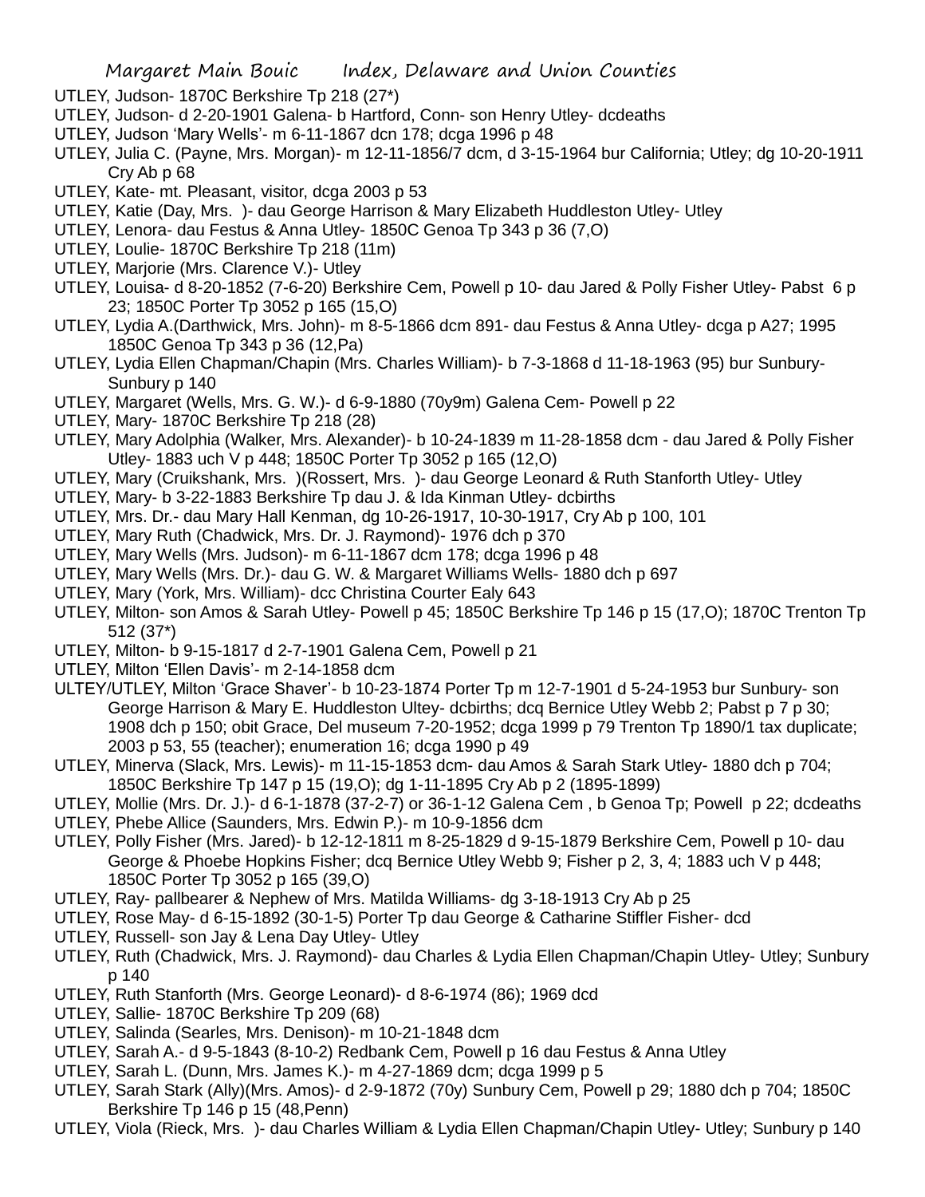UTLEY, Judson- 1870C Berkshire Tp 218 (27*)

UTLEY, Judson- d 2-20-1901 Galena- b Hartford, Conn- son Henry Utley- dcdeaths

UTLEY, Judson 'Mary Wells'- m 6-11-1867 dcn 178; dcga 1996 p 48

UTLEY, Julia C. (Payne, Mrs. Morgan)- m 12-11-1856/7 dcm, d 3-15-1964 bur California; Utley; dg 10-20-1911 Cry Ab p 68

UTLEY, Kate- mt. Pleasant, visitor, dcga 2003 p 53

UTLEY, Katie (Day, Mrs. )- dau George Harrison & Mary Elizabeth Huddleston Utley- Utley

UTLEY, Lenora- dau Festus & Anna Utley- 1850C Genoa Tp 343 p 36 (7,O)

UTLEY, Loulie- 1870C Berkshire Tp 218 (11m)

UTLEY, Marjorie (Mrs. Clarence V.)- Utley

UTLEY, Louisa- d 8-20-1852 (7-6-20) Berkshire Cem, Powell p 10- dau Jared & Polly Fisher Utley- Pabst 6 p 23; 1850C Porter Tp 3052 p 165 (15,O)

UTLEY, Lydia A.(Darthwick, Mrs. John)- m 8-5-1866 dcm 891- dau Festus & Anna Utley- dcga p A27; 1995 1850C Genoa Tp 343 p 36 (12,Pa)

UTLEY, Lydia Ellen Chapman/Chapin (Mrs. Charles William)- b 7-3-1868 d 11-18-1963 (95) bur Sunbury- Sunbury p 140

UTLEY, Margaret (Wells, Mrs. G. W.)- d 6-9-1880 (70y9m) Galena Cem- Powell p 22

UTLEY, Mary- 1870C Berkshire Tp 218 (28)

UTLEY, Mary Adolphia (Walker, Mrs. Alexander)- b 10-24-1839 m 11-28-1858 dcm - dau Jared & Polly Fisher Utley- 1883 uch V p 448; 1850C Porter Tp 3052 p 165 (12,O)

UTLEY, Mary (Cruikshank, Mrs. )(Rossert, Mrs. )- dau George Leonard & Ruth Stanforth Utley- Utley

UTLEY, Mary- b 3-22-1883 Berkshire Tp dau J. & Ida Kinman Utley- dcbirths

UTLEY, Mrs. Dr.- dau Mary Hall Kenman, dg 10-26-1917, 10-30-1917, Cry Ab p 100, 101

UTLEY, Mary Ruth (Chadwick, Mrs. Dr. J. Raymond)- 1976 dch p 370

UTLEY, Mary Wells (Mrs. Judson)- m 6-11-1867 dcm 178; dcga 1996 p 48

UTLEY, Mary Wells (Mrs. Dr.)- dau G. W. & Margaret Williams Wells- 1880 dch p 697

UTLEY, Mary (York, Mrs. William)- dcc Christina Courter Ealy 643

UTLEY, Milton- son Amos & Sarah Utley- Powell p 45; 1850C Berkshire Tp 146 p 15 (17,O); 1870C Trenton Tp 512 (37*)

UTLEY, Milton- b 9-15-1817 d 2-7-1901 Galena Cem, Powell p 21

UTLEY, Milton 'Ellen Davis'- m 2-14-1858 dcm

ULTEY/UTLEY, Milton 'Grace Shaver'- b 10-23-1874 Porter Tp m 12-7-1901 d 5-24-1953 bur Sunbury- son George Harrison & Mary E. Huddleston Ultey- dcbirths; dcq Bernice Utley Webb 2; Pabst p 7 p 30; 1908 dch p 150; obit Grace, Del museum 7-20-1952; dcga 1999 p 79 Trenton Tp 1890/1 tax duplicate; 2003 p 53, 55 (teacher); enumeration 16; dcga 1990 p 49

UTLEY, Minerva (Slack, Mrs. Lewis)- m 11-15-1853 dcm- dau Amos & Sarah Stark Utley- 1880 dch p 704; 1850C Berkshire Tp 147 p 15 (19,O); dg 1-11-1895 Cry Ab p 2 (1895-1899)

UTLEY, Mollie (Mrs. Dr. J.)- d 6-1-1878 (37-2-7) or 36-1-12 Galena Cem , b Genoa Tp; Powell p 22; dcdeaths

UTLEY, Phebe Allice (Saunders, Mrs. Edwin P.)- m 10-9-1856 dcm

UTLEY, Polly Fisher (Mrs. Jared)- b 12-12-1811 m 8-25-1829 d 9-15-1879 Berkshire Cem, Powell p 10- dau George & Phoebe Hopkins Fisher; dcq Bernice Utley Webb 9; Fisher p 2, 3, 4; 1883 uch V p 448; 1850C Porter Tp 3052 p 165 (39,O)

UTLEY, Ray- pallbearer & Nephew of Mrs. Matilda Williams- dg 3-18-1913 Cry Ab p 25

UTLEY, Rose May- d 6-15-1892 (30-1-5) Porter Tp dau George & Catharine Stiffler Fisher- dcd

UTLEY, Russell- son Jay & Lena Day Utley- Utley

UTLEY, Ruth (Chadwick, Mrs. J. Raymond)- dau Charles & Lydia Ellen Chapman/Chapin Utley- Utley; Sunbury p 140

UTLEY, Ruth Stanforth (Mrs. George Leonard)- d 8-6-1974 (86); 1969 dcd

UTLEY, Sallie- 1870C Berkshire Tp 209 (68)

UTLEY, Salinda (Searles, Mrs. Denison)- m 10-21-1848 dcm

UTLEY, Sarah A.- d 9-5-1843 (8-10-2) Redbank Cem, Powell p 16 dau Festus & Anna Utley

UTLEY, Sarah L. (Dunn, Mrs. James K.)- m 4-27-1869 dcm; dcga 1999 p 5

UTLEY, Sarah Stark (Ally)(Mrs. Amos)- d 2-9-1872 (70y) Sunbury Cem, Powell p 29; 1880 dch p 704; 1850C Berkshire Tp 146 p 15 (48,Penn)

UTLEY, Viola (Rieck, Mrs. )- dau Charles William & Lydia Ellen Chapman/Chapin Utley- Utley; Sunbury p 140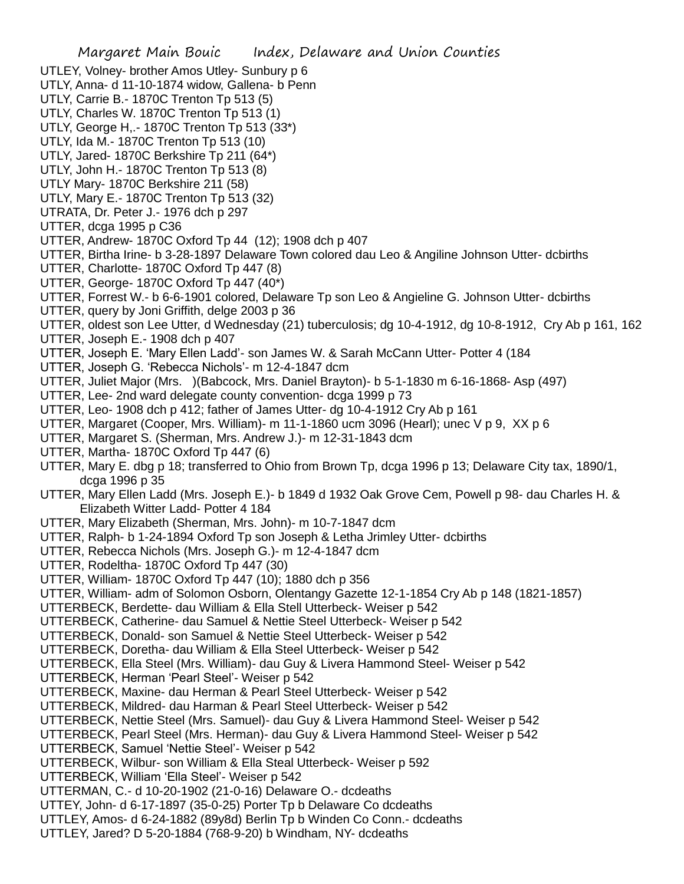UTLEY, Volney- brother Amos Utley- Sunbury p 6
UTLY, Anna- d 11-10-1874 widow, Gallena- b Penn
UTLY, Carrie B.- 1870C Trenton Tp 513 (5)
UTLY, Charles W. 1870C Trenton Tp 513 (1)
UTLY, George H,.- 1870C Trenton Tp 513 (33*)
UTLY, Ida M.- 1870C Trenton Tp 513 (10)
UTLY, Jared- 1870C Berkshire Tp 211 (64*)
UTLY, John H.- 1870C Trenton Tp 513 (8)
UTLY Mary- 1870C Berkshire 211 (58)
UTLY, Mary E.- 1870C Trenton Tp 513 (32)
UTRATA, Dr. Peter J.- 1976 dch p 297
UTTER, dcga 1995 p C36
UTTER, Andrew- 1870C Oxford Tp 44 (12); 1908 dch p 407
UTTER, Birtha Irine- b 3-28-1897 Delaware Town colored dau Leo & Angiline Johnson Utter- dcbirths
UTTER, Charlotte- 1870C Oxford Tp 447 (8)
UTTER, George- 1870C Oxford Tp 447 (40*)
UTTER, Forrest W.- b 6-6-1901 colored, Delaware Tp son Leo & Angieline G. Johnson Utter- dcbirths
UTTER, query by Joni Griffith, delge 2003 p 36
UTTER, oldest son Lee Utter, d Wednesday (21) tuberculosis; dg 10-4-1912, dg 10-8-1912, Cry Ab p 161, 162
UTTER, Joseph E.- 1908 dch p 407
UTTER, Joseph E. 'Mary Ellen Ladd'- son James W. & Sarah McCann Utter- Potter 4 (184
UTTER, Joseph G. 'Rebecca Nichols'- m 12-4-1847 dcm
UTTER, Juliet Major (Mrs. )(Babcock, Mrs. Daniel Brayton)- b 5-1-1830 m 6-16-1868- Asp (497)
UTTER, Lee- 2nd ward delegate county convention- dcga 1999 p 73
UTTER, Leo- 1908 dch p 412; father of James Utter- dg 10-4-1912 Cry Ab p 161
UTTER, Margaret (Cooper, Mrs. William)- m 11-1-1860 ucm 3096 (Hearl); unec V p 9, XX p 6
UTTER, Margaret S. (Sherman, Mrs. Andrew J.)- m 12-31-1843 dcm
UTTER, Martha- 1870C Oxford Tp 447 (6)
UTTER, Mary E. dbg p 18; transferred to Ohio from Brown Tp, dcga 1996 p 13; Delaware City tax, 1890/1, dcga 1996 p 35
UTTER, Mary Ellen Ladd (Mrs. Joseph E.)- b 1849 d 1932 Oak Grove Cem, Powell p 98- dau Charles H. & Elizabeth Witter Ladd- Potter 4 184
UTTER, Mary Elizabeth (Sherman, Mrs. John)- m 10-7-1847 dcm
UTTER, Ralph- b 1-24-1894 Oxford Tp son Joseph & Letha Jrimley Utter- dcbirths
UTTER, Rebecca Nichols (Mrs. Joseph G.)- m 12-4-1847 dcm
UTTER, Rodeltha- 1870C Oxford Tp 447 (30)
UTTER, William- 1870C Oxford Tp 447 (10); 1880 dch p 356
UTTER, William- adm of Solomon Osborn, Olentangy Gazette 12-1-1854 Cry Ab p 148 (1821-1857)
UTTERBECK, Berdette- dau William & Ella Stell Utterbeck- Weiser p 542
UTTERBECK, Catherine- dau Samuel & Nettie Steel Utterbeck- Weiser p 542
UTTERBECK, Donald- son Samuel & Nettie Steel Utterbeck- Weiser p 542
UTTERBECK, Doretha- dau William & Ella Steel Utterbeck- Weiser p 542
UTTERBECK, Ella Steel (Mrs. William)- dau Guy & Livera Hammond Steel- Weiser p 542
UTTERBECK, Herman 'Pearl Steel'- Weiser p 542
UTTERBECK, Maxine- dau Herman & Pearl Steel Utterbeck- Weiser p 542
UTTERBECK, Mildred- dau Harman & Pearl Steel Utterbeck- Weiser p 542
UTTERBECK, Nettie Steel (Mrs. Samuel)- dau Guy & Livera Hammond Steel- Weiser p 542
UTTERBECK, Pearl Steel (Mrs. Herman)- dau Guy & Livera Hammond Steel- Weiser p 542
UTTERBECK, Samuel 'Nettie Steel'- Weiser p 542
UTTERBECK, Wilbur- son William & Ella Steal Utterbeck- Weiser p 592
UTTERBECK, William 'Ella Steel'- Weiser p 542
UTTERMAN, C.- d 10-20-1902 (21-0-16) Delaware O.- dcdeaths
UTTEY, John- d 6-17-1897 (35-0-25) Porter Tp b Delaware Co dcdeaths
UTTLEY, Amos- d 6-24-1882 (89y8d) Berlin Tp b Winden Co Conn.- dcdeaths
UTTLEY, Jared? D 5-20-1884 (768-9-20) b Windham, NY- dcdeaths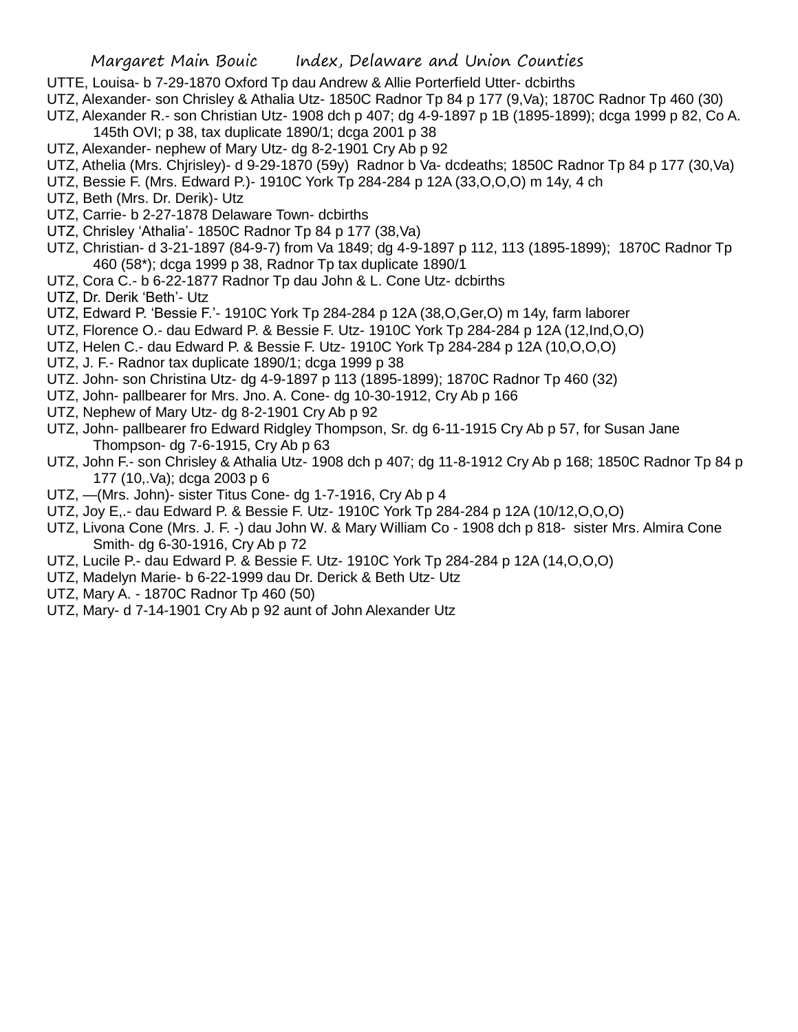UTTE, Louisa- b 7-29-1870 Oxford Tp dau Andrew & Allie Porterfield Utter- dcbirths

UTZ, Alexander- son Chrisley & Athalia Utz- 1850C Radnor Tp 84 p 177 (9,Va); 1870C Radnor Tp 460 (30)

UTZ, Alexander R.- son Christian Utz- 1908 dch p 407; dg 4-9-1897 p 1B (1895-1899); dcga 1999 p 82, Co A. 145th OVI; p 38, tax duplicate 1890/1; dcga 2001 p 38

UTZ, Alexander- nephew of Mary Utz- dg 8-2-1901 Cry Ab p 92

UTZ, Athelia (Mrs. Chjrisley)- d 9-29-1870 (59y) Radnor b Va- dcdeaths; 1850C Radnor Tp 84 p 177 (30,Va)

UTZ, Bessie F. (Mrs. Edward P.)- 1910C York Tp 284-284 p 12A (33,O,O,O) m 14y, 4 ch

UTZ, Beth (Mrs. Dr. Derik)- Utz

UTZ, Carrie- b 2-27-1878 Delaware Town- dcbirths

UTZ, Chrisley 'Athalia'- 1850C Radnor Tp 84 p 177 (38,Va)

UTZ, Christian- d 3-21-1897 (84-9-7) from Va 1849; dg 4-9-1897 p 112, 113 (1895-1899); 1870C Radnor Tp 460 (58*); dcga 1999 p 38, Radnor Tp tax duplicate 1890/1

UTZ, Cora C.- b 6-22-1877 Radnor Tp dau John & L. Cone Utz- dcbirths

UTZ, Dr. Derik 'Beth'- Utz

UTZ, Edward P. 'Bessie F.'- 1910C York Tp 284-284 p 12A (38,O,Ger,O) m 14y, farm laborer

UTZ, Florence O.- dau Edward P. & Bessie F. Utz- 1910C York Tp 284-284 p 12A (12,Ind,O,O)

UTZ, Helen C.- dau Edward P. & Bessie F. Utz- 1910C York Tp 284-284 p 12A (10,O,O,O)

UTZ, J. F.- Radnor tax duplicate 1890/1; dcga 1999 p 38

UTZ. John- son Christina Utz- dg 4-9-1897 p 113 (1895-1899); 1870C Radnor Tp 460 (32)

UTZ, John- pallbearer for Mrs. Jno. A. Cone- dg 10-30-1912, Cry Ab p 166

UTZ, Nephew of Mary Utz- dg 8-2-1901 Cry Ab p 92

UTZ, John- pallbearer fro Edward Ridgley Thompson, Sr. dg 6-11-1915 Cry Ab p 57, for Susan Jane Thompson- dg 7-6-1915, Cry Ab p 63

UTZ, John F.- son Chrisley & Athalia Utz- 1908 dch p 407; dg 11-8-1912 Cry Ab p 168; 1850C Radnor Tp 84 p 177 (10,.Va); dcga 2003 p 6

UTZ, —(Mrs. John)- sister Titus Cone- dg 1-7-1916, Cry Ab p 4

UTZ, Joy E,.- dau Edward P. & Bessie F. Utz- 1910C York Tp 284-284 p 12A (10/12,O,O,O)

UTZ, Livona Cone (Mrs. J. F. -) dau John W. & Mary William Co - 1908 dch p 818- sister Mrs. Almira Cone Smith- dg 6-30-1916, Cry Ab p 72

UTZ, Lucile P.- dau Edward P. & Bessie F. Utz- 1910C York Tp 284-284 p 12A (14,O,O,O)

UTZ, Madelyn Marie- b 6-22-1999 dau Dr. Derick & Beth Utz- Utz

UTZ, Mary A. - 1870C Radnor Tp 460 (50)

UTZ, Mary- d 7-14-1901 Cry Ab p 92 aunt of John Alexander Utz